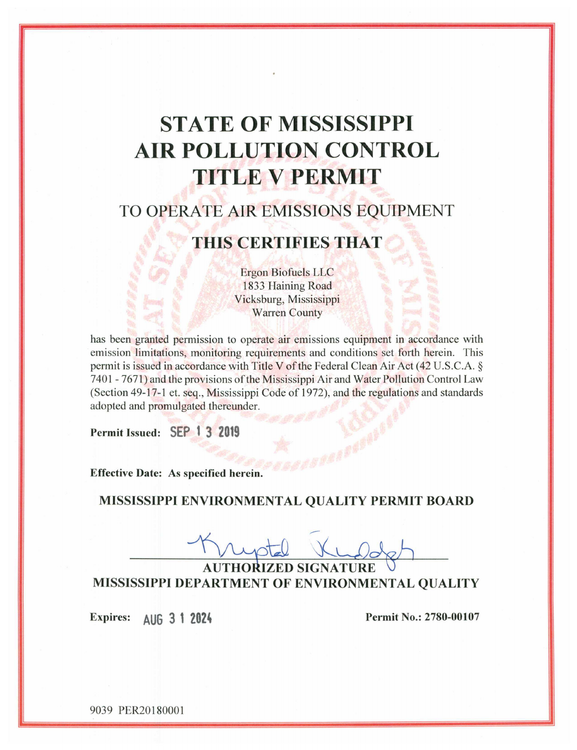# STATE OF MISSISSIPPI
# AIR POLLUTION CONTROL
# TITLE V PERMIT

## TO OPERATE AIR EMISSIONS EQUIPMENT

## THIS CERTIFIES THAT

Ergon Biofuels LLC
1833 Haining Road
Vicksburg, Mississippi
Warren County

has been granted permission to operate air emissions equipment in accordance with emission limitations, monitoring requirements and conditions set forth herein. This permit is issued in accordance with Title V of the Federal Clean Air Act (42 U.S.C.A. § 7401 - 7671) and the provisions of the Mississippi Air and Water Pollution Control Law (Section 49-17-1 et. seq., Mississippi Code of 1972), and the regulations and standards adopted and promulgated thereunder.

**Permit Issued:** SEP 1 3 2019

**Effective Date: As specified herein.**

**MISSISSIPPI ENVIRONMENTAL QUALITY PERMIT BOARD**

Krystal Rudolph

**AUTHORIZED SIGNATURE**

**MISSISSIPPI DEPARTMENT OF ENVIRONMENTAL QUALITY**

**Expires:** AUG 3 1 2024

**Permit No.: 2780-00107**

9039 PER20180001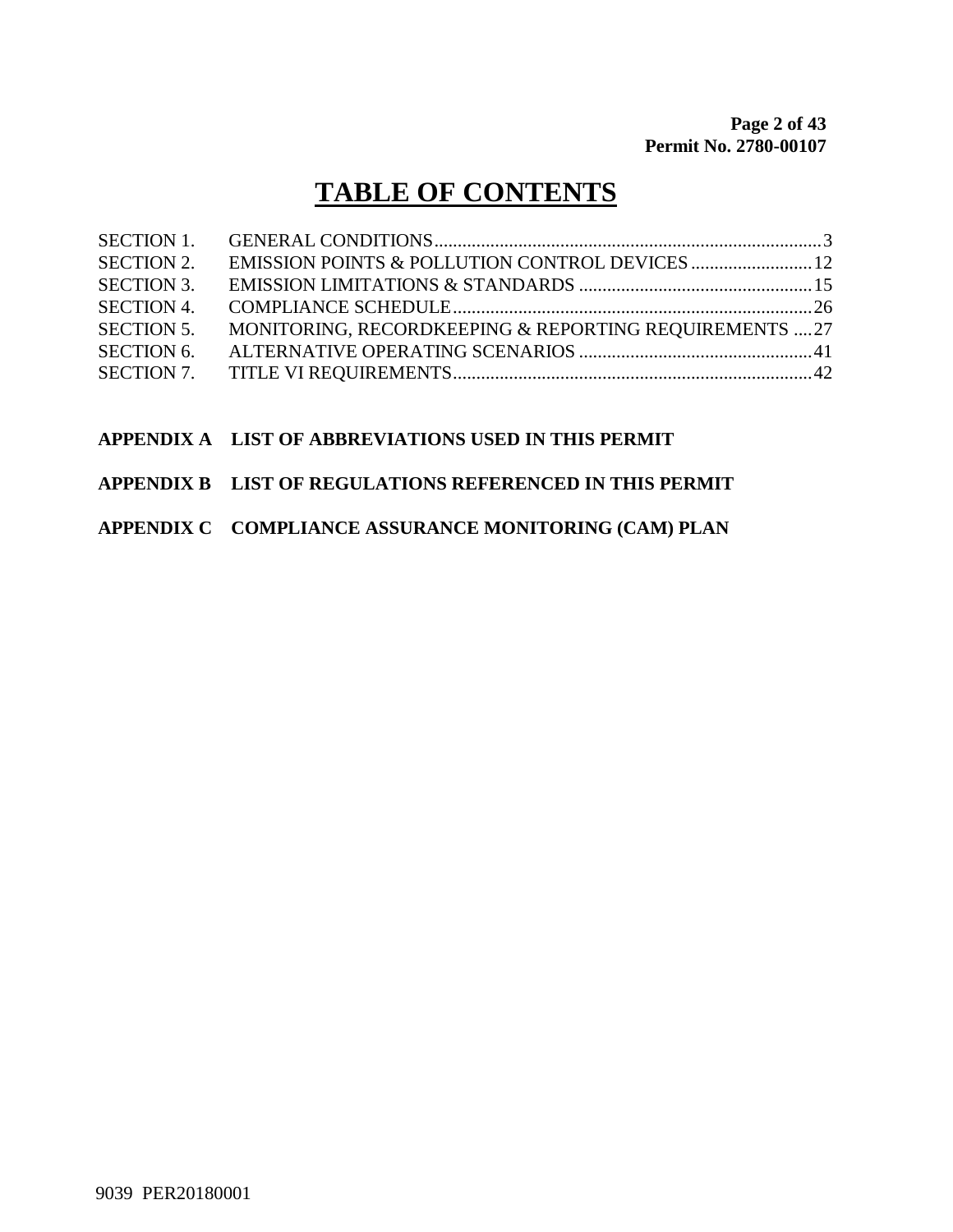# TABLE OF CONTENTS

| | | |
|---|---|---|
| SECTION 1. | GENERAL CONDITIONS | 3 |
| SECTION 2. | EMISSION POINTS & POLLUTION CONTROL DEVICES | 12 |
| SECTION 3. | EMISSION LIMITATIONS & STANDARDS | 15 |
| SECTION 4. | COMPLIANCE SCHEDULE | 26 |
| SECTION 5. | MONITORING, RECORDKEEPING & REPORTING REQUIREMENTS | 27 |
| SECTION 6. | ALTERNATIVE OPERATING SCENARIOS | 41 |
| SECTION 7. | TITLE VI REQUIREMENTS | 42 |

**APPENDIX A LIST OF ABBREVIATIONS USED IN THIS PERMIT**

**APPENDIX B LIST OF REGULATIONS REFERENCED IN THIS PERMIT**

**APPENDIX C COMPLIANCE ASSURANCE MONITORING (CAM) PLAN**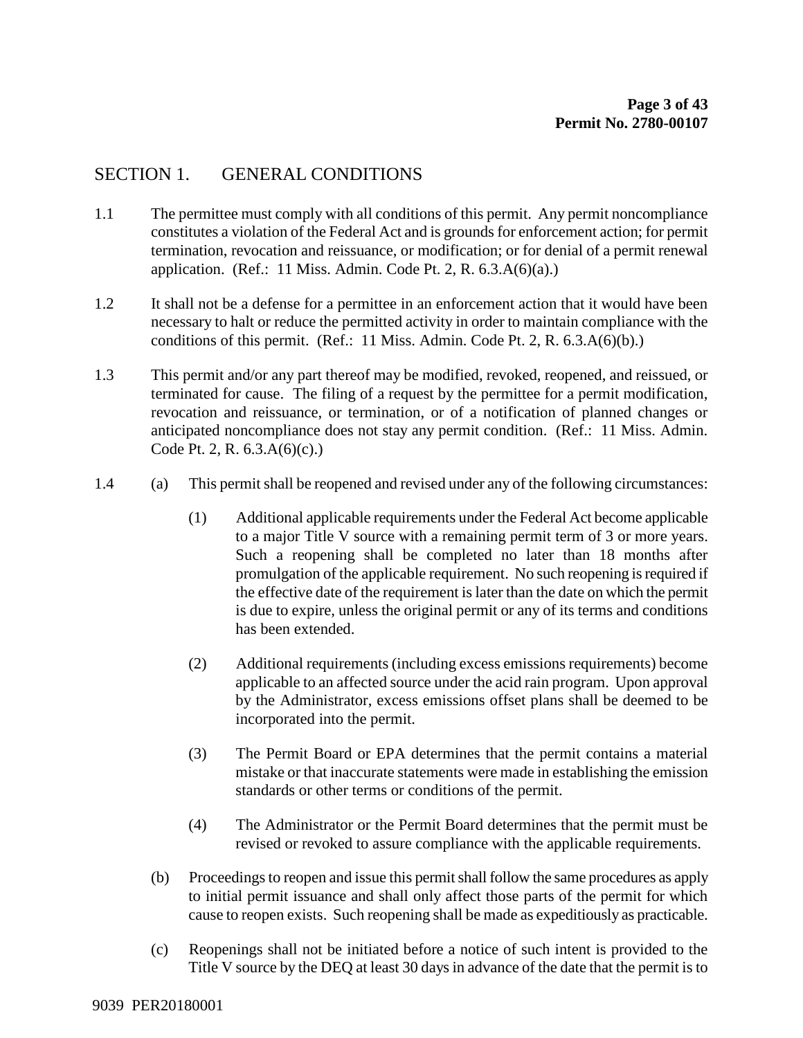## SECTION 1. GENERAL CONDITIONS

1.1 The permittee must comply with all conditions of this permit. Any permit noncompliance constitutes a violation of the Federal Act and is grounds for enforcement action; for permit termination, revocation and reissuance, or modification; or for denial of a permit renewal application. (Ref.: 11 Miss. Admin. Code Pt. 2, R. 6.3.A(6)(a).)

1.2 It shall not be a defense for a permittee in an enforcement action that it would have been necessary to halt or reduce the permitted activity in order to maintain compliance with the conditions of this permit. (Ref.: 11 Miss. Admin. Code Pt. 2, R. 6.3.A(6)(b).)

1.3 This permit and/or any part thereof may be modified, revoked, reopened, and reissued, or terminated for cause. The filing of a request by the permittee for a permit modification, revocation and reissuance, or termination, or of a notification of planned changes or anticipated noncompliance does not stay any permit condition. (Ref.: 11 Miss. Admin. Code Pt. 2, R. 6.3.A(6)(c).)

1.4 (a) This permit shall be reopened and revised under any of the following circumstances:

(1) Additional applicable requirements under the Federal Act become applicable to a major Title V source with a remaining permit term of 3 or more years. Such a reopening shall be completed no later than 18 months after promulgation of the applicable requirement. No such reopening is required if the effective date of the requirement is later than the date on which the permit is due to expire, unless the original permit or any of its terms and conditions has been extended.

(2) Additional requirements (including excess emissions requirements) become applicable to an affected source under the acid rain program. Upon approval by the Administrator, excess emissions offset plans shall be deemed to be incorporated into the permit.

(3) The Permit Board or EPA determines that the permit contains a material mistake or that inaccurate statements were made in establishing the emission standards or other terms or conditions of the permit.

(4) The Administrator or the Permit Board determines that the permit must be revised or revoked to assure compliance with the applicable requirements.

(b) Proceedings to reopen and issue this permit shall follow the same procedures as apply to initial permit issuance and shall only affect those parts of the permit for which cause to reopen exists. Such reopening shall be made as expeditiously as practicable.

(c) Reopenings shall not be initiated before a notice of such intent is provided to the Title V source by the DEQ at least 30 days in advance of the date that the permit is to

9039 PER20180001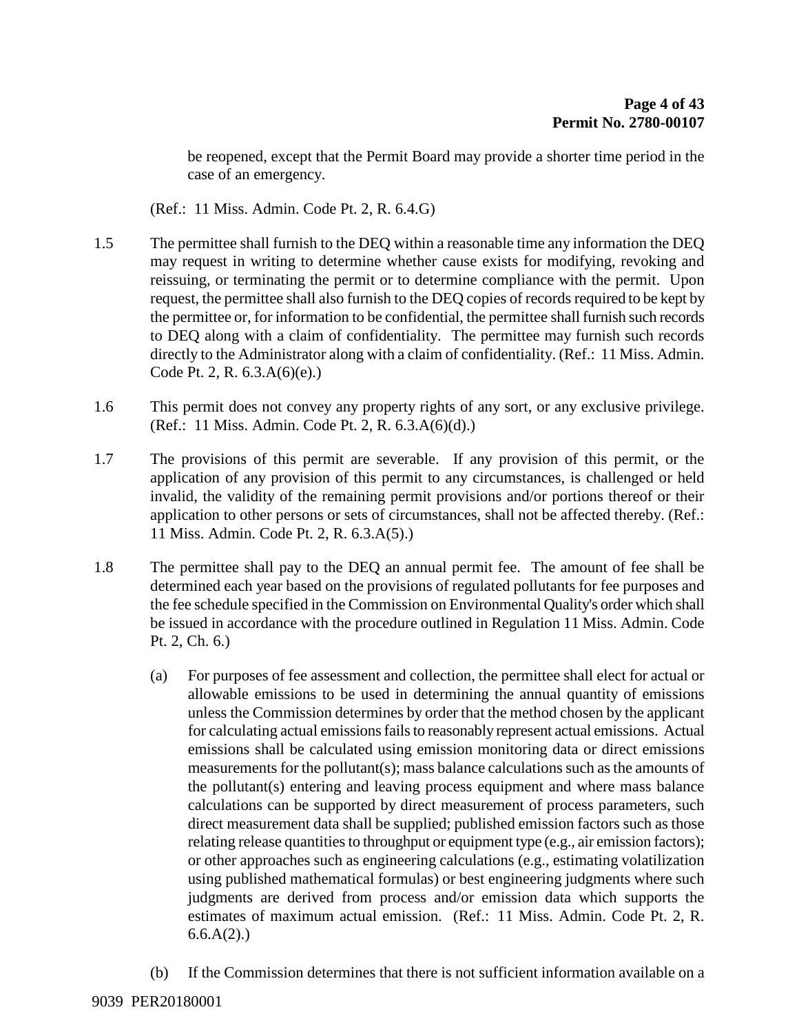be reopened, except that the Permit Board may provide a shorter time period in the case of an emergency.

(Ref.: 11 Miss. Admin. Code Pt. 2, R. 6.4.G)

1.5 The permittee shall furnish to the DEQ within a reasonable time any information the DEQ may request in writing to determine whether cause exists for modifying, revoking and reissuing, or terminating the permit or to determine compliance with the permit. Upon request, the permittee shall also furnish to the DEQ copies of records required to be kept by the permittee or, for information to be confidential, the permittee shall furnish such records to DEQ along with a claim of confidentiality. The permittee may furnish such records directly to the Administrator along with a claim of confidentiality. (Ref.: 11 Miss. Admin. Code Pt. 2, R. 6.3.A(6)(e).)

1.6 This permit does not convey any property rights of any sort, or any exclusive privilege. (Ref.: 11 Miss. Admin. Code Pt. 2, R. 6.3.A(6)(d).)

1.7 The provisions of this permit are severable. If any provision of this permit, or the application of any provision of this permit to any circumstances, is challenged or held invalid, the validity of the remaining permit provisions and/or portions thereof or their application to other persons or sets of circumstances, shall not be affected thereby. (Ref.: 11 Miss. Admin. Code Pt. 2, R. 6.3.A(5).)

1.8 The permittee shall pay to the DEQ an annual permit fee. The amount of fee shall be determined each year based on the provisions of regulated pollutants for fee purposes and the fee schedule specified in the Commission on Environmental Quality's order which shall be issued in accordance with the procedure outlined in Regulation 11 Miss. Admin. Code Pt. 2, Ch. 6.)

(a) For purposes of fee assessment and collection, the permittee shall elect for actual or allowable emissions to be used in determining the annual quantity of emissions unless the Commission determines by order that the method chosen by the applicant for calculating actual emissions fails to reasonably represent actual emissions. Actual emissions shall be calculated using emission monitoring data or direct emissions measurements for the pollutant(s); mass balance calculations such as the amounts of the pollutant(s) entering and leaving process equipment and where mass balance calculations can be supported by direct measurement of process parameters, such direct measurement data shall be supplied; published emission factors such as those relating release quantities to throughput or equipment type (e.g., air emission factors); or other approaches such as engineering calculations (e.g., estimating volatilization using published mathematical formulas) or best engineering judgments where such judgments are derived from process and/or emission data which supports the estimates of maximum actual emission. (Ref.: 11 Miss. Admin. Code Pt. 2, R. 6.6.A(2).)

(b) If the Commission determines that there is not sufficient information available on a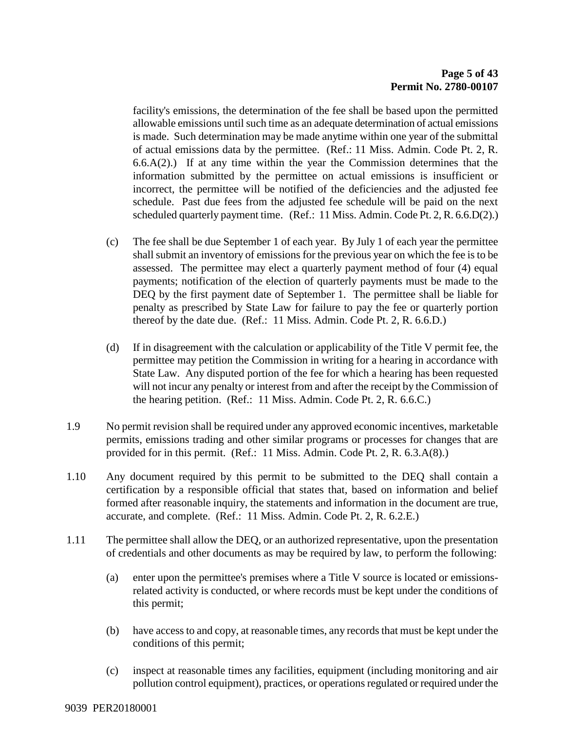facility's emissions, the determination of the fee shall be based upon the permitted allowable emissions until such time as an adequate determination of actual emissions is made. Such determination may be made anytime within one year of the submittal of actual emissions data by the permittee. (Ref.: 11 Miss. Admin. Code Pt. 2, R. 6.6.A(2).) If at any time within the year the Commission determines that the information submitted by the permittee on actual emissions is insufficient or incorrect, the permittee will be notified of the deficiencies and the adjusted fee schedule. Past due fees from the adjusted fee schedule will be paid on the next scheduled quarterly payment time. (Ref.: 11 Miss. Admin. Code Pt. 2, R. 6.6.D(2).)

(c) The fee shall be due September 1 of each year. By July 1 of each year the permittee shall submit an inventory of emissions for the previous year on which the fee is to be assessed. The permittee may elect a quarterly payment method of four (4) equal payments; notification of the election of quarterly payments must be made to the DEQ by the first payment date of September 1. The permittee shall be liable for penalty as prescribed by State Law for failure to pay the fee or quarterly portion thereof by the date due. (Ref.: 11 Miss. Admin. Code Pt. 2, R. 6.6.D.)

(d) If in disagreement with the calculation or applicability of the Title V permit fee, the permittee may petition the Commission in writing for a hearing in accordance with State Law. Any disputed portion of the fee for which a hearing has been requested will not incur any penalty or interest from and after the receipt by the Commission of the hearing petition. (Ref.: 11 Miss. Admin. Code Pt. 2, R. 6.6.C.)

1.9 No permit revision shall be required under any approved economic incentives, marketable permits, emissions trading and other similar programs or processes for changes that are provided for in this permit. (Ref.: 11 Miss. Admin. Code Pt. 2, R. 6.3.A(8).)

1.10 Any document required by this permit to be submitted to the DEQ shall contain a certification by a responsible official that states that, based on information and belief formed after reasonable inquiry, the statements and information in the document are true, accurate, and complete. (Ref.: 11 Miss. Admin. Code Pt. 2, R. 6.2.E.)

1.11 The permittee shall allow the DEQ, or an authorized representative, upon the presentation of credentials and other documents as may be required by law, to perform the following:

(a) enter upon the permittee's premises where a Title V source is located or emissions-related activity is conducted, or where records must be kept under the conditions of this permit;

(b) have access to and copy, at reasonable times, any records that must be kept under the conditions of this permit;

(c) inspect at reasonable times any facilities, equipment (including monitoring and air pollution control equipment), practices, or operations regulated or required under the

9039 PER20180001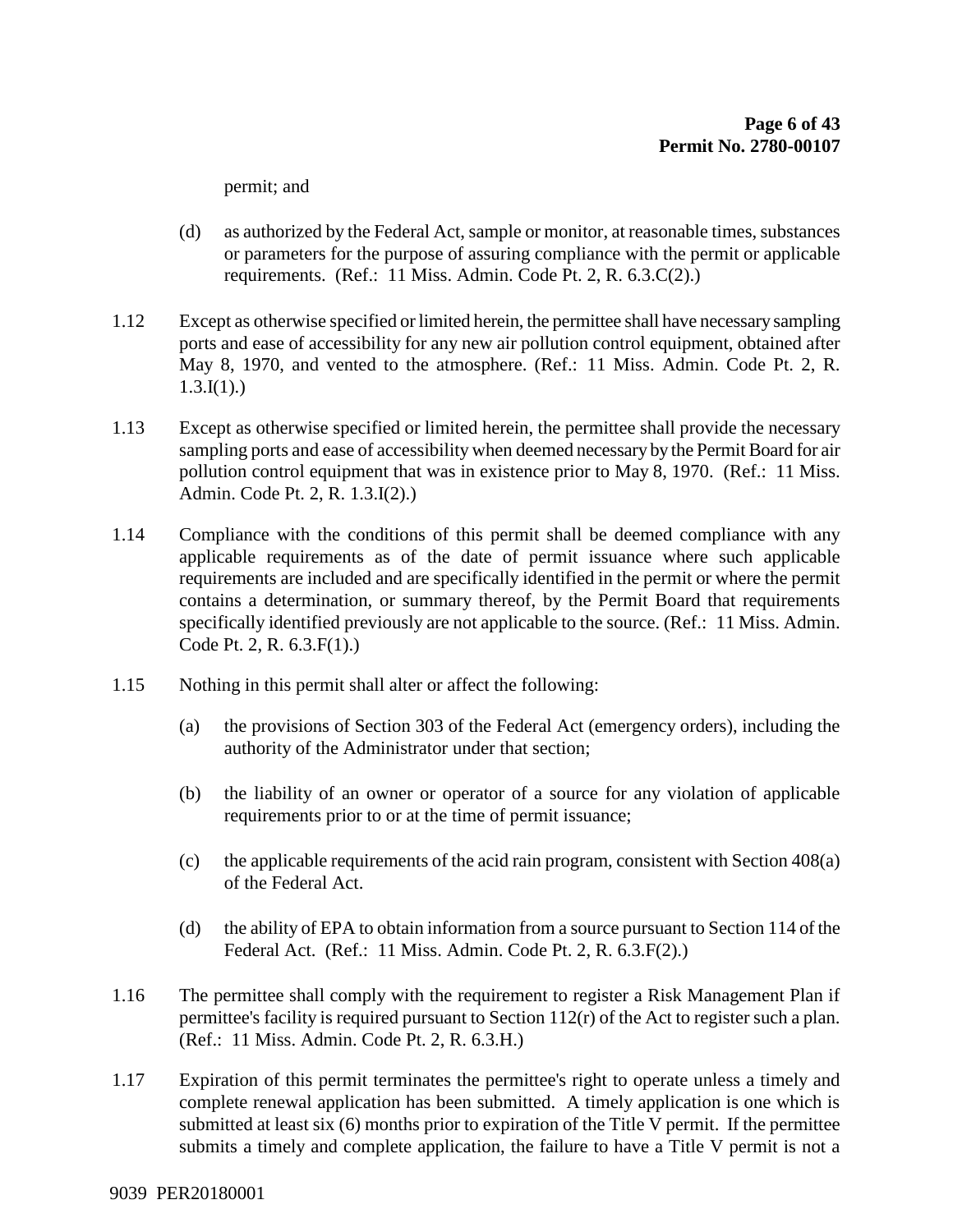permit; and

(d) as authorized by the Federal Act, sample or monitor, at reasonable times, substances or parameters for the purpose of assuring compliance with the permit or applicable requirements. (Ref.: 11 Miss. Admin. Code Pt. 2, R. 6.3.C(2).)

1.12 Except as otherwise specified or limited herein, the permittee shall have necessary sampling ports and ease of accessibility for any new air pollution control equipment, obtained after May 8, 1970, and vented to the atmosphere. (Ref.: 11 Miss. Admin. Code Pt. 2, R. 1.3.I(1).)

1.13 Except as otherwise specified or limited herein, the permittee shall provide the necessary sampling ports and ease of accessibility when deemed necessary by the Permit Board for air pollution control equipment that was in existence prior to May 8, 1970. (Ref.: 11 Miss. Admin. Code Pt. 2, R. 1.3.I(2).)

1.14 Compliance with the conditions of this permit shall be deemed compliance with any applicable requirements as of the date of permit issuance where such applicable requirements are included and are specifically identified in the permit or where the permit contains a determination, or summary thereof, by the Permit Board that requirements specifically identified previously are not applicable to the source. (Ref.: 11 Miss. Admin. Code Pt. 2, R. 6.3.F(1).)

1.15 Nothing in this permit shall alter or affect the following:

(a) the provisions of Section 303 of the Federal Act (emergency orders), including the authority of the Administrator under that section;

(b) the liability of an owner or operator of a source for any violation of applicable requirements prior to or at the time of permit issuance;

(c) the applicable requirements of the acid rain program, consistent with Section 408(a) of the Federal Act.

(d) the ability of EPA to obtain information from a source pursuant to Section 114 of the Federal Act. (Ref.: 11 Miss. Admin. Code Pt. 2, R. 6.3.F(2).)

1.16 The permittee shall comply with the requirement to register a Risk Management Plan if permittee's facility is required pursuant to Section 112(r) of the Act to register such a plan. (Ref.: 11 Miss. Admin. Code Pt. 2, R. 6.3.H.)

1.17 Expiration of this permit terminates the permittee's right to operate unless a timely and complete renewal application has been submitted. A timely application is one which is submitted at least six (6) months prior to expiration of the Title V permit. If the permittee submits a timely and complete application, the failure to have a Title V permit is not a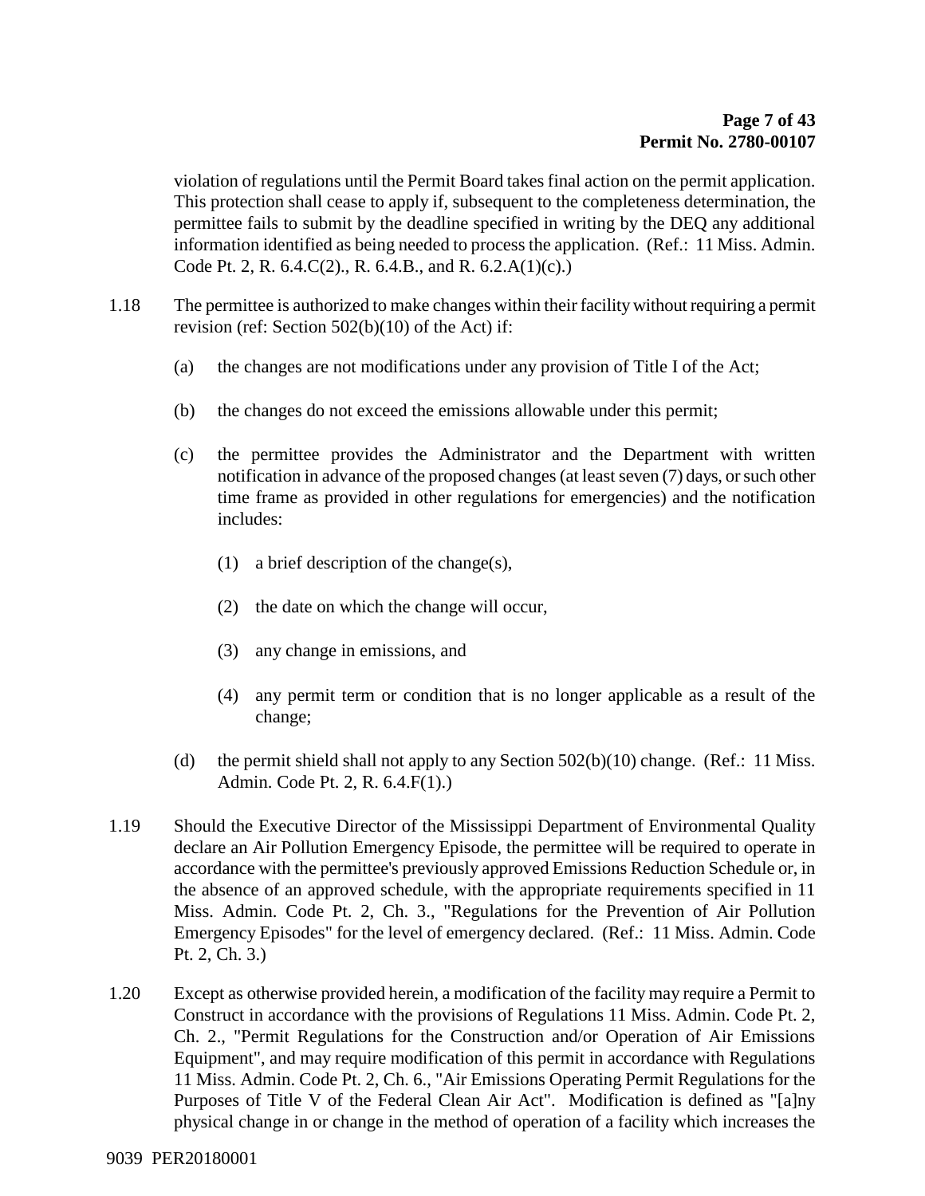violation of regulations until the Permit Board takes final action on the permit application. This protection shall cease to apply if, subsequent to the completeness determination, the permittee fails to submit by the deadline specified in writing by the DEQ any additional information identified as being needed to process the application. (Ref.: 11 Miss. Admin. Code Pt. 2, R. 6.4.C(2)., R. 6.4.B., and R. 6.2.A(1)(c).)

1.18 The permittee is authorized to make changes within their facility without requiring a permit revision (ref: Section 502(b)(10) of the Act) if:

(a) the changes are not modifications under any provision of Title I of the Act;

(b) the changes do not exceed the emissions allowable under this permit;

(c) the permittee provides the Administrator and the Department with written notification in advance of the proposed changes (at least seven (7) days, or such other time frame as provided in other regulations for emergencies) and the notification includes:

(1) a brief description of the change(s),

(2) the date on which the change will occur,

(3) any change in emissions, and

(4) any permit term or condition that is no longer applicable as a result of the change;

(d) the permit shield shall not apply to any Section 502(b)(10) change. (Ref.: 11 Miss. Admin. Code Pt. 2, R. 6.4.F(1).)

1.19 Should the Executive Director of the Mississippi Department of Environmental Quality declare an Air Pollution Emergency Episode, the permittee will be required to operate in accordance with the permittee's previously approved Emissions Reduction Schedule or, in the absence of an approved schedule, with the appropriate requirements specified in 11 Miss. Admin. Code Pt. 2, Ch. 3., "Regulations for the Prevention of Air Pollution Emergency Episodes" for the level of emergency declared. (Ref.: 11 Miss. Admin. Code Pt. 2, Ch. 3.)

1.20 Except as otherwise provided herein, a modification of the facility may require a Permit to Construct in accordance with the provisions of Regulations 11 Miss. Admin. Code Pt. 2, Ch. 2., "Permit Regulations for the Construction and/or Operation of Air Emissions Equipment", and may require modification of this permit in accordance with Regulations 11 Miss. Admin. Code Pt. 2, Ch. 6., "Air Emissions Operating Permit Regulations for the Purposes of Title V of the Federal Clean Air Act". Modification is defined as "[a]ny physical change in or change in the method of operation of a facility which increases the

9039 PER20180001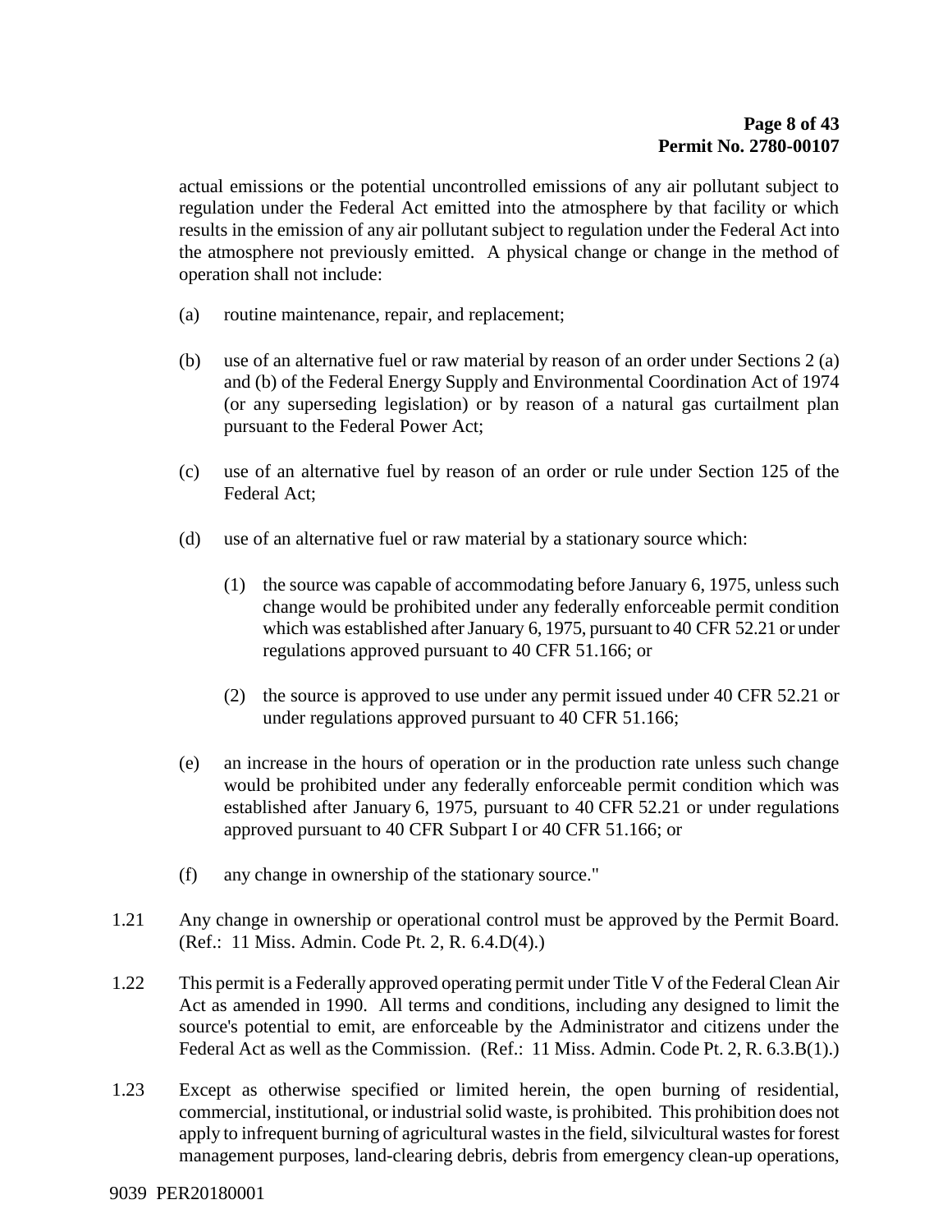actual emissions or the potential uncontrolled emissions of any air pollutant subject to regulation under the Federal Act emitted into the atmosphere by that facility or which results in the emission of any air pollutant subject to regulation under the Federal Act into the atmosphere not previously emitted. A physical change or change in the method of operation shall not include:

(a) routine maintenance, repair, and replacement;

(b) use of an alternative fuel or raw material by reason of an order under Sections 2 (a) and (b) of the Federal Energy Supply and Environmental Coordination Act of 1974 (or any superseding legislation) or by reason of a natural gas curtailment plan pursuant to the Federal Power Act;

(c) use of an alternative fuel by reason of an order or rule under Section 125 of the Federal Act;

(d) use of an alternative fuel or raw material by a stationary source which:

(1) the source was capable of accommodating before January 6, 1975, unless such change would be prohibited under any federally enforceable permit condition which was established after January 6, 1975, pursuant to 40 CFR 52.21 or under regulations approved pursuant to 40 CFR 51.166; or

(2) the source is approved to use under any permit issued under 40 CFR 52.21 or under regulations approved pursuant to 40 CFR 51.166;

(e) an increase in the hours of operation or in the production rate unless such change would be prohibited under any federally enforceable permit condition which was established after January 6, 1975, pursuant to 40 CFR 52.21 or under regulations approved pursuant to 40 CFR Subpart I or 40 CFR 51.166; or

(f) any change in ownership of the stationary source."

1.21 Any change in ownership or operational control must be approved by the Permit Board. (Ref.: 11 Miss. Admin. Code Pt. 2, R. 6.4.D(4).)

1.22 This permit is a Federally approved operating permit under Title V of the Federal Clean Air Act as amended in 1990. All terms and conditions, including any designed to limit the source's potential to emit, are enforceable by the Administrator and citizens under the Federal Act as well as the Commission. (Ref.: 11 Miss. Admin. Code Pt. 2, R. 6.3.B(1).)

1.23 Except as otherwise specified or limited herein, the open burning of residential, commercial, institutional, or industrial solid waste, is prohibited. This prohibition does not apply to infrequent burning of agricultural wastes in the field, silvicultural wastes for forest management purposes, land-clearing debris, debris from emergency clean-up operations,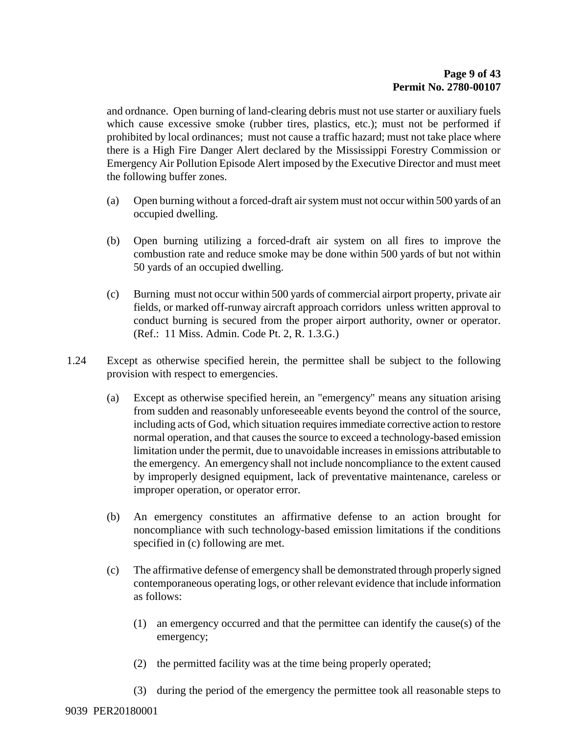and ordnance. Open burning of land-clearing debris must not use starter or auxiliary fuels which cause excessive smoke (rubber tires, plastics, etc.); must not be performed if prohibited by local ordinances; must not cause a traffic hazard; must not take place where there is a High Fire Danger Alert declared by the Mississippi Forestry Commission or Emergency Air Pollution Episode Alert imposed by the Executive Director and must meet the following buffer zones.

(a) Open burning without a forced-draft air system must not occur within 500 yards of an occupied dwelling.

(b) Open burning utilizing a forced-draft air system on all fires to improve the combustion rate and reduce smoke may be done within 500 yards of but not within 50 yards of an occupied dwelling.

(c) Burning must not occur within 500 yards of commercial airport property, private air fields, or marked off-runway aircraft approach corridors unless written approval to conduct burning is secured from the proper airport authority, owner or operator. (Ref.: 11 Miss. Admin. Code Pt. 2, R. 1.3.G.)

1.24 Except as otherwise specified herein, the permittee shall be subject to the following provision with respect to emergencies.

(a) Except as otherwise specified herein, an "emergency" means any situation arising from sudden and reasonably unforeseeable events beyond the control of the source, including acts of God, which situation requires immediate corrective action to restore normal operation, and that causes the source to exceed a technology-based emission limitation under the permit, due to unavoidable increases in emissions attributable to the emergency. An emergency shall not include noncompliance to the extent caused by improperly designed equipment, lack of preventative maintenance, careless or improper operation, or operator error.

(b) An emergency constitutes an affirmative defense to an action brought for noncompliance with such technology-based emission limitations if the conditions specified in (c) following are met.

(c) The affirmative defense of emergency shall be demonstrated through properly signed contemporaneous operating logs, or other relevant evidence that include information as follows:

(1) an emergency occurred and that the permittee can identify the cause(s) of the emergency;

(2) the permitted facility was at the time being properly operated;

(3) during the period of the emergency the permittee took all reasonable steps to

9039 PER20180001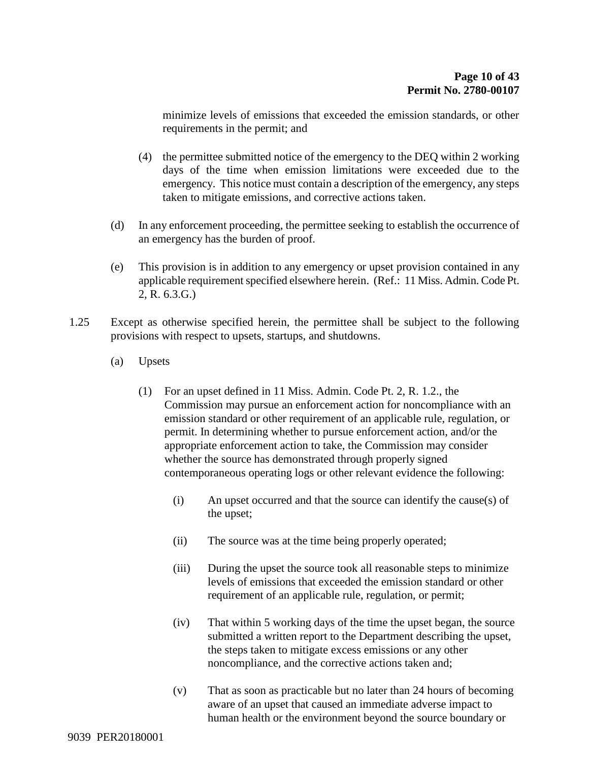minimize levels of emissions that exceeded the emission standards, or other requirements in the permit; and

(4) the permittee submitted notice of the emergency to the DEQ within 2 working days of the time when emission limitations were exceeded due to the emergency. This notice must contain a description of the emergency, any steps taken to mitigate emissions, and corrective actions taken.

(d) In any enforcement proceeding, the permittee seeking to establish the occurrence of an emergency has the burden of proof.

(e) This provision is in addition to any emergency or upset provision contained in any applicable requirement specified elsewhere herein. (Ref.: 11 Miss. Admin. Code Pt. 2, R. 6.3.G.)

1.25 Except as otherwise specified herein, the permittee shall be subject to the following provisions with respect to upsets, startups, and shutdowns.

(a) Upsets

(1) For an upset defined in 11 Miss. Admin. Code Pt. 2, R. 1.2., the Commission may pursue an enforcement action for noncompliance with an emission standard or other requirement of an applicable rule, regulation, or permit. In determining whether to pursue enforcement action, and/or the appropriate enforcement action to take, the Commission may consider whether the source has demonstrated through properly signed contemporaneous operating logs or other relevant evidence the following:

(i) An upset occurred and that the source can identify the cause(s) of the upset;

(ii) The source was at the time being properly operated;

(iii) During the upset the source took all reasonable steps to minimize levels of emissions that exceeded the emission standard or other requirement of an applicable rule, regulation, or permit;

(iv) That within 5 working days of the time the upset began, the source submitted a written report to the Department describing the upset, the steps taken to mitigate excess emissions or any other noncompliance, and the corrective actions taken and;

(v) That as soon as practicable but no later than 24 hours of becoming aware of an upset that caused an immediate adverse impact to human health or the environment beyond the source boundary or

9039 PER20180001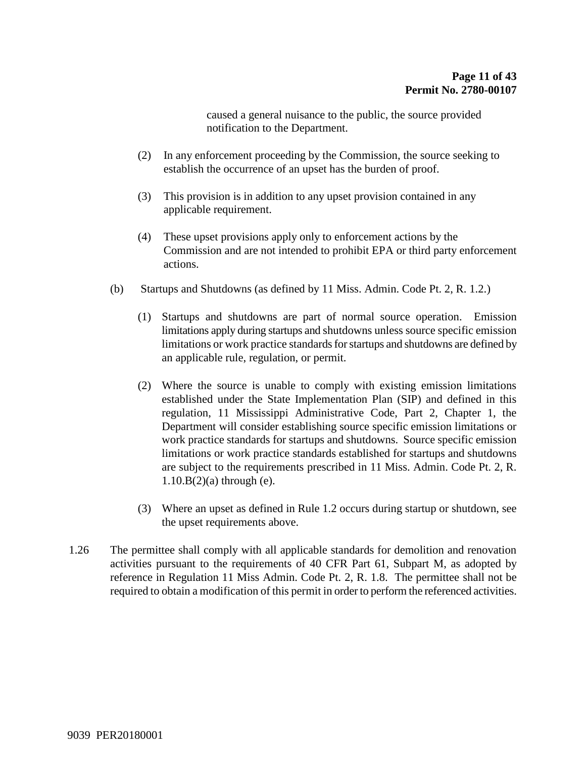caused a general nuisance to the public, the source provided notification to the Department.

(2) In any enforcement proceeding by the Commission, the source seeking to establish the occurrence of an upset has the burden of proof.

(3) This provision is in addition to any upset provision contained in any applicable requirement.

(4) These upset provisions apply only to enforcement actions by the Commission and are not intended to prohibit EPA or third party enforcement actions.

(b) Startups and Shutdowns (as defined by 11 Miss. Admin. Code Pt. 2, R. 1.2.)

(1) Startups and shutdowns are part of normal source operation. Emission limitations apply during startups and shutdowns unless source specific emission limitations or work practice standards for startups and shutdowns are defined by an applicable rule, regulation, or permit.

(2) Where the source is unable to comply with existing emission limitations established under the State Implementation Plan (SIP) and defined in this regulation, 11 Mississippi Administrative Code, Part 2, Chapter 1, the Department will consider establishing source specific emission limitations or work practice standards for startups and shutdowns. Source specific emission limitations or work practice standards established for startups and shutdowns are subject to the requirements prescribed in 11 Miss. Admin. Code Pt. 2, R. 1.10.B(2)(a) through (e).

(3) Where an upset as defined in Rule 1.2 occurs during startup or shutdown, see the upset requirements above.

1.26 The permittee shall comply with all applicable standards for demolition and renovation activities pursuant to the requirements of 40 CFR Part 61, Subpart M, as adopted by reference in Regulation 11 Miss Admin. Code Pt. 2, R. 1.8. The permittee shall not be required to obtain a modification of this permit in order to perform the referenced activities.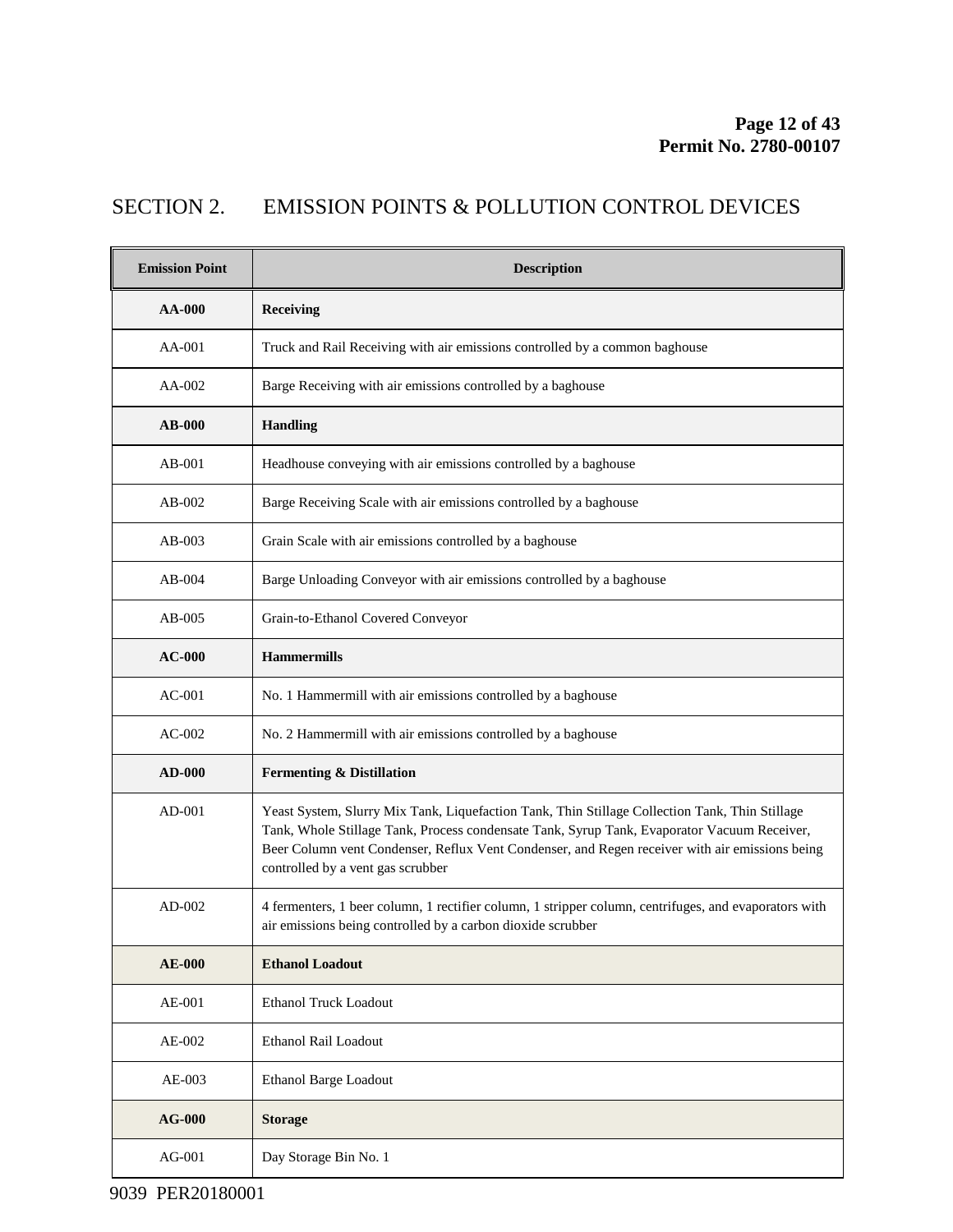## SECTION 2. EMISSION POINTS & POLLUTION CONTROL DEVICES

| Emission Point | Description |
|---|---|
| **AA-000** | **Receiving** |
| AA-001 | Truck and Rail Receiving with air emissions controlled by a common baghouse |
| AA-002 | Barge Receiving with air emissions controlled by a baghouse |
| **AB-000** | **Handling** |
| AB-001 | Headhouse conveying with air emissions controlled by a baghouse |
| AB-002 | Barge Receiving Scale with air emissions controlled by a baghouse |
| AB-003 | Grain Scale with air emissions controlled by a baghouse |
| AB-004 | Barge Unloading Conveyor with air emissions controlled by a baghouse |
| AB-005 | Grain-to-Ethanol Covered Conveyor |
| **AC-000** | **Hammermills** |
| AC-001 | No. 1 Hammermill with air emissions controlled by a baghouse |
| AC-002 | No. 2 Hammermill with air emissions controlled by a baghouse |
| **AD-000** | **Fermenting & Distillation** |
| AD-001 | Yeast System, Slurry Mix Tank, Liquefaction Tank, Thin Stillage Collection Tank, Thin Stillage Tank, Whole Stillage Tank, Process condensate Tank, Syrup Tank, Evaporator Vacuum Receiver, Beer Column vent Condenser, Reflux Vent Condenser, and Regen receiver with air emissions being controlled by a vent gas scrubber |
| AD-002 | 4 fermenters, 1 beer column, 1 rectifier column, 1 stripper column, centrifuges, and evaporators with air emissions being controlled by a carbon dioxide scrubber |
| **AE-000** | **Ethanol Loadout** |
| AE-001 | Ethanol Truck Loadout |
| AE-002 | Ethanol Rail Loadout |
| AE-003 | Ethanol Barge Loadout |
| **AG-000** | **Storage** |
| AG-001 | Day Storage Bin No. 1 |

9039 PER20180001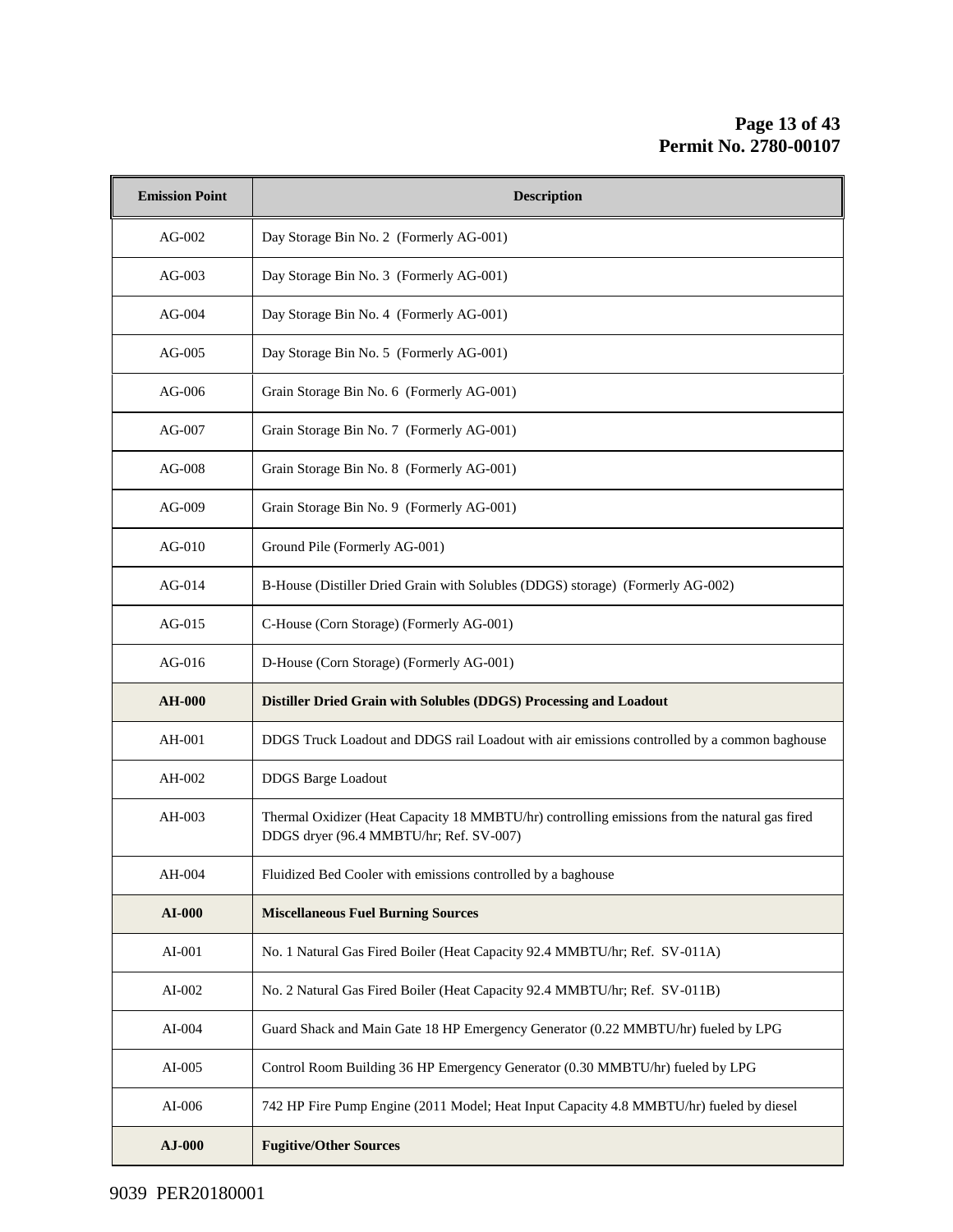| Emission Point | Description |
|---|---|
| AG-002 | Day Storage Bin No. 2 (Formerly AG-001) |
| AG-003 | Day Storage Bin No. 3 (Formerly AG-001) |
| AG-004 | Day Storage Bin No. 4 (Formerly AG-001) |
| AG-005 | Day Storage Bin No. 5 (Formerly AG-001) |
| AG-006 | Grain Storage Bin No. 6 (Formerly AG-001) |
| AG-007 | Grain Storage Bin No. 7 (Formerly AG-001) |
| AG-008 | Grain Storage Bin No. 8 (Formerly AG-001) |
| AG-009 | Grain Storage Bin No. 9 (Formerly AG-001) |
| AG-010 | Ground Pile (Formerly AG-001) |
| AG-014 | B-House (Distiller Dried Grain with Solubles (DDGS) storage) (Formerly AG-002) |
| AG-015 | C-House (Corn Storage) (Formerly AG-001) |
| AG-016 | D-House (Corn Storage) (Formerly AG-001) |
| **AH-000** | **Distiller Dried Grain with Solubles (DDGS) Processing and Loadout** |
| AH-001 | DDGS Truck Loadout and DDGS rail Loadout with air emissions controlled by a common baghouse |
| AH-002 | DDGS Barge Loadout |
| AH-003 | Thermal Oxidizer (Heat Capacity 18 MMBTU/hr) controlling emissions from the natural gas fired DDGS dryer (96.4 MMBTU/hr; Ref. SV-007) |
| AH-004 | Fluidized Bed Cooler with emissions controlled by a baghouse |
| **AI-000** | **Miscellaneous Fuel Burning Sources** |
| AI-001 | No. 1 Natural Gas Fired Boiler (Heat Capacity 92.4 MMBTU/hr; Ref. SV-011A) |
| AI-002 | No. 2 Natural Gas Fired Boiler (Heat Capacity 92.4 MMBTU/hr; Ref. SV-011B) |
| AI-004 | Guard Shack and Main Gate 18 HP Emergency Generator (0.22 MMBTU/hr) fueled by LPG |
| AI-005 | Control Room Building 36 HP Emergency Generator (0.30 MMBTU/hr) fueled by LPG |
| AI-006 | 742 HP Fire Pump Engine (2011 Model; Heat Input Capacity 4.8 MMBTU/hr) fueled by diesel |
| **AJ-000** | **Fugitive/Other Sources** |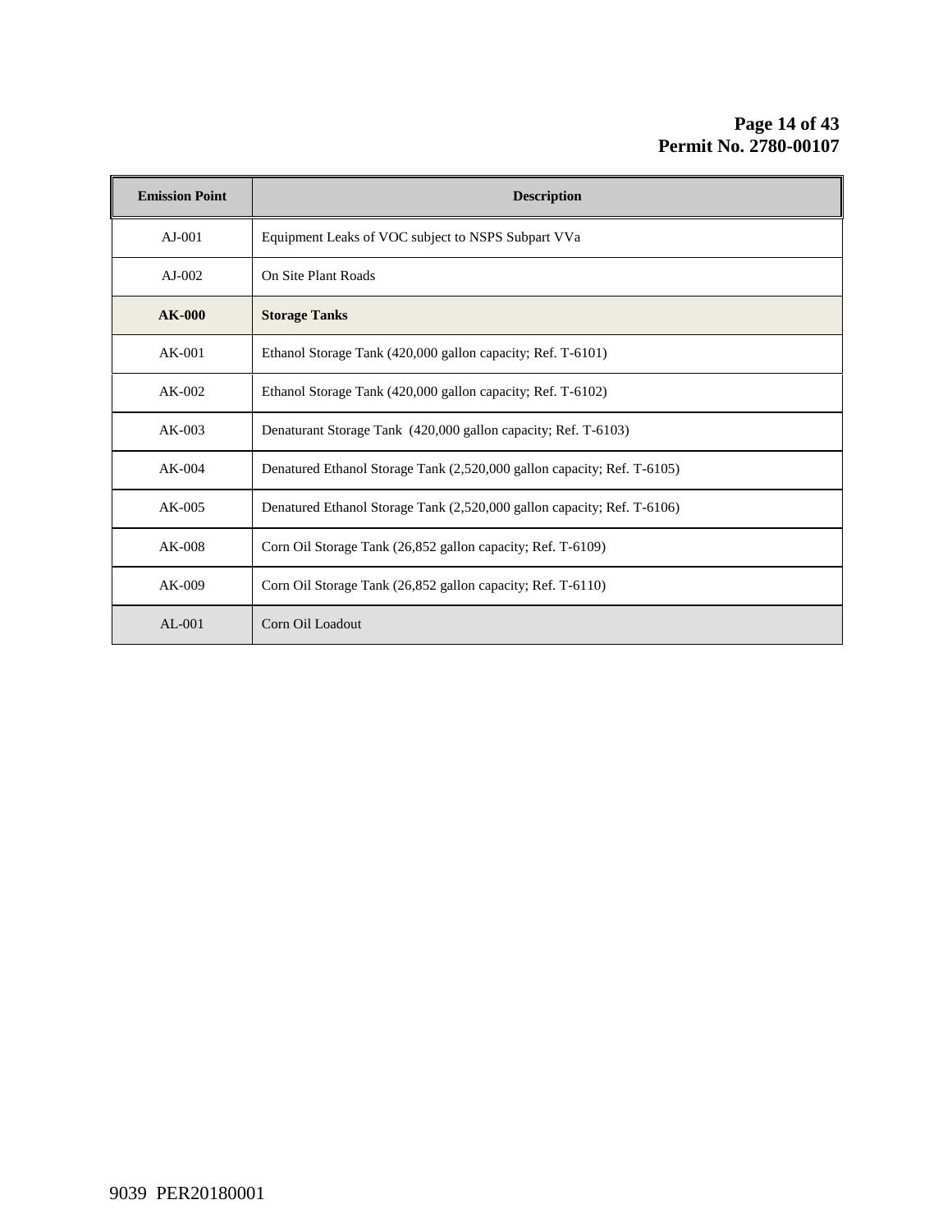| Emission Point | Description |
|---|---|
| AJ-001 | Equipment Leaks of VOC subject to NSPS Subpart VVa |
| AJ-002 | On Site Plant Roads |
| **AK-000** | **Storage Tanks** |
| AK-001 | Ethanol Storage Tank (420,000 gallon capacity; Ref. T-6101) |
| AK-002 | Ethanol Storage Tank (420,000 gallon capacity; Ref. T-6102) |
| AK-003 | Denaturant Storage Tank (420,000 gallon capacity; Ref. T-6103) |
| AK-004 | Denatured Ethanol Storage Tank (2,520,000 gallon capacity; Ref. T-6105) |
| AK-005 | Denatured Ethanol Storage Tank (2,520,000 gallon capacity; Ref. T-6106) |
| AK-008 | Corn Oil Storage Tank (26,852 gallon capacity; Ref. T-6109) |
| AK-009 | Corn Oil Storage Tank (26,852 gallon capacity; Ref. T-6110) |
| AL-001 | Corn Oil Loadout |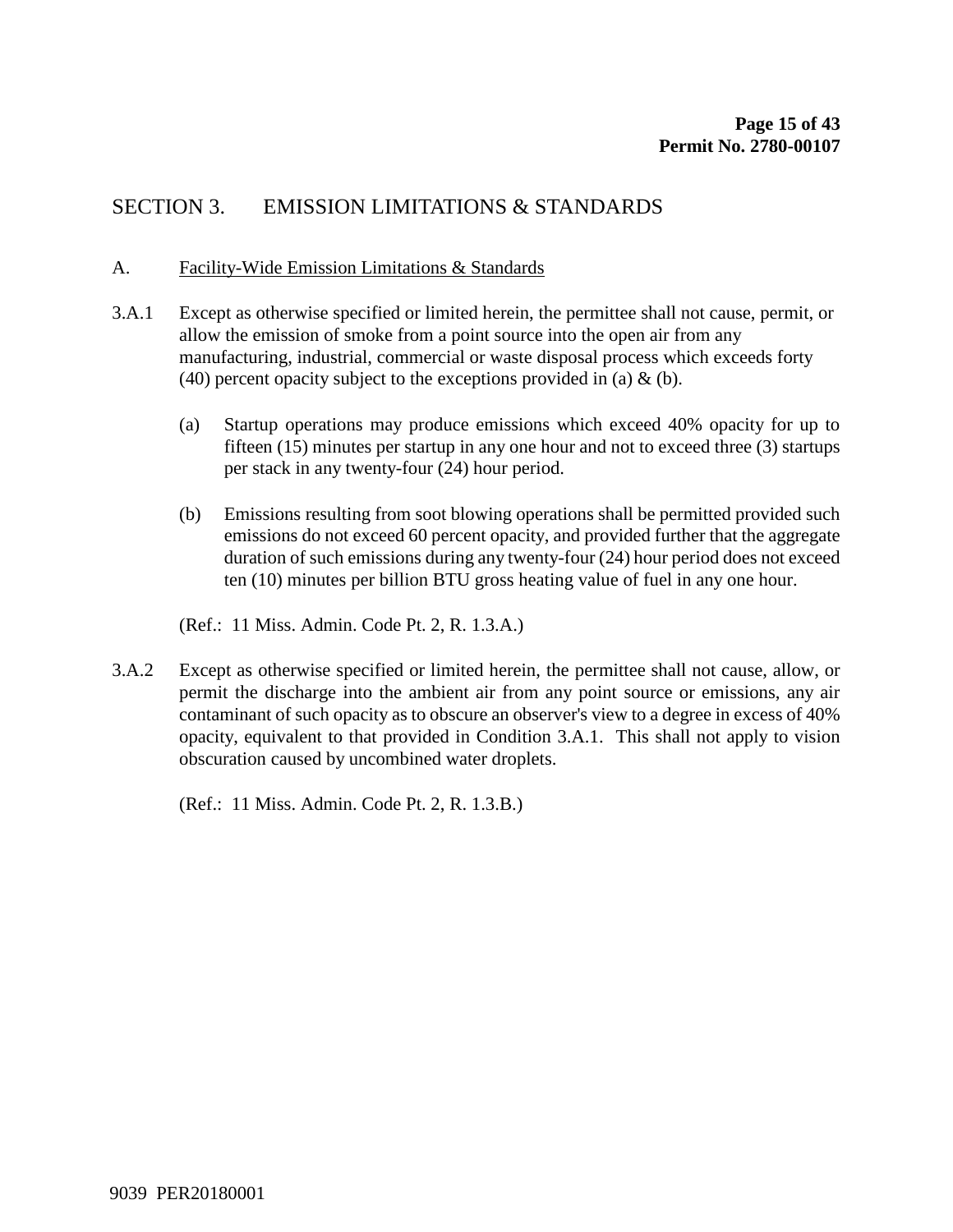## SECTION 3. EMISSION LIMITATIONS & STANDARDS

A. Facility-Wide Emission Limitations & Standards

3.A.1 Except as otherwise specified or limited herein, the permittee shall not cause, permit, or allow the emission of smoke from a point source into the open air from any manufacturing, industrial, commercial or waste disposal process which exceeds forty (40) percent opacity subject to the exceptions provided in (a) & (b).

(a) Startup operations may produce emissions which exceed 40% opacity for up to fifteen (15) minutes per startup in any one hour and not to exceed three (3) startups per stack in any twenty-four (24) hour period.

(b) Emissions resulting from soot blowing operations shall be permitted provided such emissions do not exceed 60 percent opacity, and provided further that the aggregate duration of such emissions during any twenty-four (24) hour period does not exceed ten (10) minutes per billion BTU gross heating value of fuel in any one hour.

(Ref.: 11 Miss. Admin. Code Pt. 2, R. 1.3.A.)

3.A.2 Except as otherwise specified or limited herein, the permittee shall not cause, allow, or permit the discharge into the ambient air from any point source or emissions, any air contaminant of such opacity as to obscure an observer's view to a degree in excess of 40% opacity, equivalent to that provided in Condition 3.A.1. This shall not apply to vision obscuration caused by uncombined water droplets.

(Ref.: 11 Miss. Admin. Code Pt. 2, R. 1.3.B.)

9039 PER20180001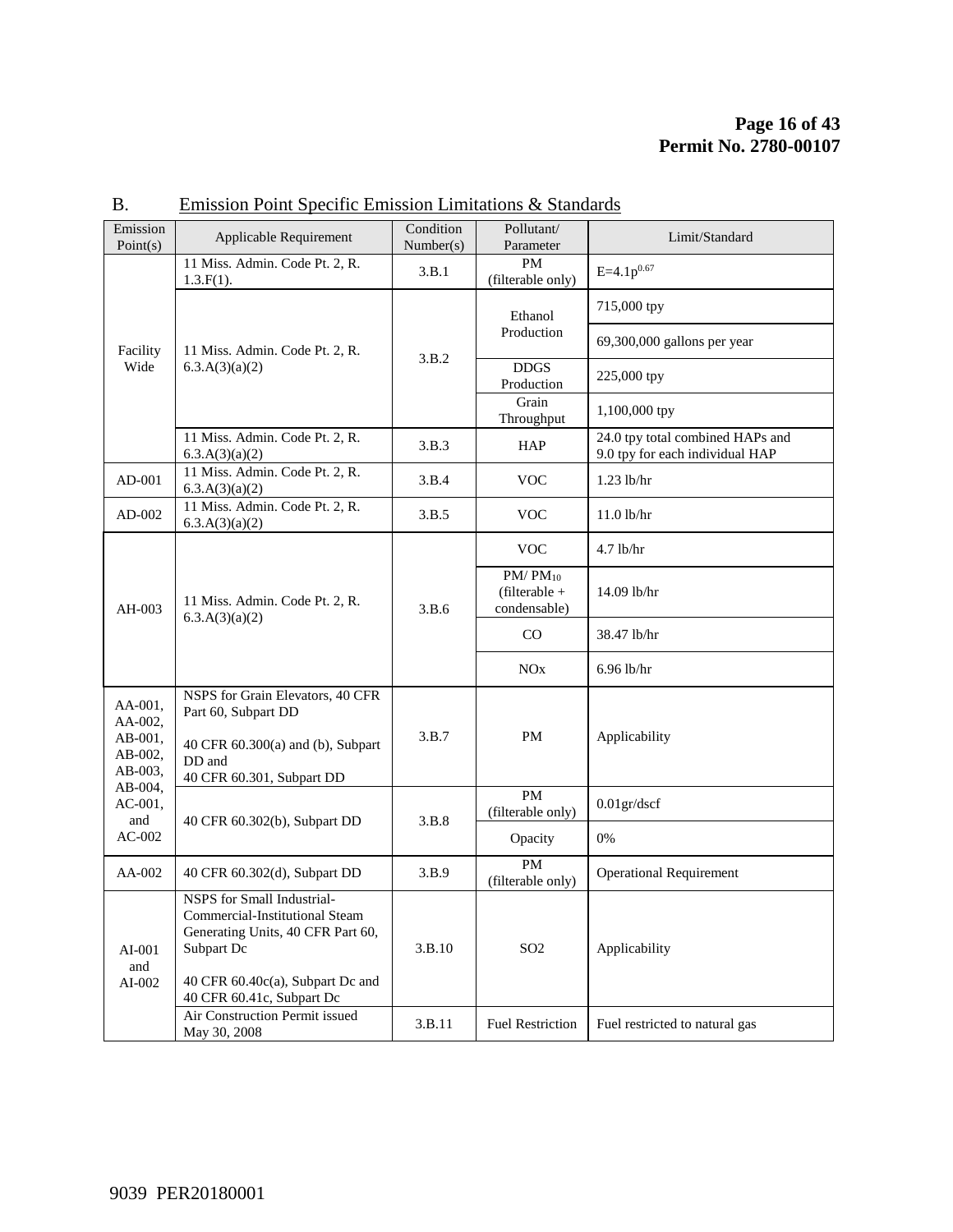## B. Emission Point Specific Emission Limitations & Standards

| Emission Point(s) | Applicable Requirement | Condition Number(s) | Pollutant/ Parameter | Limit/Standard |
|---|---|---|---|---|
| Facility Wide | 11 Miss. Admin. Code Pt. 2, R. 1.3.F(1). | 3.B.1 | PM (filterable only) | $E=4.1p^{0.67}$ |
| | 11 Miss. Admin. Code Pt. 2, R. 6.3.A(3)(a)(2) | 3.B.2 | Ethanol Production | 715,000 tpy |
| | | | | 69,300,000 gallons per year |
| | | | DDGS Production | 225,000 tpy |
| | | | Grain Throughput | 1,100,000 tpy |
| | 11 Miss. Admin. Code Pt. 2, R. 6.3.A(3)(a)(2) | 3.B.3 | HAP | 24.0 tpy total combined HAPs and 9.0 tpy for each individual HAP |
| AD-001 | 11 Miss. Admin. Code Pt. 2, R. 6.3.A(3)(a)(2) | 3.B.4 | VOC | 1.23 lb/hr |
| AD-002 | 11 Miss. Admin. Code Pt. 2, R. 6.3.A(3)(a)(2) | 3.B.5 | VOC | 11.0 lb/hr |
| AH-003 | 11 Miss. Admin. Code Pt. 2, R. 6.3.A(3)(a)(2) | 3.B.6 | VOC | 4.7 lb/hr |
| | | | PM/ $PM_{10}$ (filterable + condensable) | 14.09 lb/hr |
| | | | CO | 38.47 lb/hr |
| | | | NOx | 6.96 lb/hr |
| AA-001, AA-002, AB-001, AB-002, AB-003, AB-004, AC-001, and AC-002 | NSPS for Grain Elevators, 40 CFR Part 60, Subpart DD<br><br>40 CFR 60.300(a) and (b), Subpart DD and 40 CFR 60.301, Subpart DD | 3.B.7 | PM | Applicability |
| | 40 CFR 60.302(b), Subpart DD | 3.B.8 | PM (filterable only) | 0.01gr/dscf |
| | | | Opacity | 0% |
| AA-002 | 40 CFR 60.302(d), Subpart DD | 3.B.9 | PM (filterable only) | Operational Requirement |
| AI-001 and AI-002 | NSPS for Small Industrial-Commercial-Institutional Steam Generating Units, 40 CFR Part 60, Subpart Dc<br><br>40 CFR 60.40c(a), Subpart Dc and 40 CFR 60.41c, Subpart Dc | 3.B.10 | SO2 | Applicability |
| | Air Construction Permit issued May 30, 2008 | 3.B.11 | Fuel Restriction | Fuel restricted to natural gas |

9039 PER20180001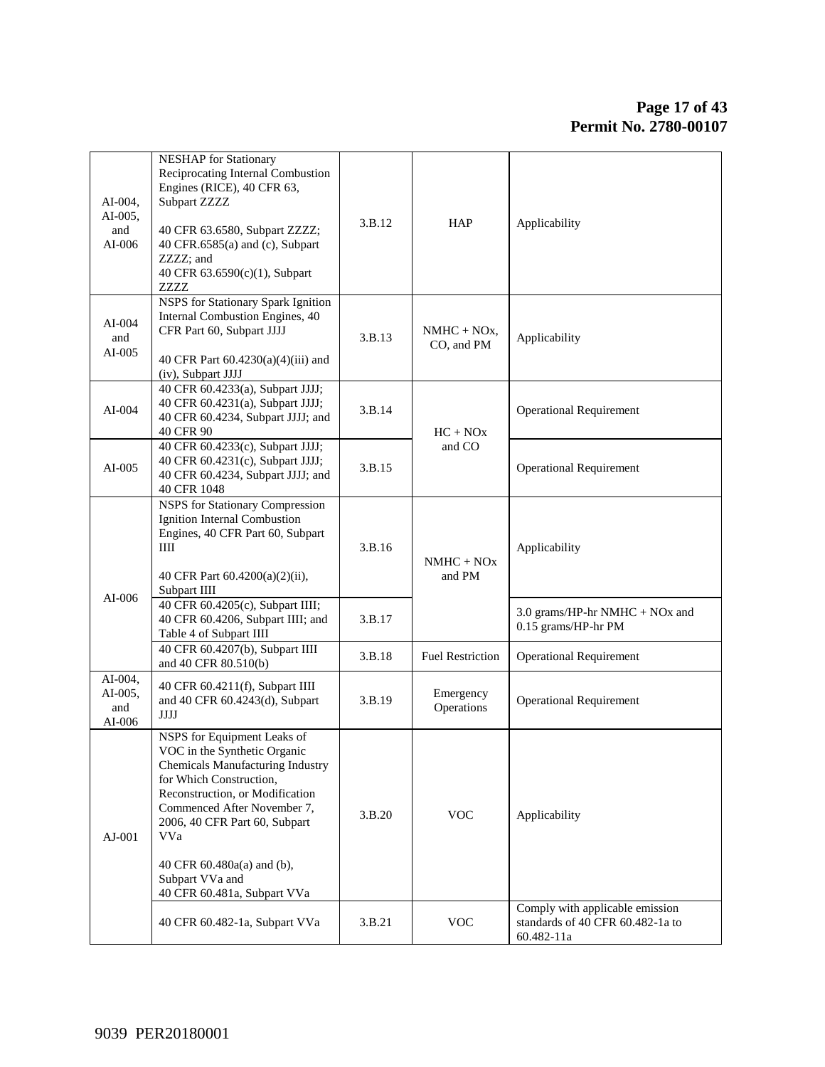| | | | | |
|---|---|---|---|---|
| AI-004, AI-005, and AI-006 | NESHAP for Stationary Reciprocating Internal Combustion Engines (RICE), 40 CFR 63, Subpart ZZZZ<br><br>40 CFR 63.6580, Subpart ZZZZ; 40 CFR.6585(a) and (c), Subpart ZZZZ; and 40 CFR 63.6590(c)(1), Subpart ZZZZ | 3.B.12 | HAP | Applicability |
| AI-004 and AI-005 | NSPS for Stationary Spark Ignition Internal Combustion Engines, 40 CFR Part 60, Subpart JJJJ<br><br>40 CFR Part 60.4230(a)(4)(iii) and (iv), Subpart JJJJ | 3.B.13 | NMHC + NOx, CO, and PM | Applicability |
| AI-004 | 40 CFR 60.4233(a), Subpart JJJJ; 40 CFR 60.4231(a), Subpart JJJJ; 40 CFR 60.4234, Subpart JJJJ; and 40 CFR 90 | 3.B.14 | HC + NOx and CO | Operational Requirement |
| AI-005 | 40 CFR 60.4233(c), Subpart JJJJ; 40 CFR 60.4231(c), Subpart JJJJ; 40 CFR 60.4234, Subpart JJJJ; and 40 CFR 1048 | 3.B.15 | | Operational Requirement |
| AI-006 | NSPS for Stationary Compression Ignition Internal Combustion Engines, 40 CFR Part 60, Subpart IIII<br><br>40 CFR Part 60.4200(a)(2)(ii), Subpart IIII | 3.B.16 | NMHC + NOx and PM | Applicability |
| | 40 CFR 60.4205(c), Subpart IIII; 40 CFR 60.4206, Subpart IIII; and Table 4 of Subpart IIII | 3.B.17 | | 3.0 grams/HP-hr NMHC + NOx and 0.15 grams/HP-hr PM |
| | 40 CFR 60.4207(b), Subpart IIII and 40 CFR 80.510(b) | 3.B.18 | Fuel Restriction | Operational Requirement |
| AI-004, AI-005, and AI-006 | 40 CFR 60.4211(f), Subpart IIII and 40 CFR 60.4243(d), Subpart JJJJ | 3.B.19 | Emergency Operations | Operational Requirement |
| AJ-001 | NSPS for Equipment Leaks of VOC in the Synthetic Organic Chemicals Manufacturing Industry for Which Construction, Reconstruction, or Modification Commenced After November 7, 2006, 40 CFR Part 60, Subpart VVa<br><br>40 CFR 60.480a(a) and (b), Subpart VVa and 40 CFR 60.481a, Subpart VVa | 3.B.20 | VOC | Applicability |
| | 40 CFR 60.482-1a, Subpart VVa | 3.B.21 | VOC | Comply with applicable emission standards of 40 CFR 60.482-1a to 60.482-11a |

9039 PER20180001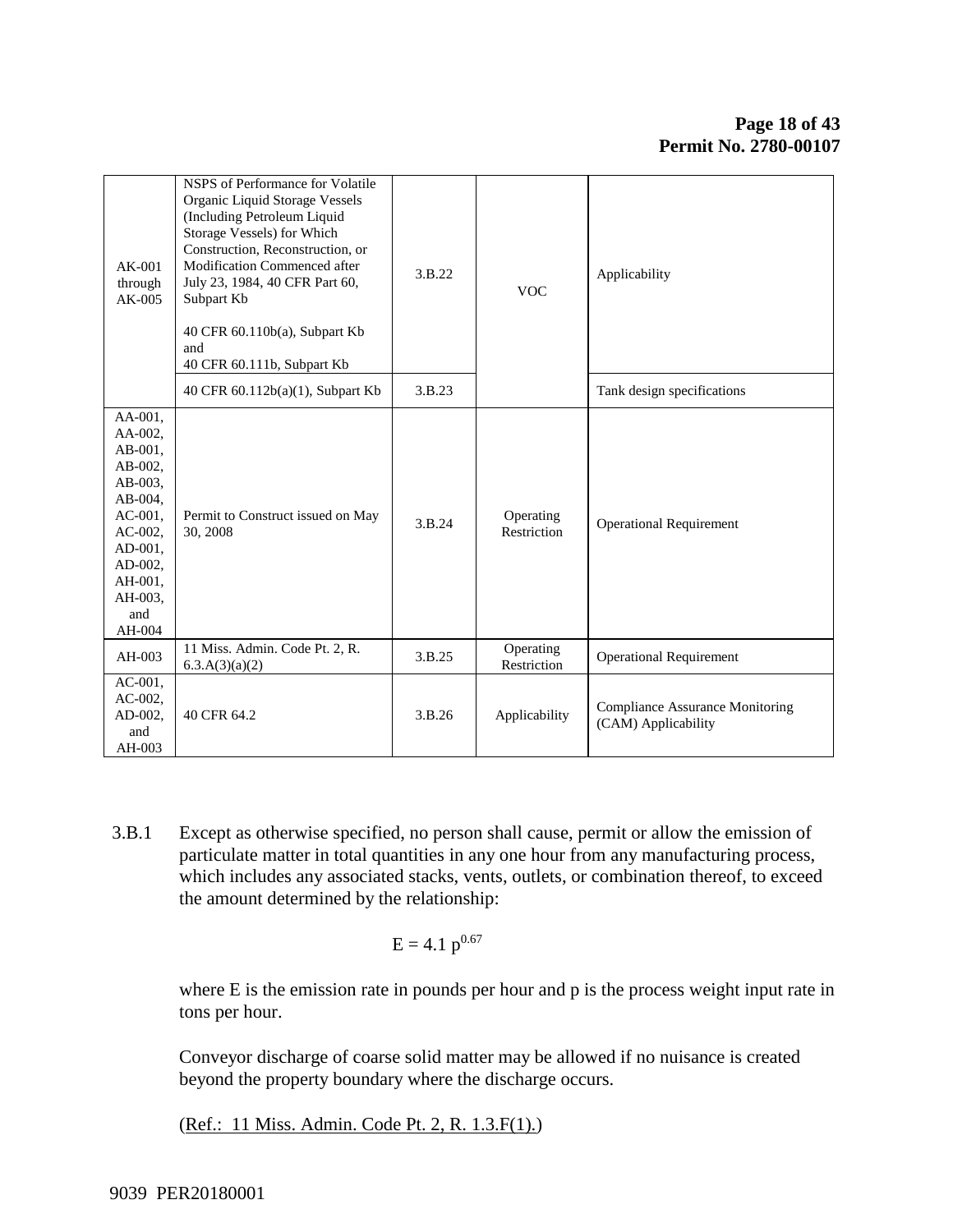| | | | | |
|---|---|---|---|---|
| AK-001 through AK-005 | NSPS of Performance for Volatile Organic Liquid Storage Vessels (Including Petroleum Liquid Storage Vessels) for Which Construction, Reconstruction, or Modification Commenced after July 23, 1984, 40 CFR Part 60, Subpart Kb<br><br>40 CFR 60.110b(a), Subpart Kb and<br>40 CFR 60.111b, Subpart Kb | 3.B.22 | VOC | Applicability |
| | 40 CFR 60.112b(a)(1), Subpart Kb | 3.B.23 | | Tank design specifications |
| AA-001, AA-002, AB-001, AB-002, AB-003, AB-004, AC-001, AC-002, AD-001, AD-002, AH-001, AH-003, and AH-004 | Permit to Construct issued on May 30, 2008 | 3.B.24 | Operating Restriction | Operational Requirement |
| AH-003 | 11 Miss. Admin. Code Pt. 2, R. 6.3.A(3)(a)(2) | 3.B.25 | Operating Restriction | Operational Requirement |
| AC-001, AC-002, AD-002, and AH-003 | 40 CFR 64.2 | 3.B.26 | Applicability | Compliance Assurance Monitoring (CAM) Applicability |

3.B.1 Except as otherwise specified, no person shall cause, permit or allow the emission of particulate matter in total quantities in any one hour from any manufacturing process, which includes any associated stacks, vents, outlets, or combination thereof, to exceed the amount determined by the relationship:

$$E = 4.1\ p^{0.67}$$

where E is the emission rate in pounds per hour and p is the process weight input rate in tons per hour.

Conveyor discharge of coarse solid matter may be allowed if no nuisance is created beyond the property boundary where the discharge occurs.

(Ref.: 11 Miss. Admin. Code Pt. 2, R. 1.3.F(1).)

9039 PER20180001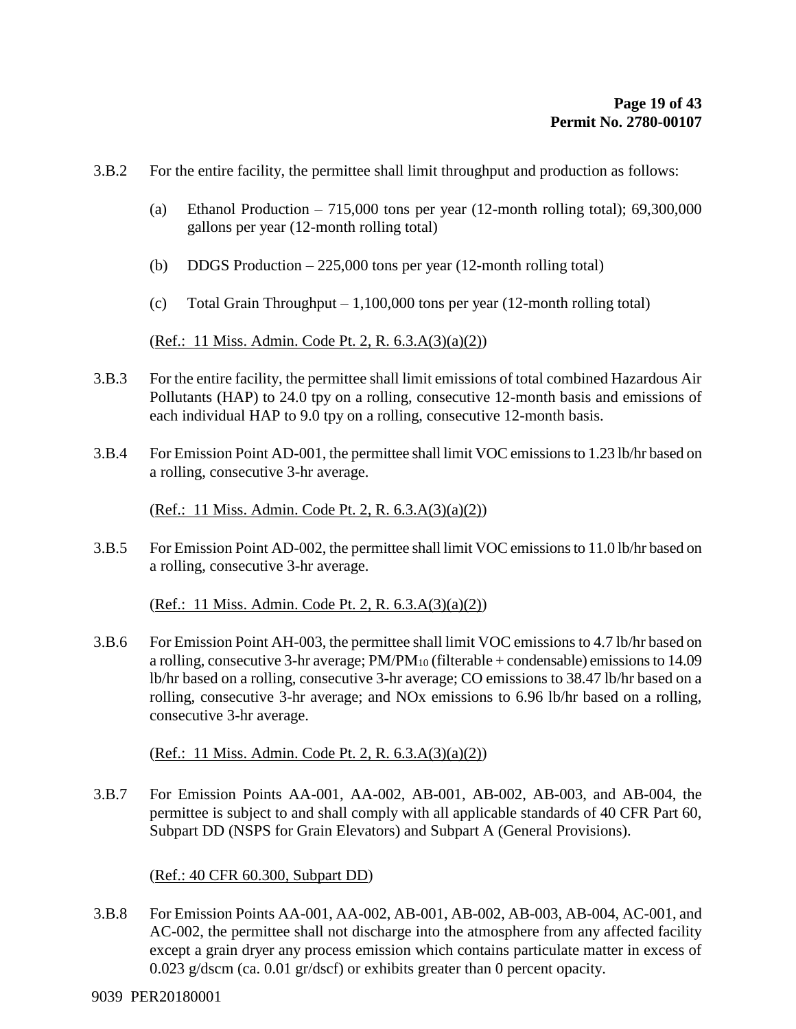3.B.2 For the entire facility, the permittee shall limit throughput and production as follows:

(a) Ethanol Production – 715,000 tons per year (12-month rolling total); 69,300,000 gallons per year (12-month rolling total)

(b) DDGS Production – 225,000 tons per year (12-month rolling total)

(c) Total Grain Throughput – 1,100,000 tons per year (12-month rolling total)

(Ref.: 11 Miss. Admin. Code Pt. 2, R. 6.3.A(3)(a)(2))

3.B.3 For the entire facility, the permittee shall limit emissions of total combined Hazardous Air Pollutants (HAP) to 24.0 tpy on a rolling, consecutive 12-month basis and emissions of each individual HAP to 9.0 tpy on a rolling, consecutive 12-month basis.

3.B.4 For Emission Point AD-001, the permittee shall limit VOC emissions to 1.23 lb/hr based on a rolling, consecutive 3-hr average.

(Ref.: 11 Miss. Admin. Code Pt. 2, R. 6.3.A(3)(a)(2))

3.B.5 For Emission Point AD-002, the permittee shall limit VOC emissions to 11.0 lb/hr based on a rolling, consecutive 3-hr average.

(Ref.: 11 Miss. Admin. Code Pt. 2, R. 6.3.A(3)(a)(2))

3.B.6 For Emission Point AH-003, the permittee shall limit VOC emissions to 4.7 lb/hr based on a rolling, consecutive 3-hr average; PM/$PM_{10}$ (filterable + condensable) emissions to 14.09 lb/hr based on a rolling, consecutive 3-hr average; CO emissions to 38.47 lb/hr based on a rolling, consecutive 3-hr average; and NOx emissions to 6.96 lb/hr based on a rolling, consecutive 3-hr average.

(Ref.: 11 Miss. Admin. Code Pt. 2, R. 6.3.A(3)(a)(2))

3.B.7 For Emission Points AA-001, AA-002, AB-001, AB-002, AB-003, and AB-004, the permittee is subject to and shall comply with all applicable standards of 40 CFR Part 60, Subpart DD (NSPS for Grain Elevators) and Subpart A (General Provisions).

(Ref.: 40 CFR 60.300, Subpart DD)

3.B.8 For Emission Points AA-001, AA-002, AB-001, AB-002, AB-003, AB-004, AC-001, and AC-002, the permittee shall not discharge into the atmosphere from any affected facility except a grain dryer any process emission which contains particulate matter in excess of 0.023 g/dscm (ca. 0.01 gr/dscf) or exhibits greater than 0 percent opacity.

9039 PER20180001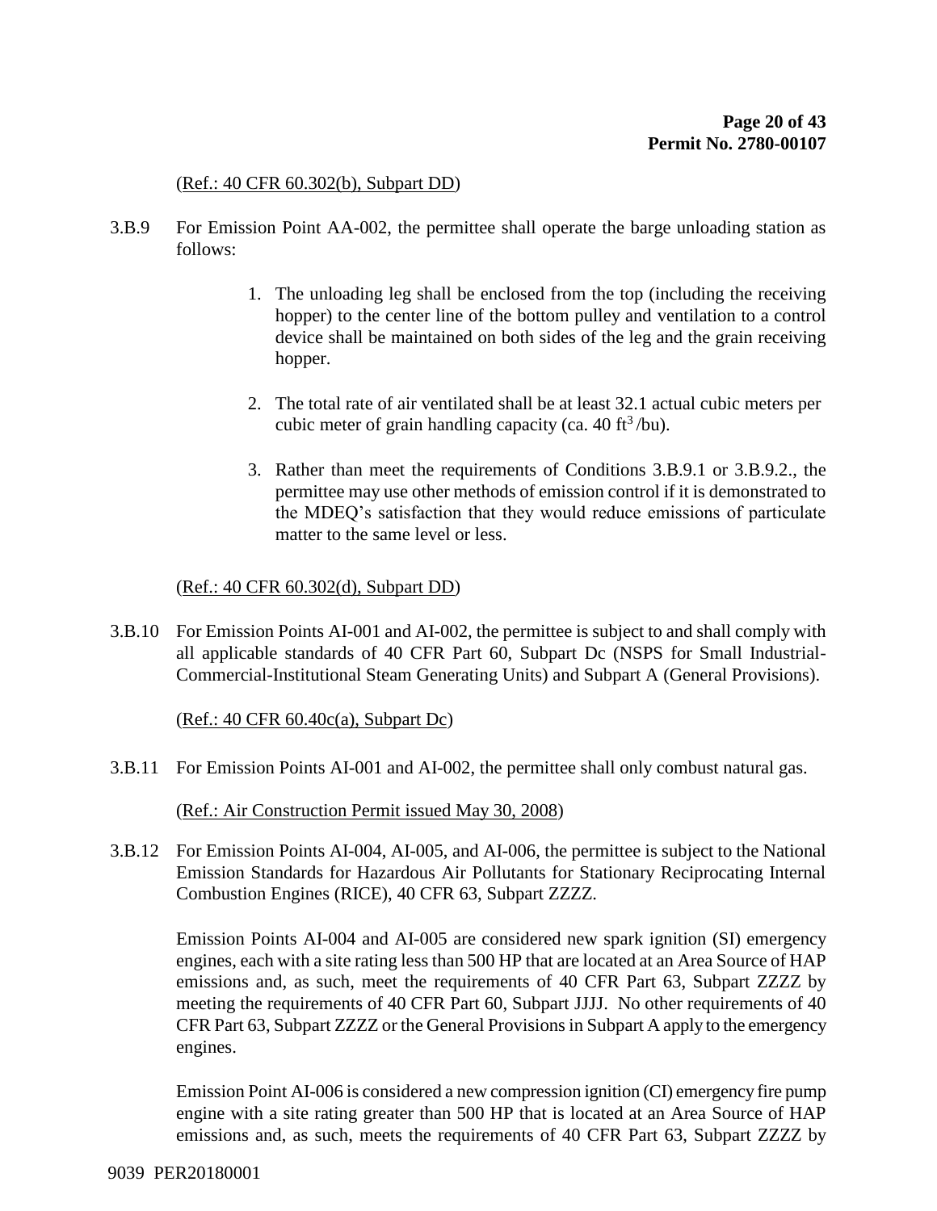(Ref.: 40 CFR 60.302(b), Subpart DD)

3.B.9 For Emission Point AA-002, the permittee shall operate the barge unloading station as follows:

1. The unloading leg shall be enclosed from the top (including the receiving hopper) to the center line of the bottom pulley and ventilation to a control device shall be maintained on both sides of the leg and the grain receiving hopper.

2. The total rate of air ventilated shall be at least 32.1 actual cubic meters per cubic meter of grain handling capacity (ca. 40 $ft^3$/bu).

3. Rather than meet the requirements of Conditions 3.B.9.1 or 3.B.9.2., the permittee may use other methods of emission control if it is demonstrated to the MDEQ's satisfaction that they would reduce emissions of particulate matter to the same level or less.

(Ref.: 40 CFR 60.302(d), Subpart DD)

3.B.10 For Emission Points AI-001 and AI-002, the permittee is subject to and shall comply with all applicable standards of 40 CFR Part 60, Subpart Dc (NSPS for Small Industrial-Commercial-Institutional Steam Generating Units) and Subpart A (General Provisions).

(Ref.: 40 CFR 60.40c(a), Subpart Dc)

3.B.11 For Emission Points AI-001 and AI-002, the permittee shall only combust natural gas.

(Ref.: Air Construction Permit issued May 30, 2008)

3.B.12 For Emission Points AI-004, AI-005, and AI-006, the permittee is subject to the National Emission Standards for Hazardous Air Pollutants for Stationary Reciprocating Internal Combustion Engines (RICE), 40 CFR 63, Subpart ZZZZ.

Emission Points AI-004 and AI-005 are considered new spark ignition (SI) emergency engines, each with a site rating less than 500 HP that are located at an Area Source of HAP emissions and, as such, meet the requirements of 40 CFR Part 63, Subpart ZZZZ by meeting the requirements of 40 CFR Part 60, Subpart JJJJ. No other requirements of 40 CFR Part 63, Subpart ZZZZ or the General Provisions in Subpart A apply to the emergency engines.

Emission Point AI-006 is considered a new compression ignition (CI) emergency fire pump engine with a site rating greater than 500 HP that is located at an Area Source of HAP emissions and, as such, meets the requirements of 40 CFR Part 63, Subpart ZZZZ by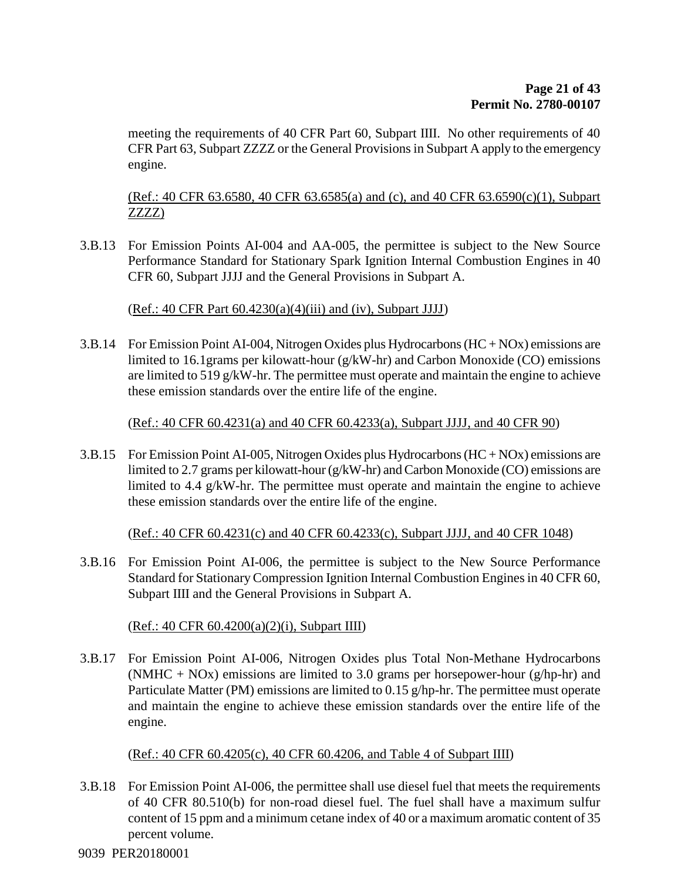meeting the requirements of 40 CFR Part 60, Subpart IIII. No other requirements of 40 CFR Part 63, Subpart ZZZZ or the General Provisions in Subpart A apply to the emergency engine.

(Ref.: 40 CFR 63.6580, 40 CFR 63.6585(a) and (c), and 40 CFR 63.6590(c)(1), Subpart ZZZZ)

3.B.13 For Emission Points AI-004 and AA-005, the permittee is subject to the New Source Performance Standard for Stationary Spark Ignition Internal Combustion Engines in 40 CFR 60, Subpart JJJJ and the General Provisions in Subpart A.

(Ref.: 40 CFR Part 60.4230(a)(4)(iii) and (iv), Subpart JJJJ)

3.B.14 For Emission Point AI-004, Nitrogen Oxides plus Hydrocarbons (HC + NOx) emissions are limited to 16.1grams per kilowatt-hour (g/kW-hr) and Carbon Monoxide (CO) emissions are limited to 519 g/kW-hr. The permittee must operate and maintain the engine to achieve these emission standards over the entire life of the engine.

(Ref.: 40 CFR 60.4231(a) and 40 CFR 60.4233(a), Subpart JJJJ, and 40 CFR 90)

3.B.15 For Emission Point AI-005, Nitrogen Oxides plus Hydrocarbons (HC + NOx) emissions are limited to 2.7 grams per kilowatt-hour (g/kW-hr) and Carbon Monoxide (CO) emissions are limited to 4.4 g/kW-hr. The permittee must operate and maintain the engine to achieve these emission standards over the entire life of the engine.

(Ref.: 40 CFR 60.4231(c) and 40 CFR 60.4233(c), Subpart JJJJ, and 40 CFR 1048)

3.B.16 For Emission Point AI-006, the permittee is subject to the New Source Performance Standard for Stationary Compression Ignition Internal Combustion Engines in 40 CFR 60, Subpart IIII and the General Provisions in Subpart A.

(Ref.: 40 CFR 60.4200(a)(2)(i), Subpart IIII)

3.B.17 For Emission Point AI-006, Nitrogen Oxides plus Total Non-Methane Hydrocarbons (NMHC + NOx) emissions are limited to 3.0 grams per horsepower-hour (g/hp-hr) and Particulate Matter (PM) emissions are limited to 0.15 g/hp-hr. The permittee must operate and maintain the engine to achieve these emission standards over the entire life of the engine.

(Ref.: 40 CFR 60.4205(c), 40 CFR 60.4206, and Table 4 of Subpart IIII)

3.B.18 For Emission Point AI-006, the permittee shall use diesel fuel that meets the requirements of 40 CFR 80.510(b) for non-road diesel fuel. The fuel shall have a maximum sulfur content of 15 ppm and a minimum cetane index of 40 or a maximum aromatic content of 35 percent volume.

9039 PER20180001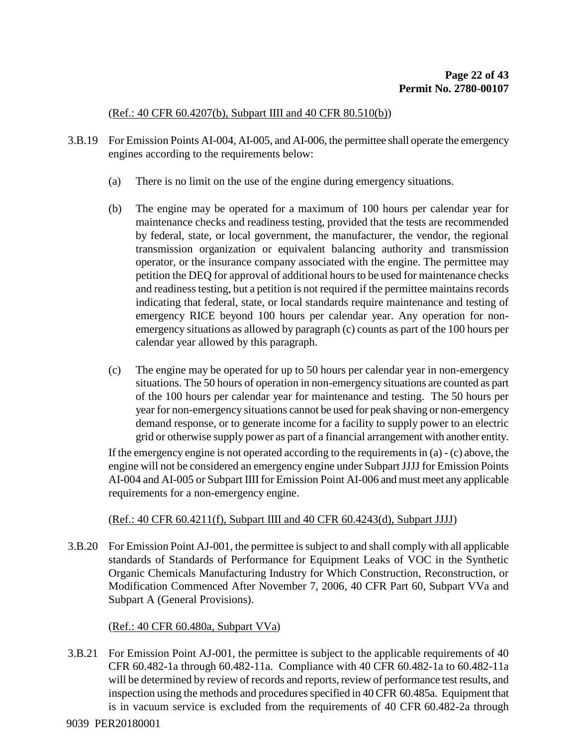(Ref.: 40 CFR 60.4207(b), Subpart IIII and 40 CFR 80.510(b))

3.B.19 For Emission Points AI-004, AI-005, and AI-006, the permittee shall operate the emergency engines according to the requirements below:

(a) There is no limit on the use of the engine during emergency situations.

(b) The engine may be operated for a maximum of 100 hours per calendar year for maintenance checks and readiness testing, provided that the tests are recommended by federal, state, or local government, the manufacturer, the vendor, the regional transmission organization or equivalent balancing authority and transmission operator, or the insurance company associated with the engine. The permittee may petition the DEQ for approval of additional hours to be used for maintenance checks and readiness testing, but a petition is not required if the permittee maintains records indicating that federal, state, or local standards require maintenance and testing of emergency RICE beyond 100 hours per calendar year. Any operation for non-emergency situations as allowed by paragraph (c) counts as part of the 100 hours per calendar year allowed by this paragraph.

(c) The engine may be operated for up to 50 hours per calendar year in non-emergency situations. The 50 hours of operation in non-emergency situations are counted as part of the 100 hours per calendar year for maintenance and testing. The 50 hours per year for non-emergency situations cannot be used for peak shaving or non-emergency demand response, or to generate income for a facility to supply power to an electric grid or otherwise supply power as part of a financial arrangement with another entity.

If the emergency engine is not operated according to the requirements in (a) - (c) above, the engine will not be considered an emergency engine under Subpart JJJJ for Emission Points AI-004 and AI-005 or Subpart IIII for Emission Point AI-006 and must meet any applicable requirements for a non-emergency engine.

(Ref.: 40 CFR 60.4211(f), Subpart IIII and 40 CFR 60.4243(d), Subpart JJJJ)

3.B.20 For Emission Point AJ-001, the permittee is subject to and shall comply with all applicable standards of Standards of Performance for Equipment Leaks of VOC in the Synthetic Organic Chemicals Manufacturing Industry for Which Construction, Reconstruction, or Modification Commenced After November 7, 2006, 40 CFR Part 60, Subpart VVa and Subpart A (General Provisions).

(Ref.: 40 CFR 60.480a, Subpart VVa)

3.B.21 For Emission Point AJ-001, the permittee is subject to the applicable requirements of 40 CFR 60.482-1a through 60.482-11a. Compliance with 40 CFR 60.482-1a to 60.482-11a will be determined by review of records and reports, review of performance test results, and inspection using the methods and procedures specified in 40 CFR 60.485a. Equipment that is in vacuum service is excluded from the requirements of 40 CFR 60.482-2a through

9039 PER20180001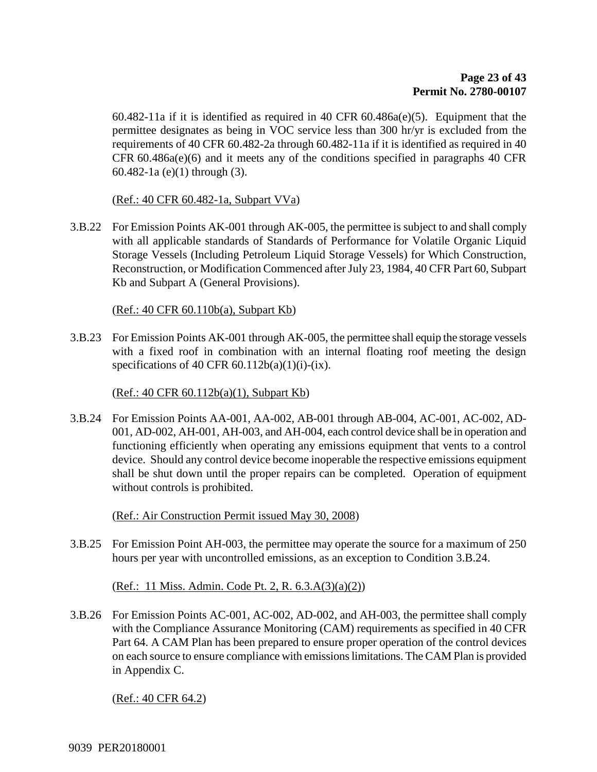60.482-11a if it is identified as required in 40 CFR 60.486a(e)(5). Equipment that the permittee designates as being in VOC service less than 300 hr/yr is excluded from the requirements of 40 CFR 60.482-2a through 60.482-11a if it is identified as required in 40 CFR 60.486a(e)(6) and it meets any of the conditions specified in paragraphs 40 CFR 60.482-1a (e)(1) through (3).

(Ref.: 40 CFR 60.482-1a, Subpart VVa)

3.B.22 For Emission Points AK-001 through AK-005, the permittee is subject to and shall comply with all applicable standards of Standards of Performance for Volatile Organic Liquid Storage Vessels (Including Petroleum Liquid Storage Vessels) for Which Construction, Reconstruction, or Modification Commenced after July 23, 1984, 40 CFR Part 60, Subpart Kb and Subpart A (General Provisions).

(Ref.: 40 CFR 60.110b(a), Subpart Kb)

3.B.23 For Emission Points AK-001 through AK-005, the permittee shall equip the storage vessels with a fixed roof in combination with an internal floating roof meeting the design specifications of 40 CFR 60.112b(a)(1)(i)-(ix).

(Ref.: 40 CFR 60.112b(a)(1), Subpart Kb)

3.B.24 For Emission Points AA-001, AA-002, AB-001 through AB-004, AC-001, AC-002, AD-001, AD-002, AH-001, AH-003, and AH-004, each control device shall be in operation and functioning efficiently when operating any emissions equipment that vents to a control device. Should any control device become inoperable the respective emissions equipment shall be shut down until the proper repairs can be completed. Operation of equipment without controls is prohibited.

(Ref.: Air Construction Permit issued May 30, 2008)

3.B.25 For Emission Point AH-003, the permittee may operate the source for a maximum of 250 hours per year with uncontrolled emissions, as an exception to Condition 3.B.24.

(Ref.: 11 Miss. Admin. Code Pt. 2, R. 6.3.A(3)(a)(2))

3.B.26 For Emission Points AC-001, AC-002, AD-002, and AH-003, the permittee shall comply with the Compliance Assurance Monitoring (CAM) requirements as specified in 40 CFR Part 64. A CAM Plan has been prepared to ensure proper operation of the control devices on each source to ensure compliance with emissions limitations. The CAM Plan is provided in Appendix C.

(Ref.: 40 CFR 64.2)

9039 PER20180001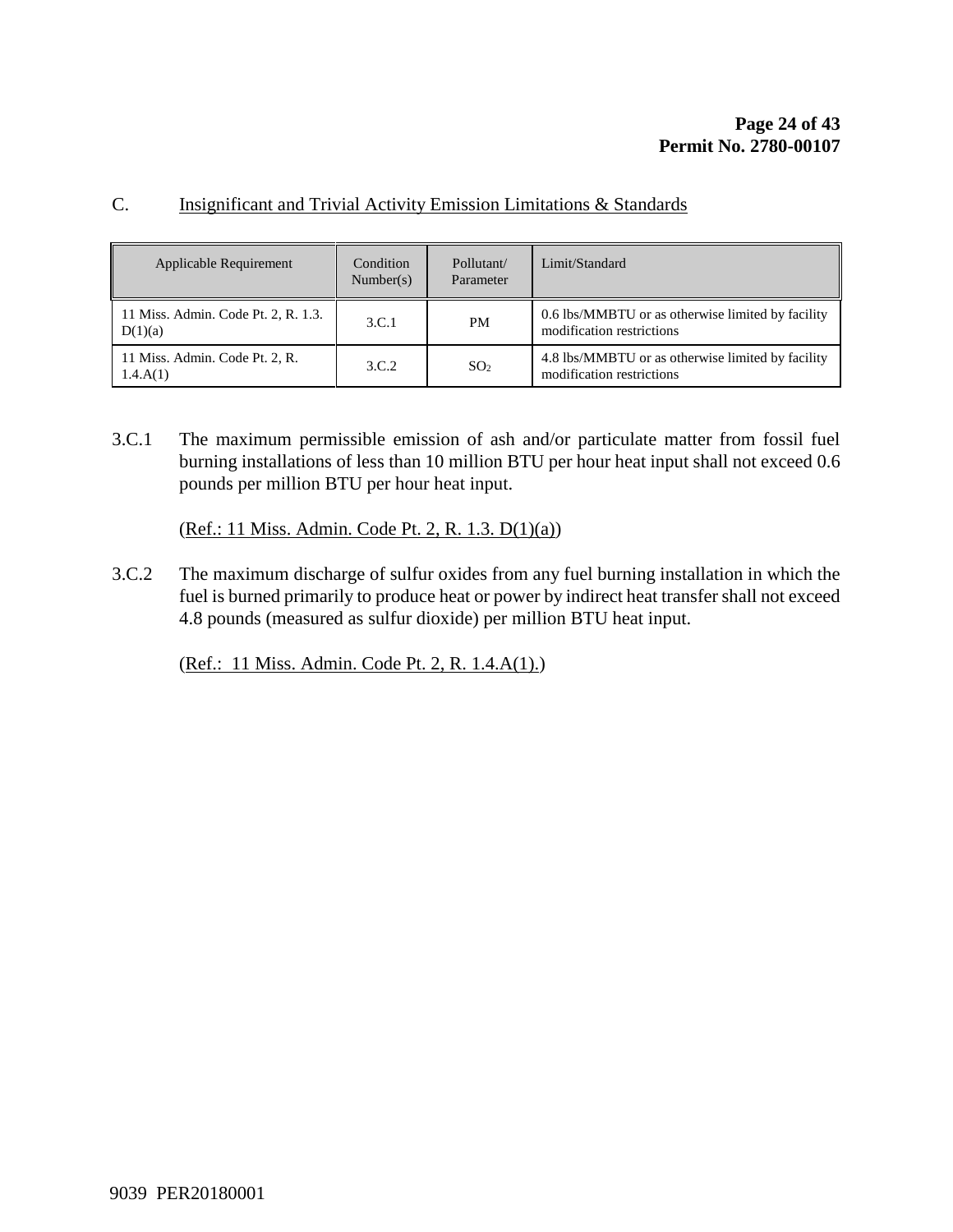## C. Insignificant and Trivial Activity Emission Limitations & Standards

| Applicable Requirement | Condition Number(s) | Pollutant/ Parameter | Limit/Standard |
|---|---|---|---|
| 11 Miss. Admin. Code Pt. 2, R. 1.3. D(1)(a) | 3.C.1 | PM | 0.6 lbs/MMBTU or as otherwise limited by facility modification restrictions |
| 11 Miss. Admin. Code Pt. 2, R. 1.4.A(1) | 3.C.2 | $SO_2$ | 4.8 lbs/MMBTU or as otherwise limited by facility modification restrictions |

3.C.1 The maximum permissible emission of ash and/or particulate matter from fossil fuel burning installations of less than 10 million BTU per hour heat input shall not exceed 0.6 pounds per million BTU per hour heat input.

(Ref.: 11 Miss. Admin. Code Pt. 2, R. 1.3. D(1)(a))

3.C.2 The maximum discharge of sulfur oxides from any fuel burning installation in which the fuel is burned primarily to produce heat or power by indirect heat transfer shall not exceed 4.8 pounds (measured as sulfur dioxide) per million BTU heat input.

(Ref.: 11 Miss. Admin. Code Pt. 2, R. 1.4.A(1).)

9039 PER20180001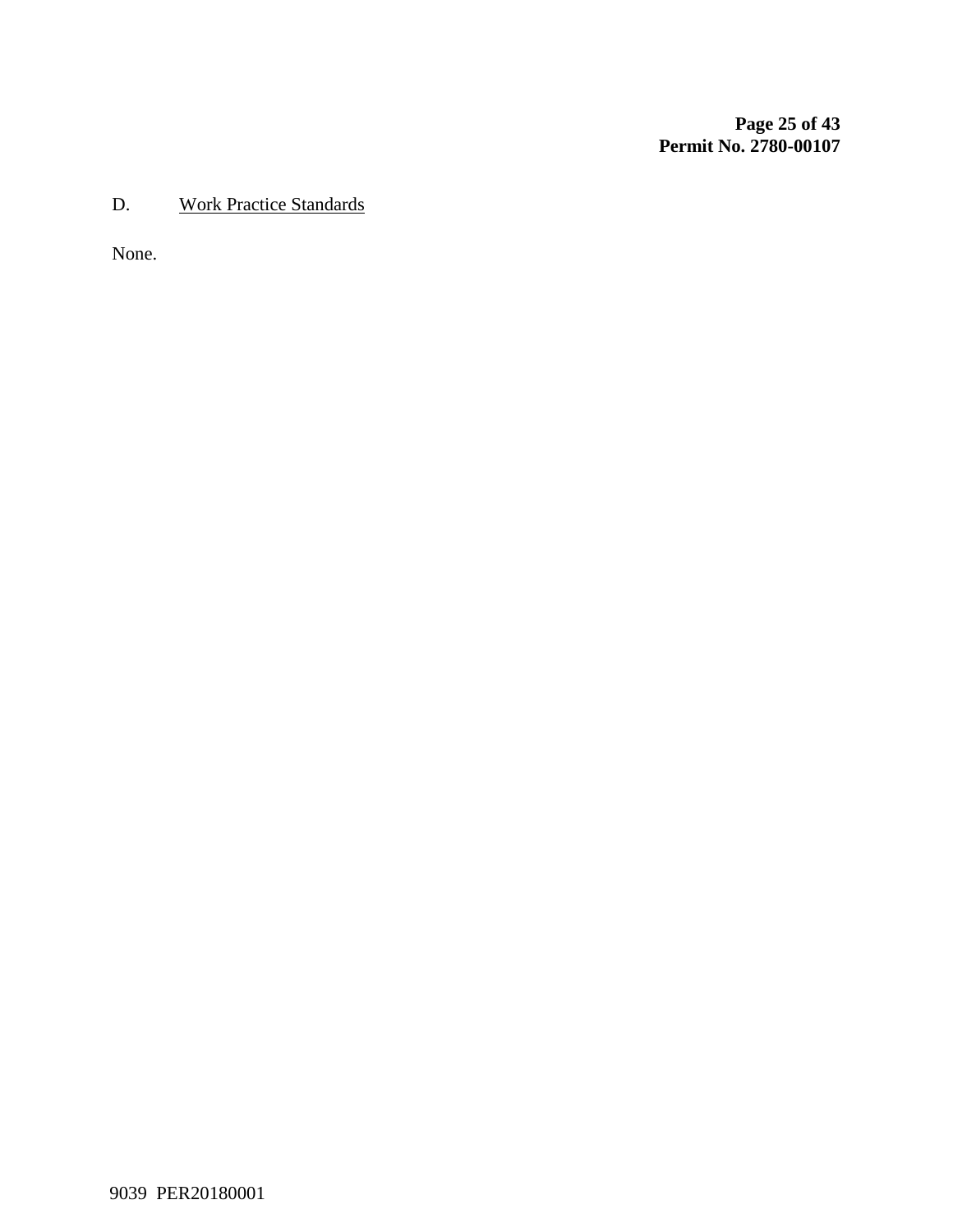D. Work Practice Standards

None.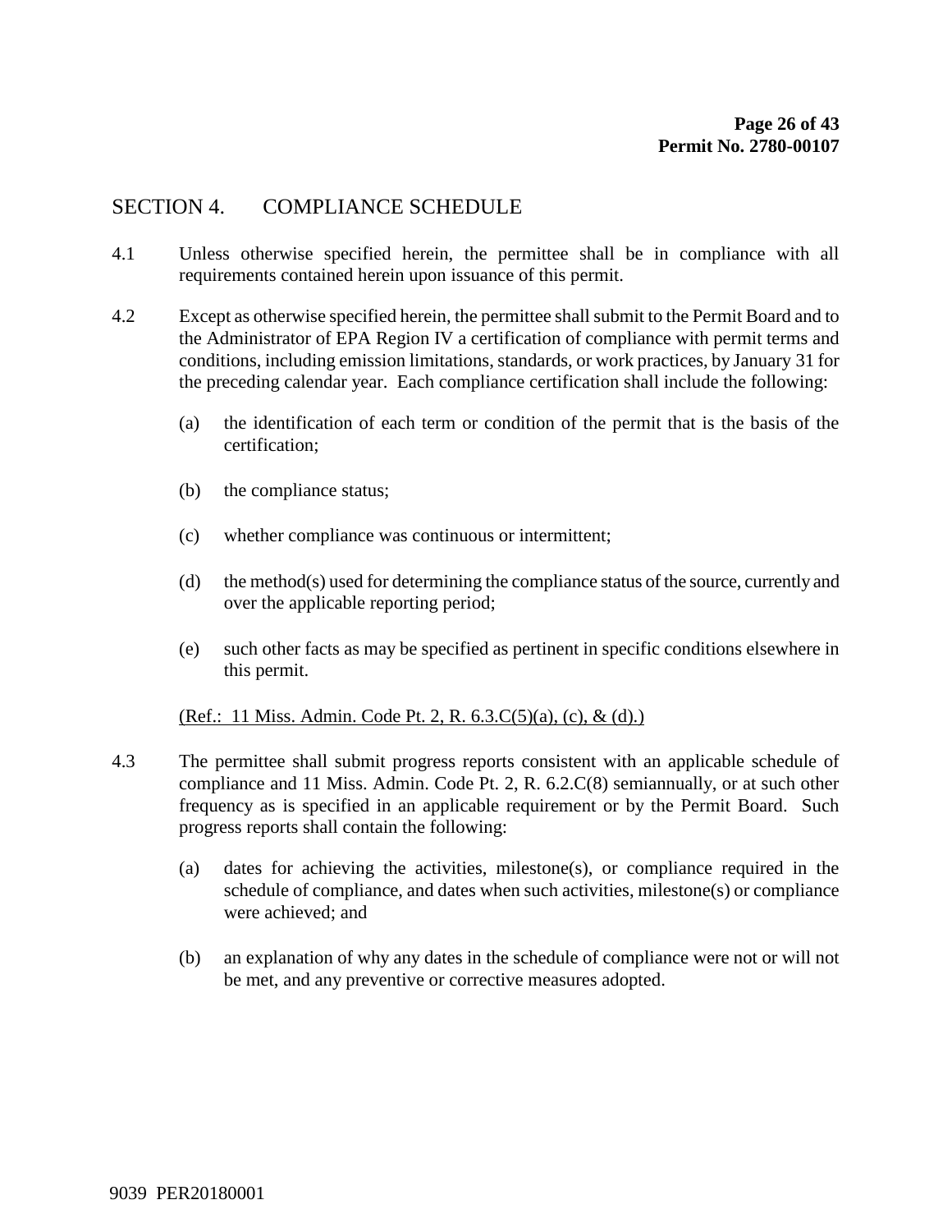## SECTION 4. COMPLIANCE SCHEDULE

4.1 Unless otherwise specified herein, the permittee shall be in compliance with all requirements contained herein upon issuance of this permit.

4.2 Except as otherwise specified herein, the permittee shall submit to the Permit Board and to the Administrator of EPA Region IV a certification of compliance with permit terms and conditions, including emission limitations, standards, or work practices, by January 31 for the preceding calendar year. Each compliance certification shall include the following:

(a) the identification of each term or condition of the permit that is the basis of the certification;

(b) the compliance status;

(c) whether compliance was continuous or intermittent;

(d) the method(s) used for determining the compliance status of the source, currently and over the applicable reporting period;

(e) such other facts as may be specified as pertinent in specific conditions elsewhere in this permit.

(Ref.: 11 Miss. Admin. Code Pt. 2, R. 6.3.C(5)(a), (c), & (d).)

4.3 The permittee shall submit progress reports consistent with an applicable schedule of compliance and 11 Miss. Admin. Code Pt. 2, R. 6.2.C(8) semiannually, or at such other frequency as is specified in an applicable requirement or by the Permit Board. Such progress reports shall contain the following:

(a) dates for achieving the activities, milestone(s), or compliance required in the schedule of compliance, and dates when such activities, milestone(s) or compliance were achieved; and

(b) an explanation of why any dates in the schedule of compliance were not or will not be met, and any preventive or corrective measures adopted.

9039 PER20180001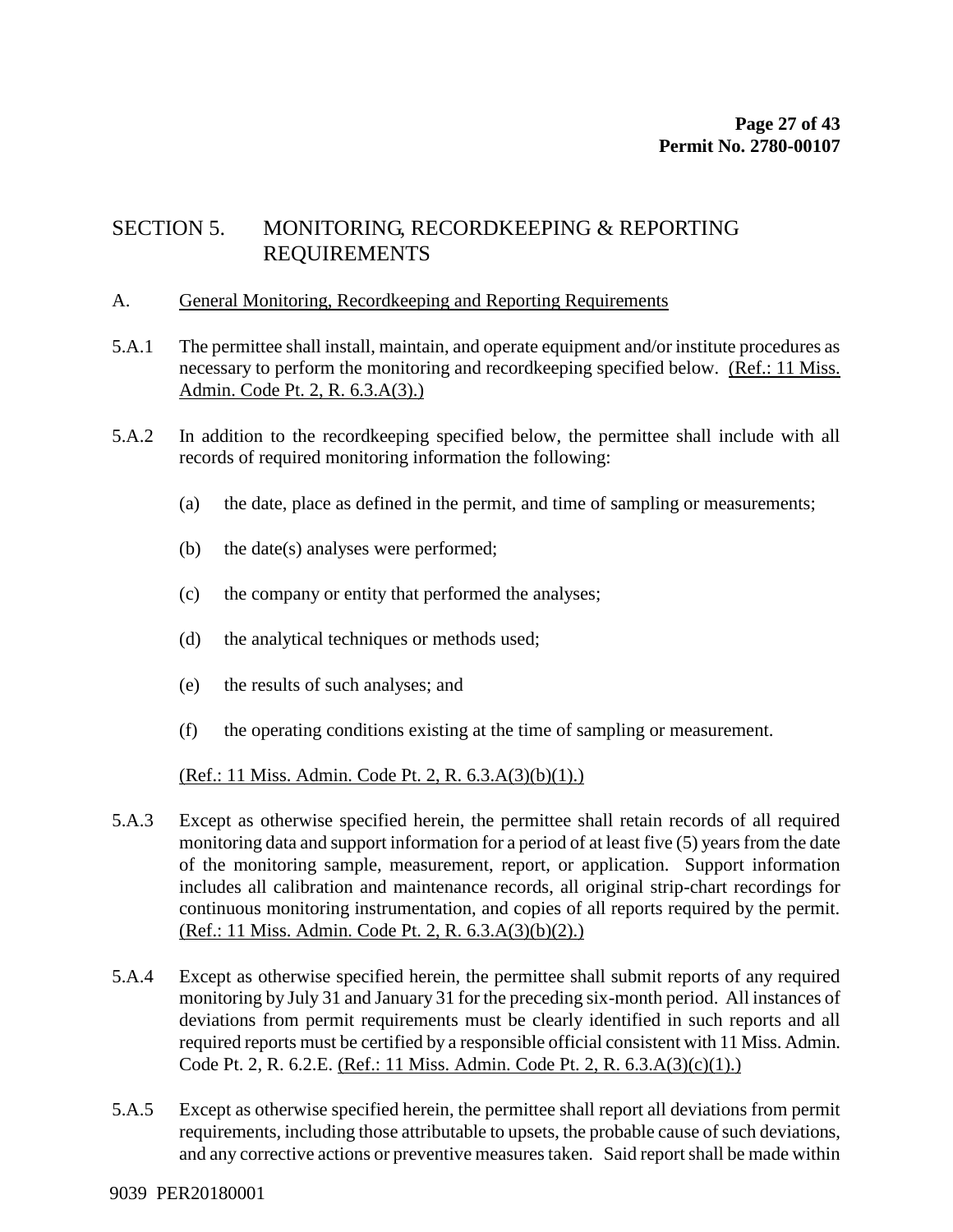## SECTION 5. MONITORING, RECORDKEEPING & REPORTING REQUIREMENTS

A. General Monitoring, Recordkeeping and Reporting Requirements

5.A.1 The permittee shall install, maintain, and operate equipment and/or institute procedures as necessary to perform the monitoring and recordkeeping specified below. (Ref.: 11 Miss. Admin. Code Pt. 2, R. 6.3.A(3).)

5.A.2 In addition to the recordkeeping specified below, the permittee shall include with all records of required monitoring information the following:

(a) the date, place as defined in the permit, and time of sampling or measurements;

(b) the date(s) analyses were performed;

(c) the company or entity that performed the analyses;

(d) the analytical techniques or methods used;

(e) the results of such analyses; and

(f) the operating conditions existing at the time of sampling or measurement.

(Ref.: 11 Miss. Admin. Code Pt. 2, R. 6.3.A(3)(b)(1).)

5.A.3 Except as otherwise specified herein, the permittee shall retain records of all required monitoring data and support information for a period of at least five (5) years from the date of the monitoring sample, measurement, report, or application. Support information includes all calibration and maintenance records, all original strip-chart recordings for continuous monitoring instrumentation, and copies of all reports required by the permit. (Ref.: 11 Miss. Admin. Code Pt. 2, R. 6.3.A(3)(b)(2).)

5.A.4 Except as otherwise specified herein, the permittee shall submit reports of any required monitoring by July 31 and January 31 for the preceding six-month period. All instances of deviations from permit requirements must be clearly identified in such reports and all required reports must be certified by a responsible official consistent with 11 Miss. Admin. Code Pt. 2, R. 6.2.E. (Ref.: 11 Miss. Admin. Code Pt. 2, R. 6.3.A(3)(c)(1).)

5.A.5 Except as otherwise specified herein, the permittee shall report all deviations from permit requirements, including those attributable to upsets, the probable cause of such deviations, and any corrective actions or preventive measures taken. Said report shall be made within

9039 PER20180001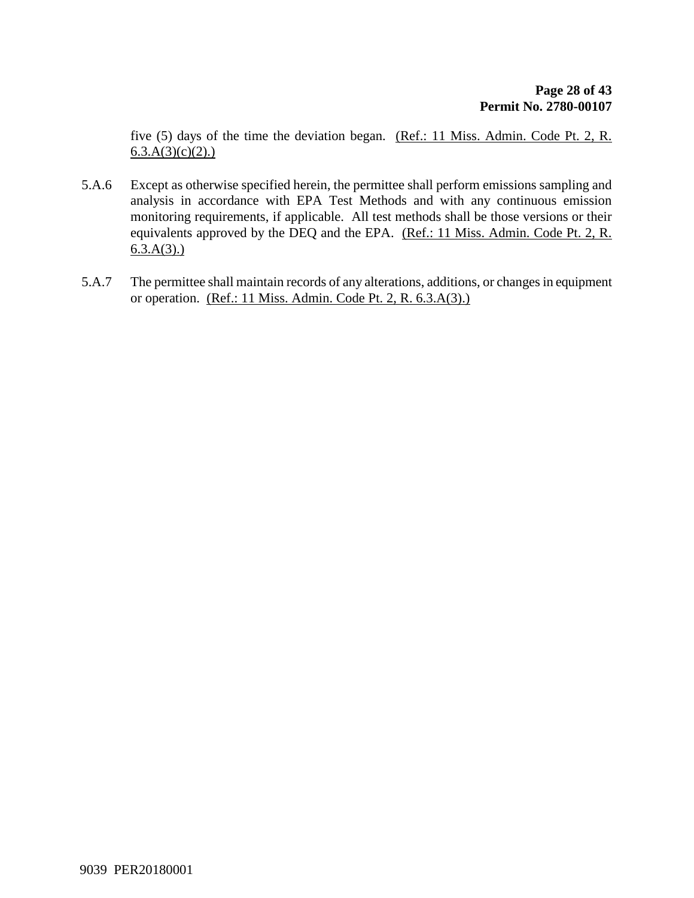five (5) days of the time the deviation began. (Ref.: 11 Miss. Admin. Code Pt. 2, R. 6.3.A(3)(c)(2).)

5.A.6 Except as otherwise specified herein, the permittee shall perform emissions sampling and analysis in accordance with EPA Test Methods and with any continuous emission monitoring requirements, if applicable. All test methods shall be those versions or their equivalents approved by the DEQ and the EPA. (Ref.: 11 Miss. Admin. Code Pt. 2, R. 6.3.A(3).)

5.A.7 The permittee shall maintain records of any alterations, additions, or changes in equipment or operation. (Ref.: 11 Miss. Admin. Code Pt. 2, R. 6.3.A(3).)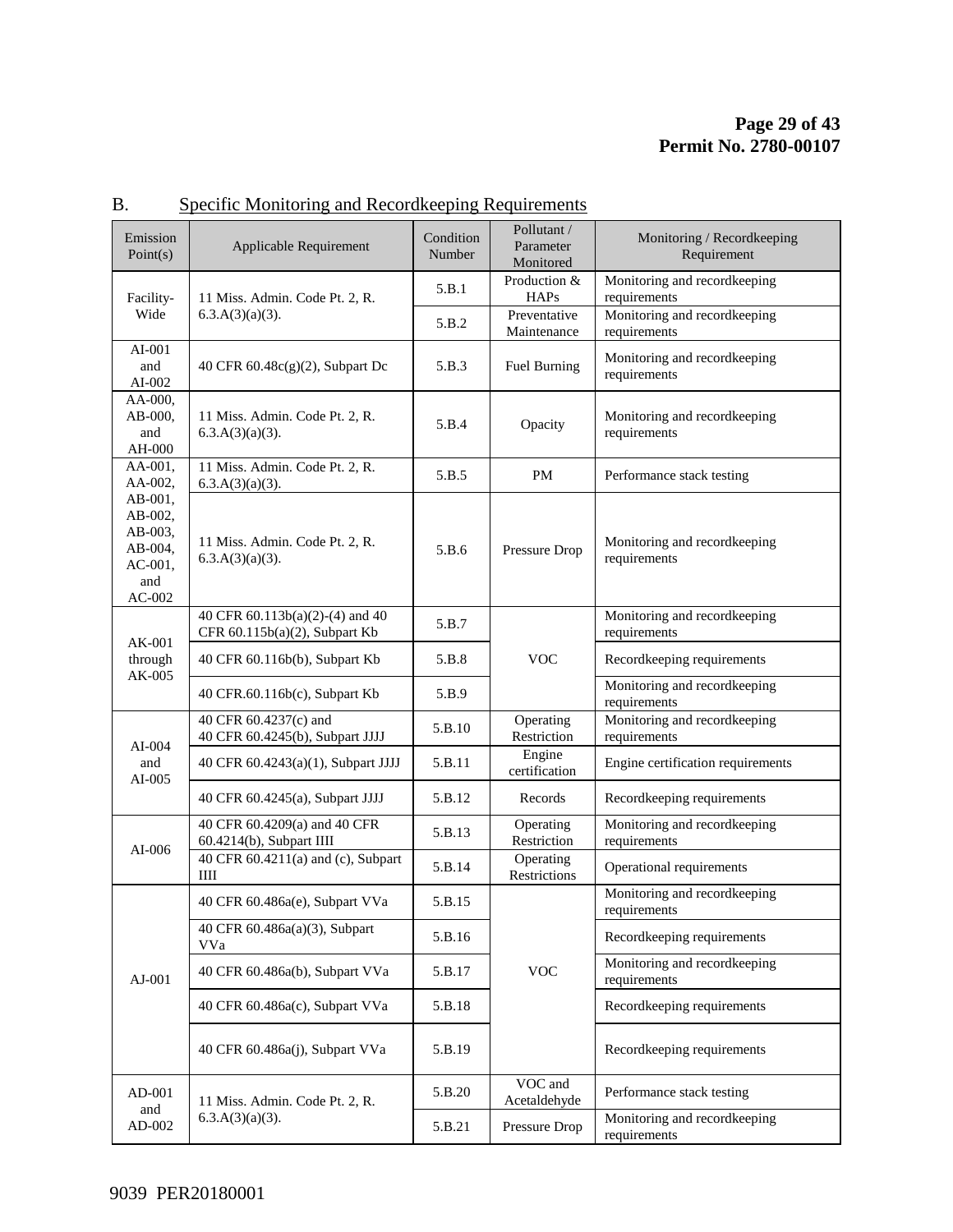B. Specific Monitoring and Recordkeeping Requirements

| Emission Point(s) | Applicable Requirement | Condition Number | Pollutant / Parameter Monitored | Monitoring / Recordkeeping Requirement |
|---|---|---|---|---|
| Facility-Wide | 11 Miss. Admin. Code Pt. 2, R. 6.3.A(3)(a)(3). | 5.B.1 | Production & HAPs | Monitoring and recordkeeping requirements |
| | | 5.B.2 | Preventative Maintenance | Monitoring and recordkeeping requirements |
| AI-001 and AI-002 | 40 CFR 60.48c(g)(2), Subpart Dc | 5.B.3 | Fuel Burning | Monitoring and recordkeeping requirements |
| AA-000, AB-000, and AH-000 | 11 Miss. Admin. Code Pt. 2, R. 6.3.A(3)(a)(3). | 5.B.4 | Opacity | Monitoring and recordkeeping requirements |
| AA-001, AA-002, AB-001, AB-002, AB-003, AB-004, AC-001, and AC-002 | 11 Miss. Admin. Code Pt. 2, R. 6.3.A(3)(a)(3). | 5.B.5 | PM | Performance stack testing |
| | 11 Miss. Admin. Code Pt. 2, R. 6.3.A(3)(a)(3). | 5.B.6 | Pressure Drop | Monitoring and recordkeeping requirements |
| AK-001 through AK-005 | 40 CFR 60.113b(a)(2)-(4) and 40 CFR 60.115b(a)(2), Subpart Kb | 5.B.7 | VOC | Monitoring and recordkeeping requirements |
| | 40 CFR 60.116b(b), Subpart Kb | 5.B.8 | | Recordkeeping requirements |
| | 40 CFR.60.116b(c), Subpart Kb | 5.B.9 | | Monitoring and recordkeeping requirements |
| AI-004 and AI-005 | 40 CFR 60.4237(c) and 40 CFR 60.4245(b), Subpart JJJJ | 5.B.10 | Operating Restriction | Monitoring and recordkeeping requirements |
| | 40 CFR 60.4243(a)(1), Subpart JJJJ | 5.B.11 | Engine certification | Engine certification requirements |
| | 40 CFR 60.4245(a), Subpart JJJJ | 5.B.12 | Records | Recordkeeping requirements |
| AI-006 | 40 CFR 60.4209(a) and 40 CFR 60.4214(b), Subpart IIII | 5.B.13 | Operating Restriction | Monitoring and recordkeeping requirements |
| | 40 CFR 60.4211(a) and (c), Subpart IIII | 5.B.14 | Operating Restrictions | Operational requirements |
| AJ-001 | 40 CFR 60.486a(e), Subpart VVa | 5.B.15 | VOC | Monitoring and recordkeeping requirements |
| | 40 CFR 60.486a(a)(3), Subpart VVa | 5.B.16 | | Recordkeeping requirements |
| | 40 CFR 60.486a(b), Subpart VVa | 5.B.17 | | Monitoring and recordkeeping requirements |
| | 40 CFR 60.486a(c), Subpart VVa | 5.B.18 | | Recordkeeping requirements |
| | 40 CFR 60.486a(j), Subpart VVa | 5.B.19 | | Recordkeeping requirements |
| AD-001 and AD-002 | 11 Miss. Admin. Code Pt. 2, R. 6.3.A(3)(a)(3). | 5.B.20 | VOC and Acetaldehyde | Performance stack testing |
| | | 5.B.21 | Pressure Drop | Monitoring and recordkeeping requirements |

9039 PER20180001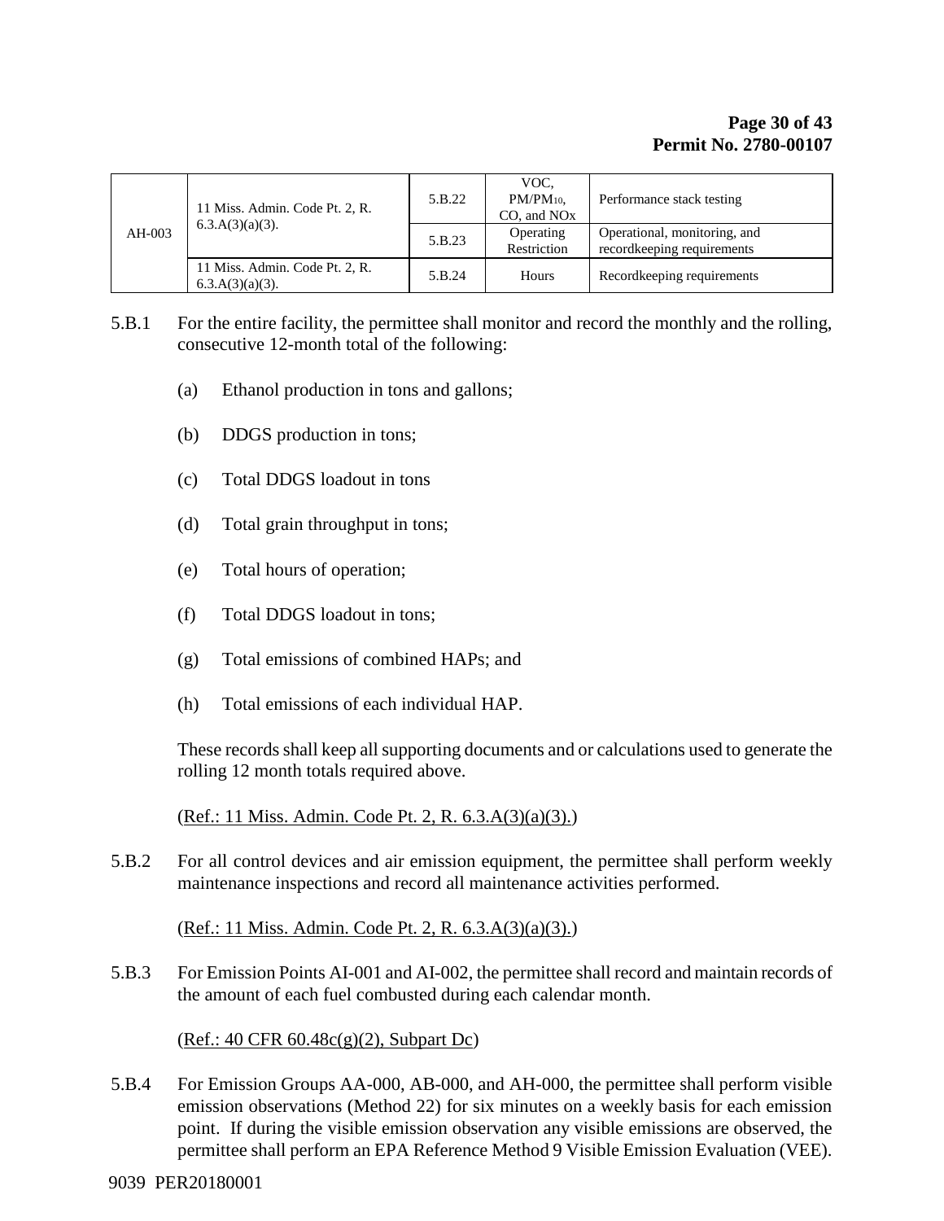| | | | | |
|---|---|---|---|---|
| AH-003 | 11 Miss. Admin. Code Pt. 2, R. 6.3.A(3)(a)(3). | 5.B.22 | VOC, $PM/PM_{10}$, CO, and NOx | Performance stack testing |
| | | 5.B.23 | Operating Restriction | Operational, monitoring, and recordkeeping requirements |
| | 11 Miss. Admin. Code Pt. 2, R. 6.3.A(3)(a)(3). | 5.B.24 | Hours | Recordkeeping requirements |

5.B.1 For the entire facility, the permittee shall monitor and record the monthly and the rolling, consecutive 12-month total of the following:

(a) Ethanol production in tons and gallons;

(b) DDGS production in tons;

(c) Total DDGS loadout in tons

(d) Total grain throughput in tons;

(e) Total hours of operation;

(f) Total DDGS loadout in tons;

(g) Total emissions of combined HAPs; and

(h) Total emissions of each individual HAP.

These records shall keep all supporting documents and or calculations used to generate the rolling 12 month totals required above.

(Ref.: 11 Miss. Admin. Code Pt. 2, R. 6.3.A(3)(a)(3).)

5.B.2 For all control devices and air emission equipment, the permittee shall perform weekly maintenance inspections and record all maintenance activities performed.

(Ref.: 11 Miss. Admin. Code Pt. 2, R. 6.3.A(3)(a)(3).)

5.B.3 For Emission Points AI-001 and AI-002, the permittee shall record and maintain records of the amount of each fuel combusted during each calendar month.

(Ref.: 40 CFR 60.48c(g)(2), Subpart Dc)

5.B.4 For Emission Groups AA-000, AB-000, and AH-000, the permittee shall perform visible emission observations (Method 22) for six minutes on a weekly basis for each emission point. If during the visible emission observation any visible emissions are observed, the permittee shall perform an EPA Reference Method 9 Visible Emission Evaluation (VEE).

9039 PER20180001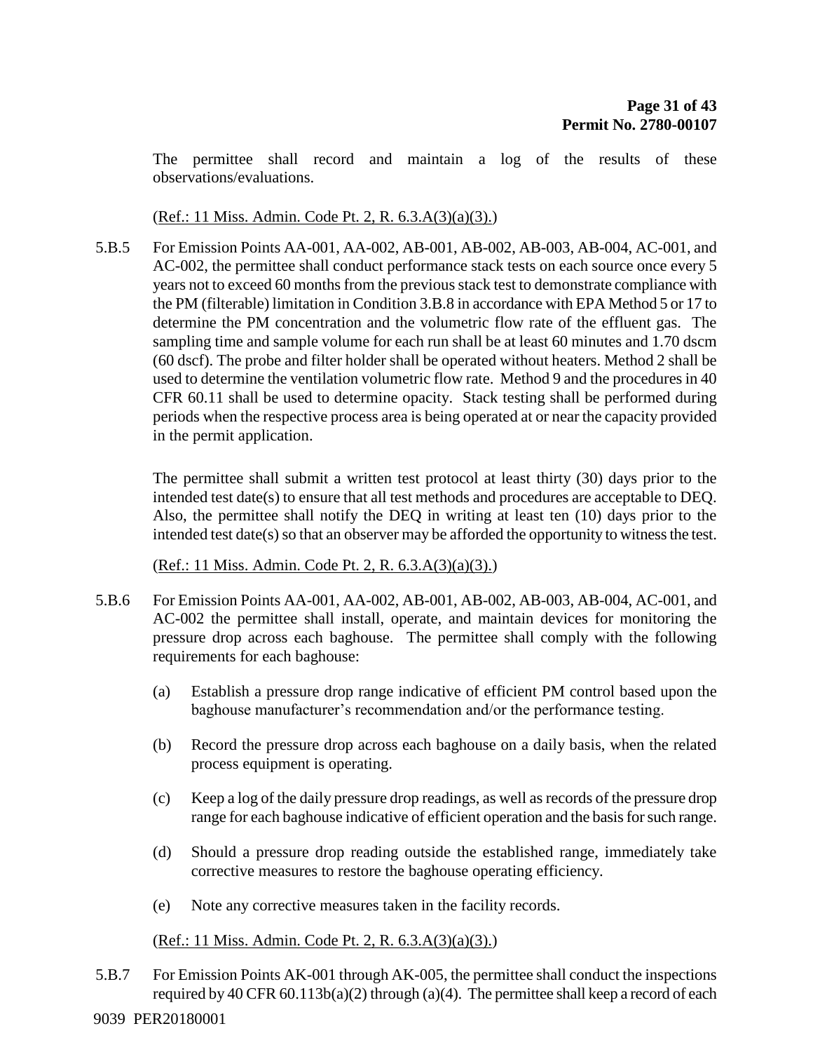The permittee shall record and maintain a log of the results of these observations/evaluations.

(Ref.: 11 Miss. Admin. Code Pt. 2, R. 6.3.A(3)(a)(3).)

5.B.5 For Emission Points AA-001, AA-002, AB-001, AB-002, AB-003, AB-004, AC-001, and AC-002, the permittee shall conduct performance stack tests on each source once every 5 years not to exceed 60 months from the previous stack test to demonstrate compliance with the PM (filterable) limitation in Condition 3.B.8 in accordance with EPA Method 5 or 17 to determine the PM concentration and the volumetric flow rate of the effluent gas. The sampling time and sample volume for each run shall be at least 60 minutes and 1.70 dscm (60 dscf). The probe and filter holder shall be operated without heaters. Method 2 shall be used to determine the ventilation volumetric flow rate. Method 9 and the procedures in 40 CFR 60.11 shall be used to determine opacity. Stack testing shall be performed during periods when the respective process area is being operated at or near the capacity provided in the permit application.

The permittee shall submit a written test protocol at least thirty (30) days prior to the intended test date(s) to ensure that all test methods and procedures are acceptable to DEQ. Also, the permittee shall notify the DEQ in writing at least ten (10) days prior to the intended test date(s) so that an observer may be afforded the opportunity to witness the test.

(Ref.: 11 Miss. Admin. Code Pt. 2, R. 6.3.A(3)(a)(3).)

5.B.6 For Emission Points AA-001, AA-002, AB-001, AB-002, AB-003, AB-004, AC-001, and AC-002 the permittee shall install, operate, and maintain devices for monitoring the pressure drop across each baghouse. The permittee shall comply with the following requirements for each baghouse:

(a) Establish a pressure drop range indicative of efficient PM control based upon the baghouse manufacturer's recommendation and/or the performance testing.

(b) Record the pressure drop across each baghouse on a daily basis, when the related process equipment is operating.

(c) Keep a log of the daily pressure drop readings, as well as records of the pressure drop range for each baghouse indicative of efficient operation and the basis for such range.

(d) Should a pressure drop reading outside the established range, immediately take corrective measures to restore the baghouse operating efficiency.

(e) Note any corrective measures taken in the facility records.

(Ref.: 11 Miss. Admin. Code Pt. 2, R. 6.3.A(3)(a)(3).)

5.B.7 For Emission Points AK-001 through AK-005, the permittee shall conduct the inspections required by 40 CFR 60.113b(a)(2) through (a)(4). The permittee shall keep a record of each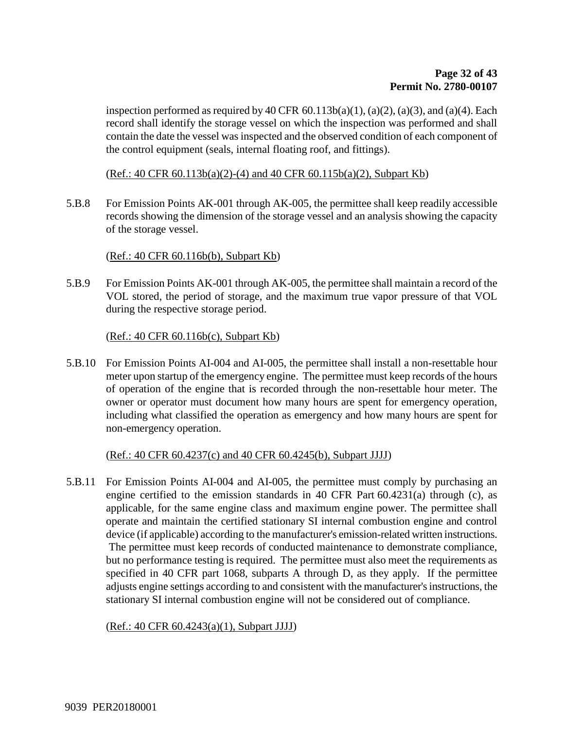inspection performed as required by 40 CFR 60.113b(a)(1), (a)(2), (a)(3), and (a)(4). Each record shall identify the storage vessel on which the inspection was performed and shall contain the date the vessel was inspected and the observed condition of each component of the control equipment (seals, internal floating roof, and fittings).

(Ref.: 40 CFR 60.113b(a)(2)-(4) and 40 CFR 60.115b(a)(2), Subpart Kb)

5.B.8 For Emission Points AK-001 through AK-005, the permittee shall keep readily accessible records showing the dimension of the storage vessel and an analysis showing the capacity of the storage vessel.

(Ref.: 40 CFR 60.116b(b), Subpart Kb)

5.B.9 For Emission Points AK-001 through AK-005, the permittee shall maintain a record of the VOL stored, the period of storage, and the maximum true vapor pressure of that VOL during the respective storage period.

(Ref.: 40 CFR 60.116b(c), Subpart Kb)

5.B.10 For Emission Points AI-004 and AI-005, the permittee shall install a non-resettable hour meter upon startup of the emergency engine. The permittee must keep records of the hours of operation of the engine that is recorded through the non-resettable hour meter. The owner or operator must document how many hours are spent for emergency operation, including what classified the operation as emergency and how many hours are spent for non-emergency operation.

(Ref.: 40 CFR 60.4237(c) and 40 CFR 60.4245(b), Subpart JJJJ)

5.B.11 For Emission Points AI-004 and AI-005, the permittee must comply by purchasing an engine certified to the emission standards in 40 CFR Part 60.4231(a) through (c), as applicable, for the same engine class and maximum engine power. The permittee shall operate and maintain the certified stationary SI internal combustion engine and control device (if applicable) according to the manufacturer's emission-related written instructions. The permittee must keep records of conducted maintenance to demonstrate compliance, but no performance testing is required. The permittee must also meet the requirements as specified in 40 CFR part 1068, subparts A through D, as they apply. If the permittee adjusts engine settings according to and consistent with the manufacturer's instructions, the stationary SI internal combustion engine will not be considered out of compliance.

(Ref.: 40 CFR 60.4243(a)(1), Subpart JJJJ)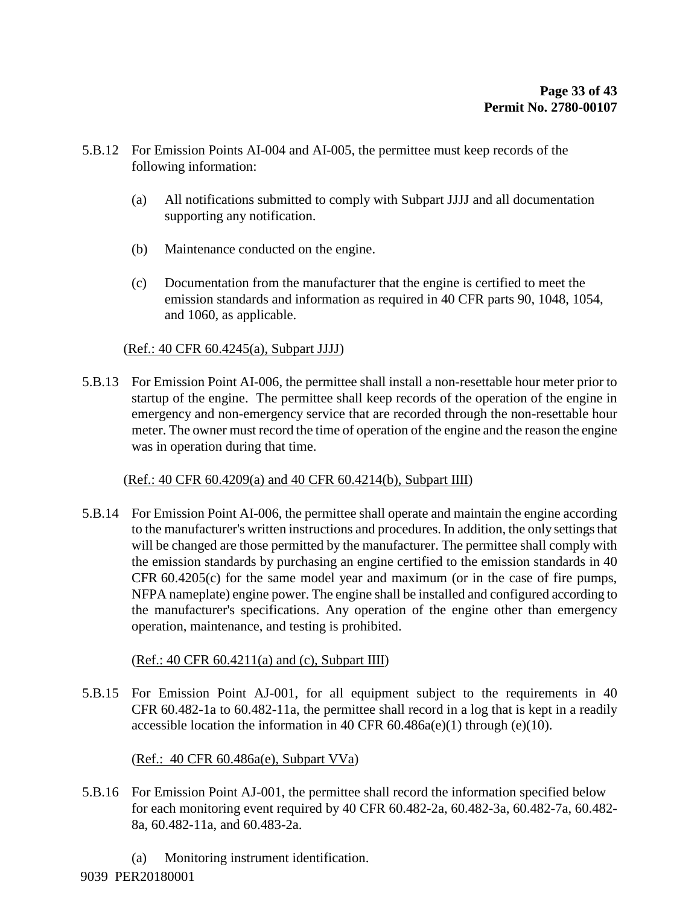5.B.12 For Emission Points AI-004 and AI-005, the permittee must keep records of the following information:

(a) All notifications submitted to comply with Subpart JJJJ and all documentation supporting any notification.

(b) Maintenance conducted on the engine.

(c) Documentation from the manufacturer that the engine is certified to meet the emission standards and information as required in 40 CFR parts 90, 1048, 1054, and 1060, as applicable.

(Ref.: 40 CFR 60.4245(a), Subpart JJJJ)

5.B.13 For Emission Point AI-006, the permittee shall install a non-resettable hour meter prior to startup of the engine. The permittee shall keep records of the operation of the engine in emergency and non-emergency service that are recorded through the non-resettable hour meter. The owner must record the time of operation of the engine and the reason the engine was in operation during that time.

(Ref.: 40 CFR 60.4209(a) and 40 CFR 60.4214(b), Subpart IIII)

5.B.14 For Emission Point AI-006, the permittee shall operate and maintain the engine according to the manufacturer's written instructions and procedures. In addition, the only settings that will be changed are those permitted by the manufacturer. The permittee shall comply with the emission standards by purchasing an engine certified to the emission standards in 40 CFR 60.4205(c) for the same model year and maximum (or in the case of fire pumps, NFPA nameplate) engine power. The engine shall be installed and configured according to the manufacturer's specifications. Any operation of the engine other than emergency operation, maintenance, and testing is prohibited.

(Ref.: 40 CFR 60.4211(a) and (c), Subpart IIII)

5.B.15 For Emission Point AJ-001, for all equipment subject to the requirements in 40 CFR 60.482-1a to 60.482-11a, the permittee shall record in a log that is kept in a readily accessible location the information in 40 CFR 60.486a(e)(1) through (e)(10).

(Ref.: 40 CFR 60.486a(e), Subpart VVa)

5.B.16 For Emission Point AJ-001, the permittee shall record the information specified below for each monitoring event required by 40 CFR 60.482-2a, 60.482-3a, 60.482-7a, 60.482-8a, 60.482-11a, and 60.483-2a.

(a) Monitoring instrument identification.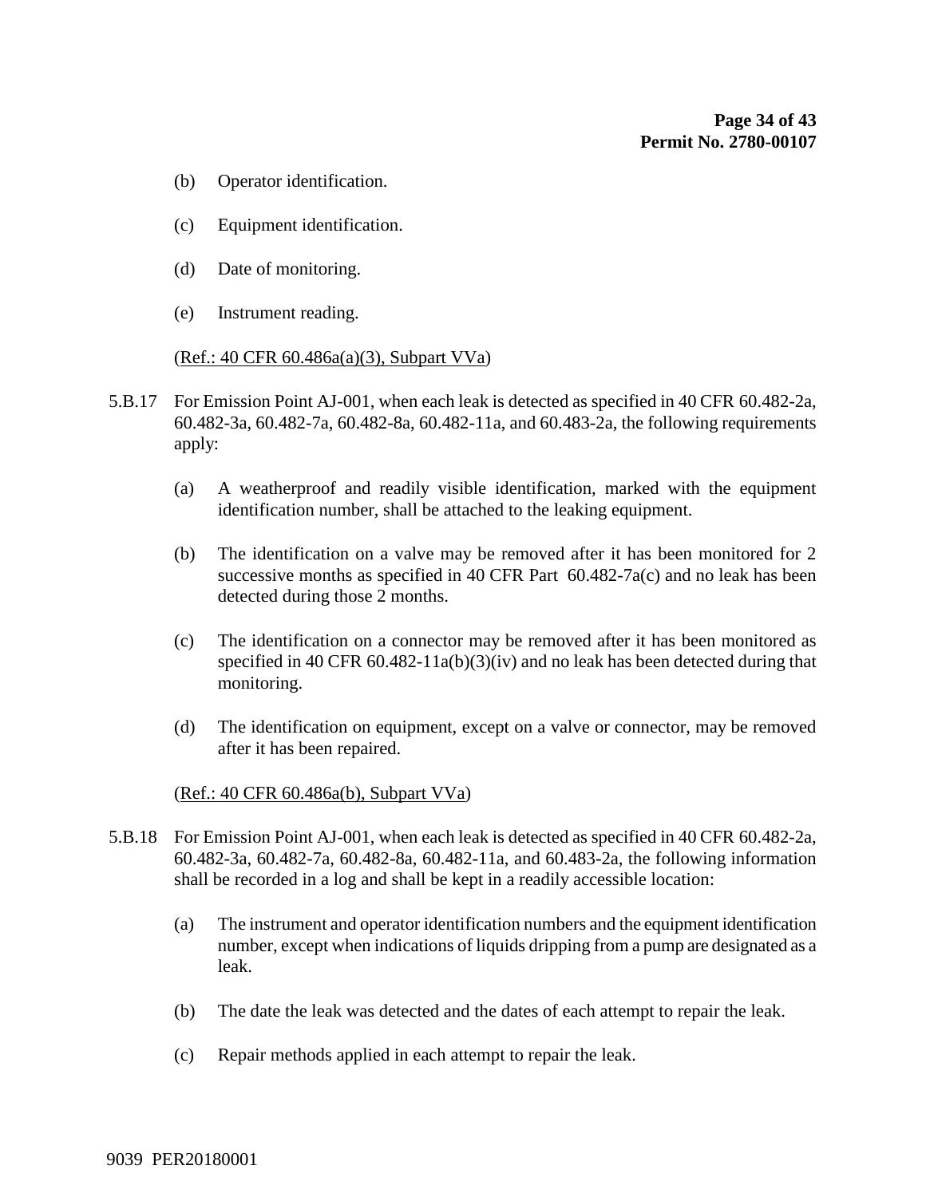(b) Operator identification.

(c) Equipment identification.

(d) Date of monitoring.

(e) Instrument reading.

(Ref.: 40 CFR 60.486a(a)(3), Subpart VVa)

5.B.17 For Emission Point AJ-001, when each leak is detected as specified in 40 CFR 60.482-2a, 60.482-3a, 60.482-7a, 60.482-8a, 60.482-11a, and 60.483-2a, the following requirements apply:

(a) A weatherproof and readily visible identification, marked with the equipment identification number, shall be attached to the leaking equipment.

(b) The identification on a valve may be removed after it has been monitored for 2 successive months as specified in 40 CFR Part 60.482-7a(c) and no leak has been detected during those 2 months.

(c) The identification on a connector may be removed after it has been monitored as specified in 40 CFR 60.482-11a(b)(3)(iv) and no leak has been detected during that monitoring.

(d) The identification on equipment, except on a valve or connector, may be removed after it has been repaired.

(Ref.: 40 CFR 60.486a(b), Subpart VVa)

5.B.18 For Emission Point AJ-001, when each leak is detected as specified in 40 CFR 60.482-2a, 60.482-3a, 60.482-7a, 60.482-8a, 60.482-11a, and 60.483-2a, the following information shall be recorded in a log and shall be kept in a readily accessible location:

(a) The instrument and operator identification numbers and the equipment identification number, except when indications of liquids dripping from a pump are designated as a leak.

(b) The date the leak was detected and the dates of each attempt to repair the leak.

(c) Repair methods applied in each attempt to repair the leak.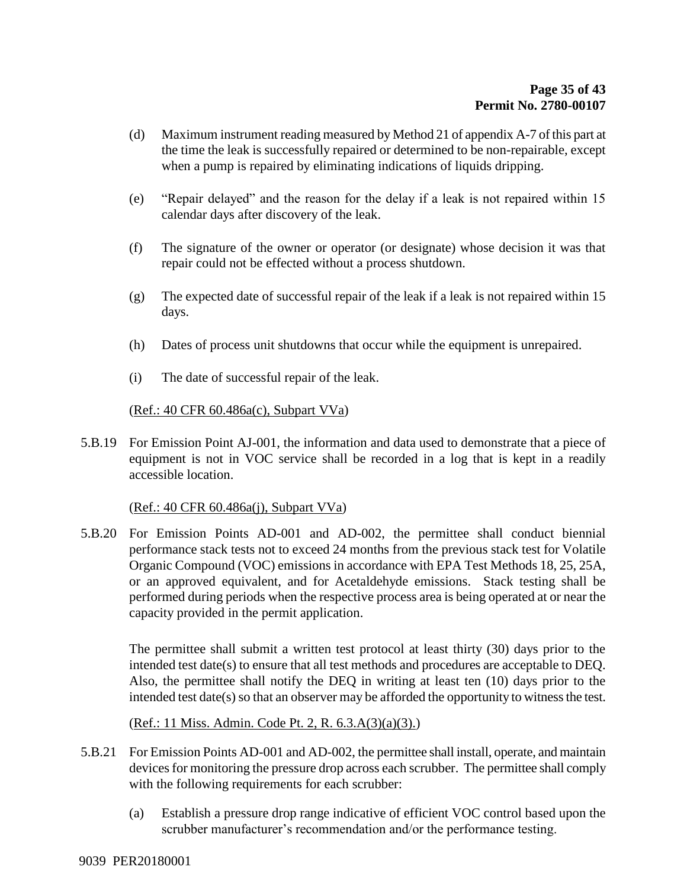(d) Maximum instrument reading measured by Method 21 of appendix A-7 of this part at the time the leak is successfully repaired or determined to be non-repairable, except when a pump is repaired by eliminating indications of liquids dripping.

(e) "Repair delayed" and the reason for the delay if a leak is not repaired within 15 calendar days after discovery of the leak.

(f) The signature of the owner or operator (or designate) whose decision it was that repair could not be effected without a process shutdown.

(g) The expected date of successful repair of the leak if a leak is not repaired within 15 days.

(h) Dates of process unit shutdowns that occur while the equipment is unrepaired.

(i) The date of successful repair of the leak.

(Ref.: 40 CFR 60.486a(c), Subpart VVa)

5.B.19 For Emission Point AJ-001, the information and data used to demonstrate that a piece of equipment is not in VOC service shall be recorded in a log that is kept in a readily accessible location.

(Ref.: 40 CFR 60.486a(j), Subpart VVa)

5.B.20 For Emission Points AD-001 and AD-002, the permittee shall conduct biennial performance stack tests not to exceed 24 months from the previous stack test for Volatile Organic Compound (VOC) emissions in accordance with EPA Test Methods 18, 25, 25A, or an approved equivalent, and for Acetaldehyde emissions. Stack testing shall be performed during periods when the respective process area is being operated at or near the capacity provided in the permit application.

The permittee shall submit a written test protocol at least thirty (30) days prior to the intended test date(s) to ensure that all test methods and procedures are acceptable to DEQ. Also, the permittee shall notify the DEQ in writing at least ten (10) days prior to the intended test date(s) so that an observer may be afforded the opportunity to witness the test.

(Ref.: 11 Miss. Admin. Code Pt. 2, R. 6.3.A(3)(a)(3).)

5.B.21 For Emission Points AD-001 and AD-002, the permittee shall install, operate, and maintain devices for monitoring the pressure drop across each scrubber. The permittee shall comply with the following requirements for each scrubber:

(a) Establish a pressure drop range indicative of efficient VOC control based upon the scrubber manufacturer's recommendation and/or the performance testing.

9039 PER20180001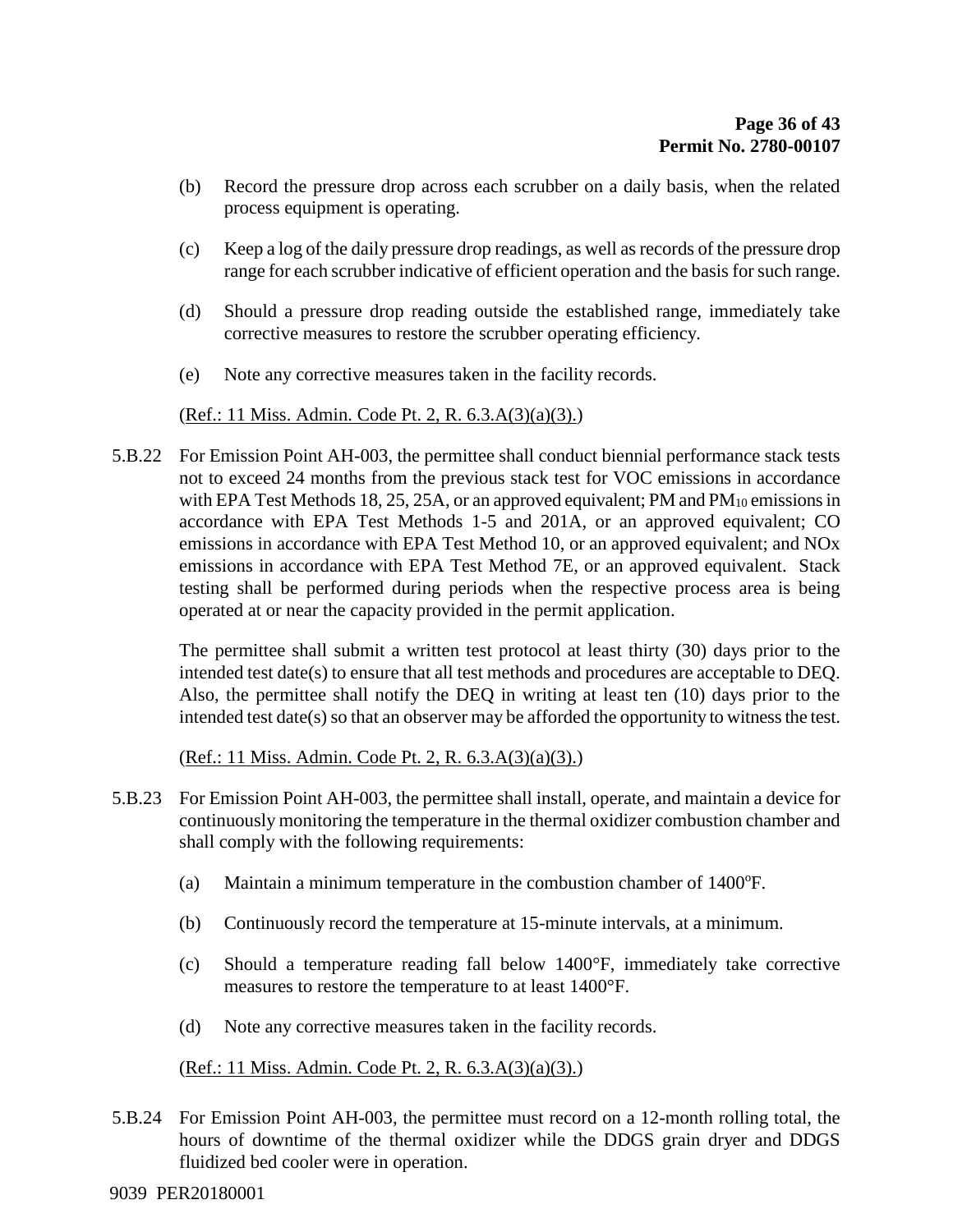(b) Record the pressure drop across each scrubber on a daily basis, when the related process equipment is operating.

(c) Keep a log of the daily pressure drop readings, as well as records of the pressure drop range for each scrubber indicative of efficient operation and the basis for such range.

(d) Should a pressure drop reading outside the established range, immediately take corrective measures to restore the scrubber operating efficiency.

(e) Note any corrective measures taken in the facility records.

(Ref.: 11 Miss. Admin. Code Pt. 2, R. 6.3.A(3)(a)(3).)

5.B.22 For Emission Point AH-003, the permittee shall conduct biennial performance stack tests not to exceed 24 months from the previous stack test for VOC emissions in accordance with EPA Test Methods 18, 25, 25A, or an approved equivalent; PM and $PM_{10}$ emissions in accordance with EPA Test Methods 1-5 and 201A, or an approved equivalent; CO emissions in accordance with EPA Test Method 10, or an approved equivalent; and NOx emissions in accordance with EPA Test Method 7E, or an approved equivalent. Stack testing shall be performed during periods when the respective process area is being operated at or near the capacity provided in the permit application.

The permittee shall submit a written test protocol at least thirty (30) days prior to the intended test date(s) to ensure that all test methods and procedures are acceptable to DEQ. Also, the permittee shall notify the DEQ in writing at least ten (10) days prior to the intended test date(s) so that an observer may be afforded the opportunity to witness the test.

(Ref.: 11 Miss. Admin. Code Pt. 2, R. 6.3.A(3)(a)(3).)

5.B.23 For Emission Point AH-003, the permittee shall install, operate, and maintain a device for continuously monitoring the temperature in the thermal oxidizer combustion chamber and shall comply with the following requirements:

(a) Maintain a minimum temperature in the combustion chamber of 1400°F.

(b) Continuously record the temperature at 15-minute intervals, at a minimum.

(c) Should a temperature reading fall below 1400°F, immediately take corrective measures to restore the temperature to at least 1400°F.

(d) Note any corrective measures taken in the facility records.

(Ref.: 11 Miss. Admin. Code Pt. 2, R. 6.3.A(3)(a)(3).)

5.B.24 For Emission Point AH-003, the permittee must record on a 12-month rolling total, the hours of downtime of the thermal oxidizer while the DDGS grain dryer and DDGS fluidized bed cooler were in operation.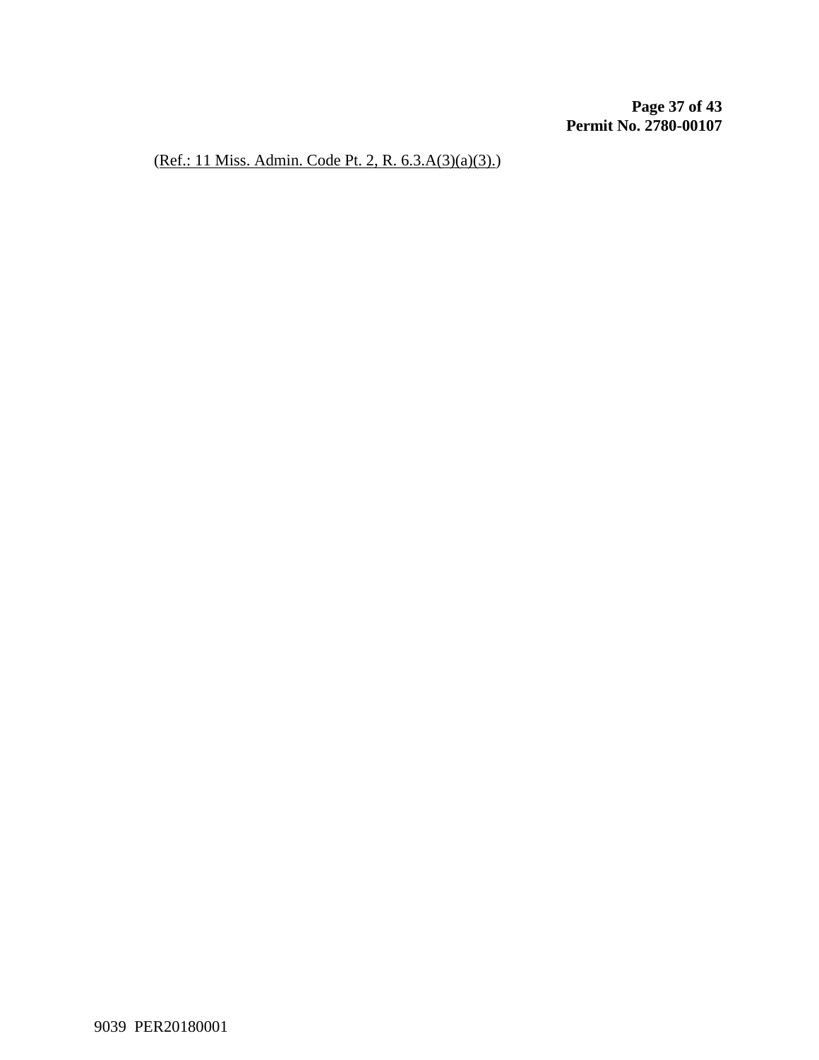(Ref.: 11 Miss. Admin. Code Pt. 2, R. 6.3.A(3)(a)(3).)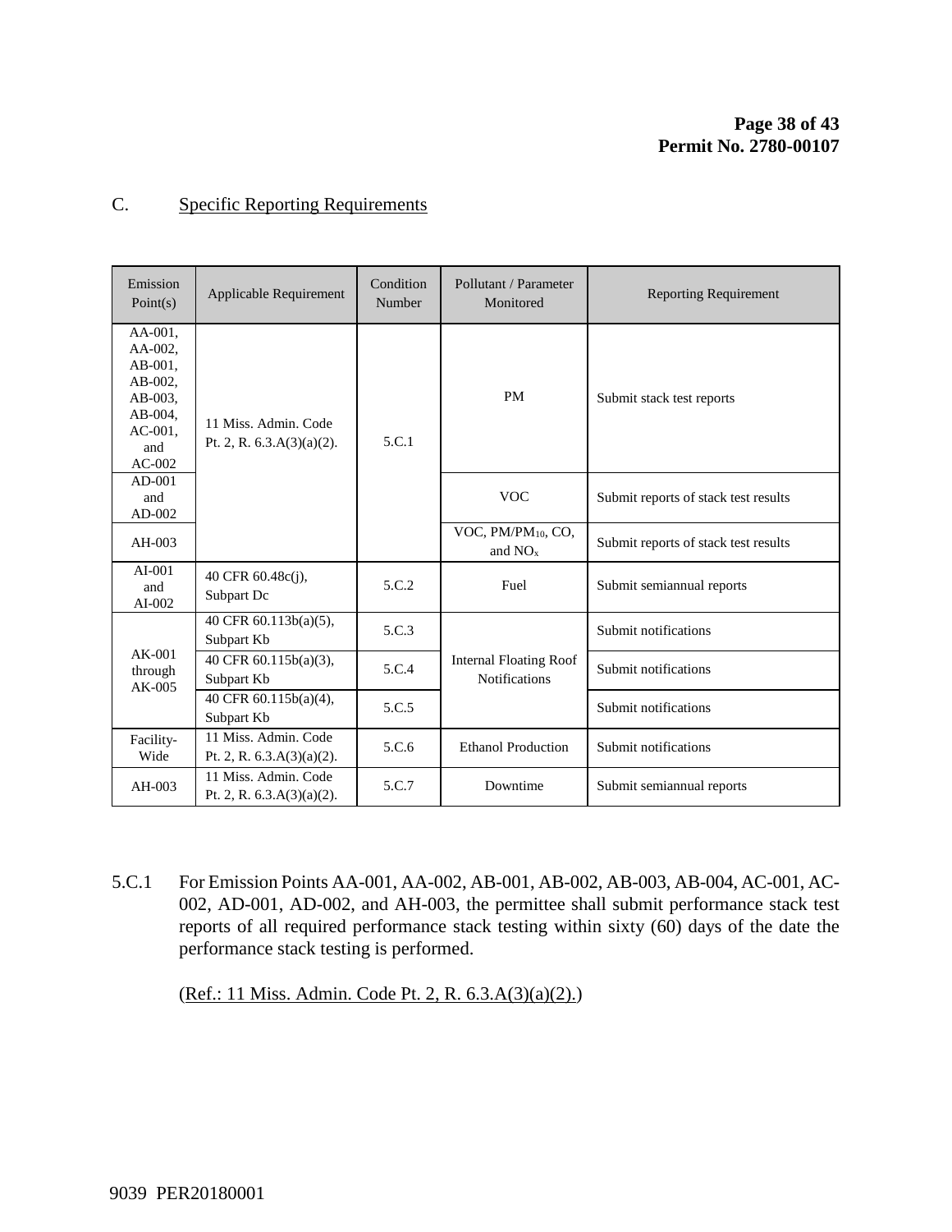C. Specific Reporting Requirements

| Emission Point(s) | Applicable Requirement | Condition Number | Pollutant / Parameter Monitored | Reporting Requirement |
|---|---|---|---|---|
| AA-001, AA-002, AB-001, AB-002, AB-003, AB-004, AC-001, and AC-002 | 11 Miss. Admin. Code Pt. 2, R. 6.3.A(3)(a)(2). | 5.C.1 | PM | Submit stack test reports |
| AD-001 and AD-002 | | | VOC | Submit reports of stack test results |
| AH-003 | | | VOC, $PM/PM_{10}$, CO, and $NO_x$ | Submit reports of stack test results |
| AI-001 and AI-002 | 40 CFR 60.48c(j), Subpart Dc | 5.C.2 | Fuel | Submit semiannual reports |
| AK-001 through AK-005 | 40 CFR 60.113b(a)(5), Subpart Kb | 5.C.3 | Internal Floating Roof Notifications | Submit notifications |
| | 40 CFR 60.115b(a)(3), Subpart Kb | 5.C.4 | | Submit notifications |
| | 40 CFR 60.115b(a)(4), Subpart Kb | 5.C.5 | | Submit notifications |
| Facility-Wide | 11 Miss. Admin. Code Pt. 2, R. 6.3.A(3)(a)(2). | 5.C.6 | Ethanol Production | Submit notifications |
| AH-003 | 11 Miss. Admin. Code Pt. 2, R. 6.3.A(3)(a)(2). | 5.C.7 | Downtime | Submit semiannual reports |

5.C.1 For Emission Points AA-001, AA-002, AB-001, AB-002, AB-003, AB-004, AC-001, AC-002, AD-001, AD-002, and AH-003, the permittee shall submit performance stack test reports of all required performance stack testing within sixty (60) days of the date the performance stack testing is performed.

(Ref.: 11 Miss. Admin. Code Pt. 2, R. 6.3.A(3)(a)(2).)

9039 PER20180001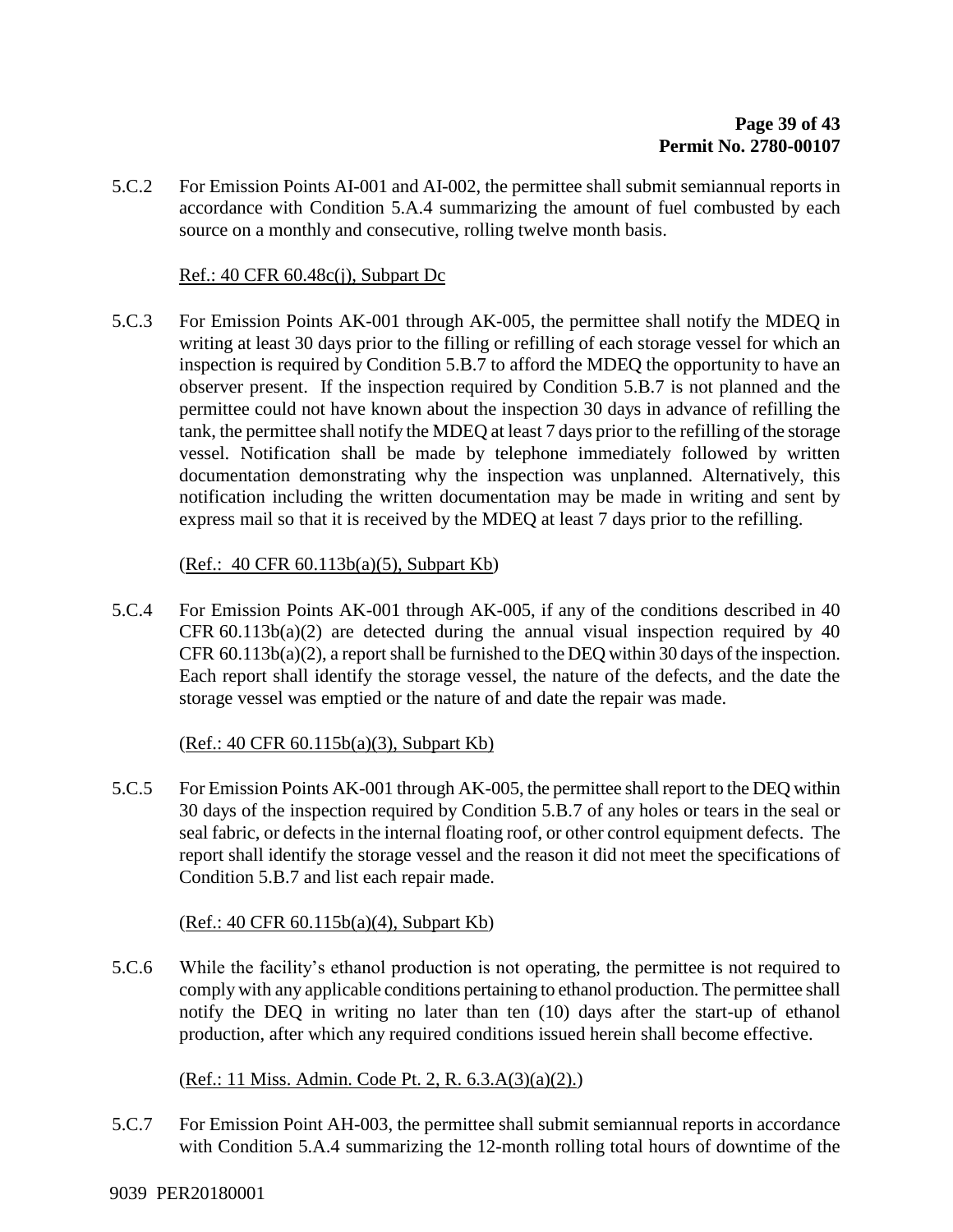5.C.2 For Emission Points AI-001 and AI-002, the permittee shall submit semiannual reports in accordance with Condition 5.A.4 summarizing the amount of fuel combusted by each source on a monthly and consecutive, rolling twelve month basis.

Ref.: 40 CFR 60.48c(j), Subpart Dc

5.C.3 For Emission Points AK-001 through AK-005, the permittee shall notify the MDEQ in writing at least 30 days prior to the filling or refilling of each storage vessel for which an inspection is required by Condition 5.B.7 to afford the MDEQ the opportunity to have an observer present. If the inspection required by Condition 5.B.7 is not planned and the permittee could not have known about the inspection 30 days in advance of refilling the tank, the permittee shall notify the MDEQ at least 7 days prior to the refilling of the storage vessel. Notification shall be made by telephone immediately followed by written documentation demonstrating why the inspection was unplanned. Alternatively, this notification including the written documentation may be made in writing and sent by express mail so that it is received by the MDEQ at least 7 days prior to the refilling.

(Ref.: 40 CFR 60.113b(a)(5), Subpart Kb)

5.C.4 For Emission Points AK-001 through AK-005, if any of the conditions described in 40 CFR 60.113b(a)(2) are detected during the annual visual inspection required by 40 CFR 60.113b(a)(2), a report shall be furnished to the DEQ within 30 days of the inspection. Each report shall identify the storage vessel, the nature of the defects, and the date the storage vessel was emptied or the nature of and date the repair was made.

(Ref.: 40 CFR 60.115b(a)(3), Subpart Kb)

5.C.5 For Emission Points AK-001 through AK-005, the permittee shall report to the DEQ within 30 days of the inspection required by Condition 5.B.7 of any holes or tears in the seal or seal fabric, or defects in the internal floating roof, or other control equipment defects. The report shall identify the storage vessel and the reason it did not meet the specifications of Condition 5.B.7 and list each repair made.

(Ref.: 40 CFR 60.115b(a)(4), Subpart Kb)

5.C.6 While the facility's ethanol production is not operating, the permittee is not required to comply with any applicable conditions pertaining to ethanol production. The permittee shall notify the DEQ in writing no later than ten (10) days after the start-up of ethanol production, after which any required conditions issued herein shall become effective.

(Ref.: 11 Miss. Admin. Code Pt. 2, R. 6.3.A(3)(a)(2).)

5.C.7 For Emission Point AH-003, the permittee shall submit semiannual reports in accordance with Condition 5.A.4 summarizing the 12-month rolling total hours of downtime of the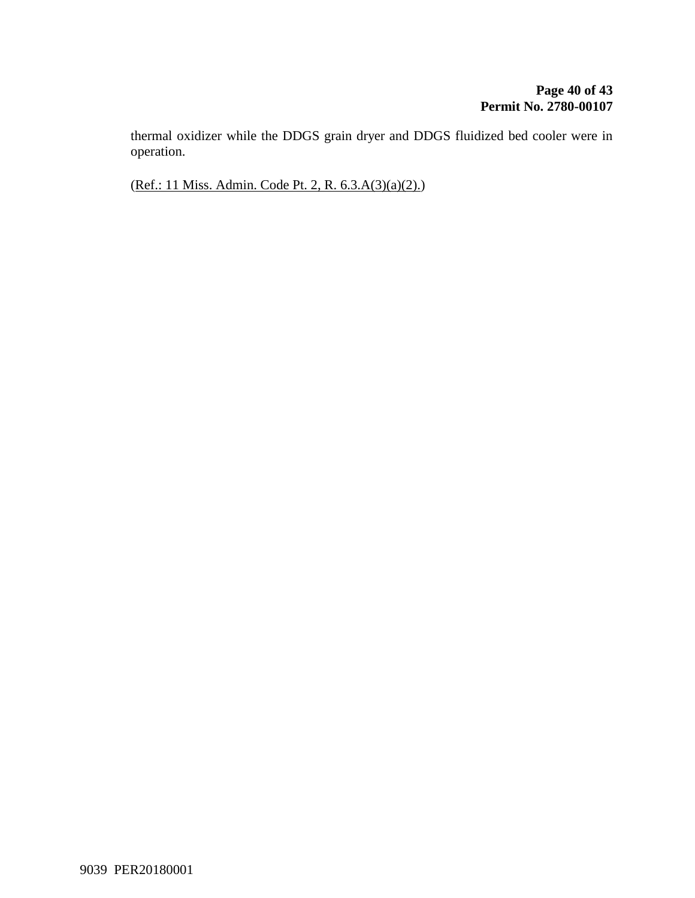thermal oxidizer while the DDGS grain dryer and DDGS fluidized bed cooler were in operation.

(Ref.: 11 Miss. Admin. Code Pt. 2, R. 6.3.A(3)(a)(2).)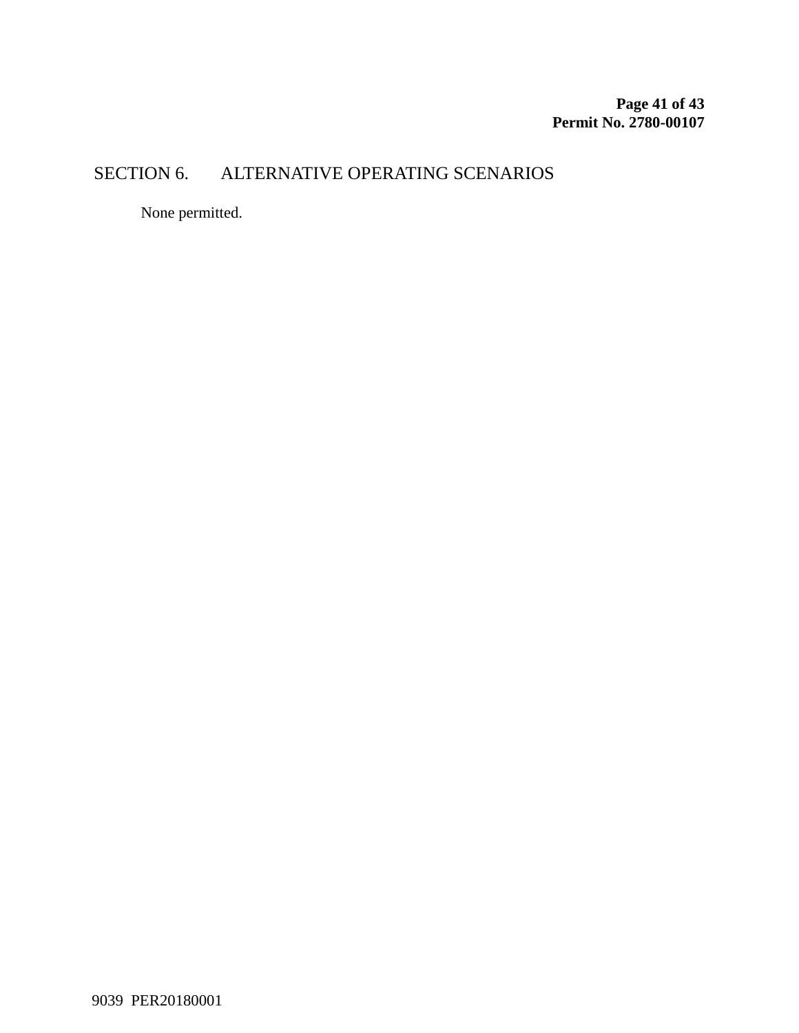# SECTION 6. ALTERNATIVE OPERATING SCENARIOS

None permitted.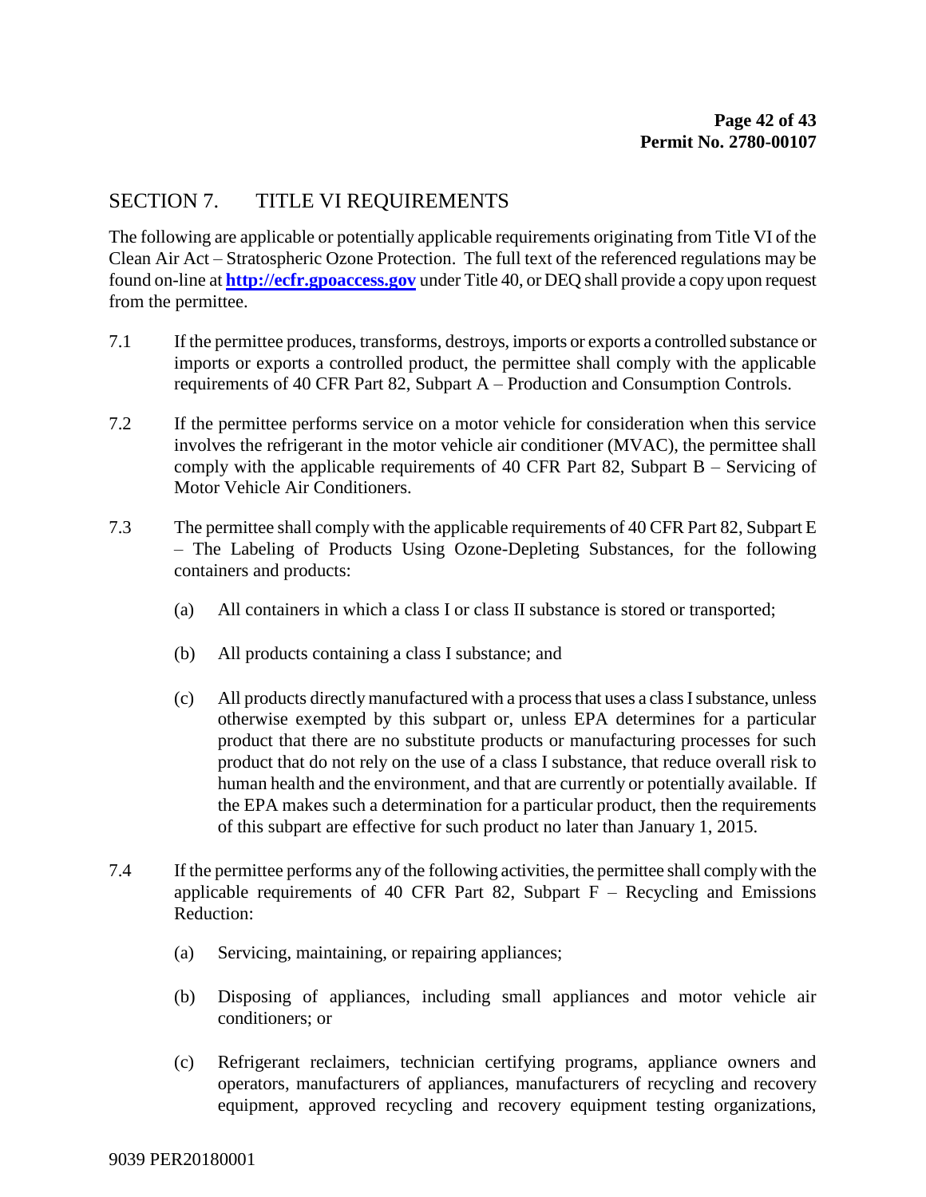## SECTION 7. TITLE VI REQUIREMENTS

The following are applicable or potentially applicable requirements originating from Title VI of the Clean Air Act – Stratospheric Ozone Protection. The full text of the referenced regulations may be found on-line at **http://ecfr.gpoaccess.gov** under Title 40, or DEQ shall provide a copy upon request from the permittee.

7.1 If the permittee produces, transforms, destroys, imports or exports a controlled substance or imports or exports a controlled product, the permittee shall comply with the applicable requirements of 40 CFR Part 82, Subpart A – Production and Consumption Controls.

7.2 If the permittee performs service on a motor vehicle for consideration when this service involves the refrigerant in the motor vehicle air conditioner (MVAC), the permittee shall comply with the applicable requirements of 40 CFR Part 82, Subpart B – Servicing of Motor Vehicle Air Conditioners.

7.3 The permittee shall comply with the applicable requirements of 40 CFR Part 82, Subpart E – The Labeling of Products Using Ozone-Depleting Substances, for the following containers and products:

(a) All containers in which a class I or class II substance is stored or transported;

(b) All products containing a class I substance; and

(c) All products directly manufactured with a process that uses a class I substance, unless otherwise exempted by this subpart or, unless EPA determines for a particular product that there are no substitute products or manufacturing processes for such product that do not rely on the use of a class I substance, that reduce overall risk to human health and the environment, and that are currently or potentially available. If the EPA makes such a determination for a particular product, then the requirements of this subpart are effective for such product no later than January 1, 2015.

7.4 If the permittee performs any of the following activities, the permittee shall comply with the applicable requirements of 40 CFR Part 82, Subpart F – Recycling and Emissions Reduction:

(a) Servicing, maintaining, or repairing appliances;

(b) Disposing of appliances, including small appliances and motor vehicle air conditioners; or

(c) Refrigerant reclaimers, technician certifying programs, appliance owners and operators, manufacturers of appliances, manufacturers of recycling and recovery equipment, approved recycling and recovery equipment testing organizations,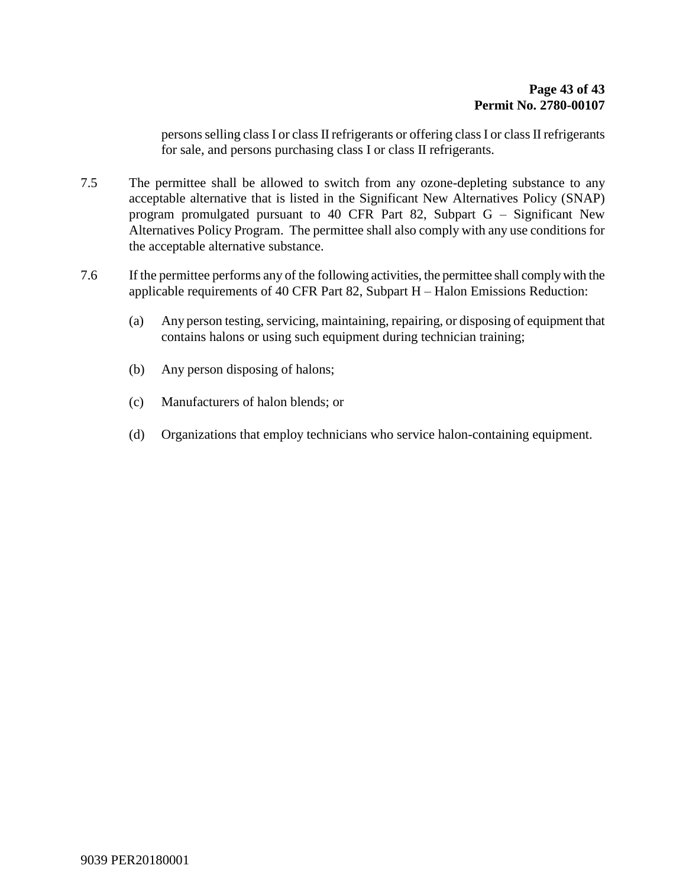persons selling class I or class II refrigerants or offering class I or class II refrigerants for sale, and persons purchasing class I or class II refrigerants.

7.5 The permittee shall be allowed to switch from any ozone-depleting substance to any acceptable alternative that is listed in the Significant New Alternatives Policy (SNAP) program promulgated pursuant to 40 CFR Part 82, Subpart G – Significant New Alternatives Policy Program. The permittee shall also comply with any use conditions for the acceptable alternative substance.

7.6 If the permittee performs any of the following activities, the permittee shall comply with the applicable requirements of 40 CFR Part 82, Subpart H – Halon Emissions Reduction:

(a) Any person testing, servicing, maintaining, repairing, or disposing of equipment that contains halons or using such equipment during technician training;

(b) Any person disposing of halons;

(c) Manufacturers of halon blends; or

(d) Organizations that employ technicians who service halon-containing equipment.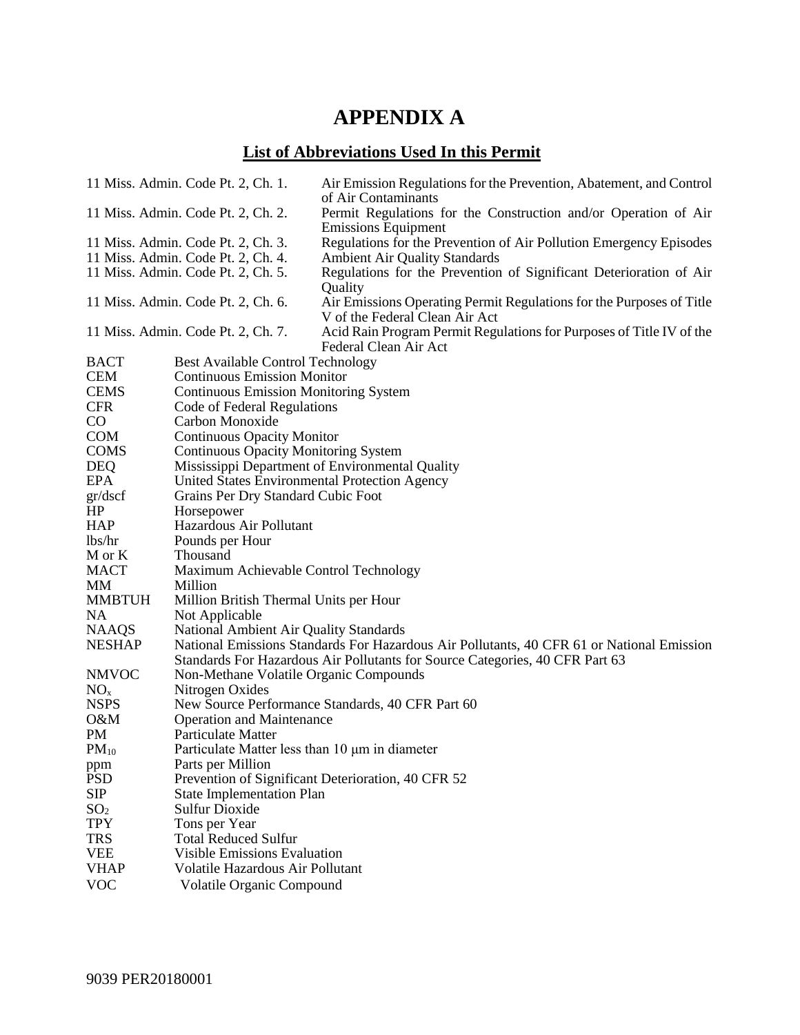# APPENDIX A

## List of Abbreviations Used In this Permit

| | |
|---|---|
| 11 Miss. Admin. Code Pt. 2, Ch. 1. | Air Emission Regulations for the Prevention, Abatement, and Control of Air Contaminants |
| 11 Miss. Admin. Code Pt. 2, Ch. 2. | Permit Regulations for the Construction and/or Operation of Air Emissions Equipment |
| 11 Miss. Admin. Code Pt. 2, Ch. 3. | Regulations for the Prevention of Air Pollution Emergency Episodes |
| 11 Miss. Admin. Code Pt. 2, Ch. 4. | Ambient Air Quality Standards |
| 11 Miss. Admin. Code Pt. 2, Ch. 5. | Regulations for the Prevention of Significant Deterioration of Air Quality |
| 11 Miss. Admin. Code Pt. 2, Ch. 6. | Air Emissions Operating Permit Regulations for the Purposes of Title V of the Federal Clean Air Act |
| 11 Miss. Admin. Code Pt. 2, Ch. 7. | Acid Rain Program Permit Regulations for Purposes of Title IV of the Federal Clean Air Act |

| | |
|---|---|
| BACT | Best Available Control Technology |
| CEM | Continuous Emission Monitor |
| CEMS | Continuous Emission Monitoring System |
| CFR | Code of Federal Regulations |
| CO | Carbon Monoxide |
| COM | Continuous Opacity Monitor |
| COMS | Continuous Opacity Monitoring System |
| DEQ | Mississippi Department of Environmental Quality |
| EPA | United States Environmental Protection Agency |
| gr/dscf | Grains Per Dry Standard Cubic Foot |
| HP | Horsepower |
| HAP | Hazardous Air Pollutant |
| lbs/hr | Pounds per Hour |
| M or K | Thousand |
| MACT | Maximum Achievable Control Technology |
| MM | Million |
| MMBTUH | Million British Thermal Units per Hour |
| NA | Not Applicable |
| NAAQS | National Ambient Air Quality Standards |
| NESHAP | National Emissions Standards For Hazardous Air Pollutants, 40 CFR 61 or National Emission Standards For Hazardous Air Pollutants for Source Categories, 40 CFR Part 63 |
| NMVOC | Non-Methane Volatile Organic Compounds |
| $NO_x$ | Nitrogen Oxides |
| NSPS | New Source Performance Standards, 40 CFR Part 60 |
| O&M | Operation and Maintenance |
| PM | Particulate Matter |
| $PM_{10}$ | Particulate Matter less than 10 μm in diameter |
| ppm | Parts per Million |
| PSD | Prevention of Significant Deterioration, 40 CFR 52 |
| SIP | State Implementation Plan |
| $SO_2$ | Sulfur Dioxide |
| TPY | Tons per Year |
| TRS | Total Reduced Sulfur |
| VEE | Visible Emissions Evaluation |
| VHAP | Volatile Hazardous Air Pollutant |
| VOC | Volatile Organic Compound |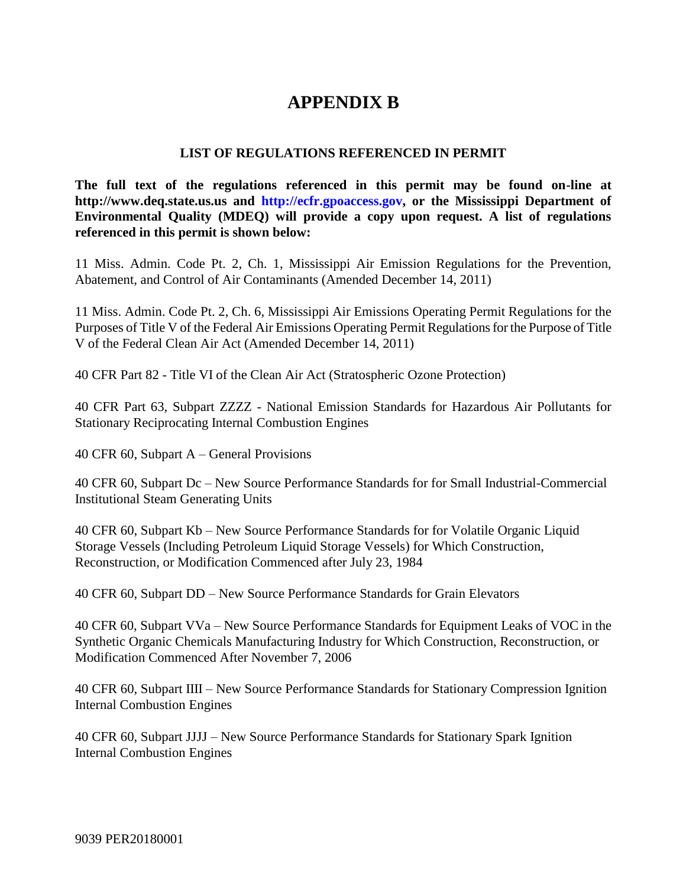# APPENDIX B

**LIST OF REGULATIONS REFERENCED IN PERMIT**

**The full text of the regulations referenced in this permit may be found on-line at http://www.deq.state.us.us and http://ecfr.gpoaccess.gov, or the Mississippi Department of Environmental Quality (MDEQ) will provide a copy upon request. A list of regulations referenced in this permit is shown below:**

11 Miss. Admin. Code Pt. 2, Ch. 1, Mississippi Air Emission Regulations for the Prevention, Abatement, and Control of Air Contaminants (Amended December 14, 2011)

11 Miss. Admin. Code Pt. 2, Ch. 6, Mississippi Air Emissions Operating Permit Regulations for the Purposes of Title V of the Federal Air Emissions Operating Permit Regulations for the Purpose of Title V of the Federal Clean Air Act (Amended December 14, 2011)

40 CFR Part 82 - Title VI of the Clean Air Act (Stratospheric Ozone Protection)

40 CFR Part 63, Subpart ZZZZ - National Emission Standards for Hazardous Air Pollutants for Stationary Reciprocating Internal Combustion Engines

40 CFR 60, Subpart A – General Provisions

40 CFR 60, Subpart Dc – New Source Performance Standards for for Small Industrial-Commercial Institutional Steam Generating Units

40 CFR 60, Subpart Kb – New Source Performance Standards for for Volatile Organic Liquid Storage Vessels (Including Petroleum Liquid Storage Vessels) for Which Construction, Reconstruction, or Modification Commenced after July 23, 1984

40 CFR 60, Subpart DD – New Source Performance Standards for Grain Elevators

40 CFR 60, Subpart VVa – New Source Performance Standards for Equipment Leaks of VOC in the Synthetic Organic Chemicals Manufacturing Industry for Which Construction, Reconstruction, or Modification Commenced After November 7, 2006

40 CFR 60, Subpart IIII – New Source Performance Standards for Stationary Compression Ignition Internal Combustion Engines

40 CFR 60, Subpart JJJJ – New Source Performance Standards for Stationary Spark Ignition Internal Combustion Engines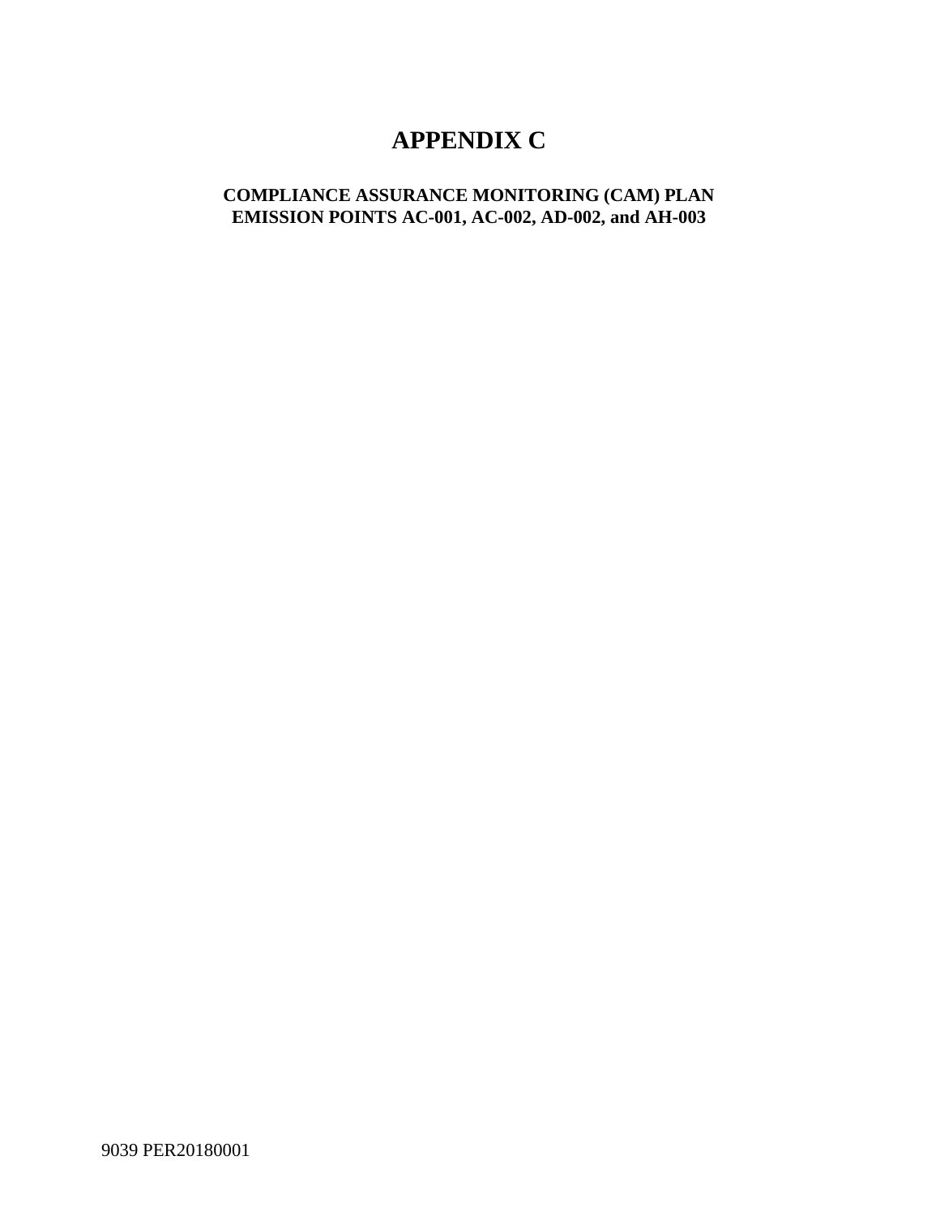# APPENDIX C

**COMPLIANCE ASSURANCE MONITORING (CAM) PLAN**
**EMISSION POINTS AC-001, AC-002, AD-002, and AH-003**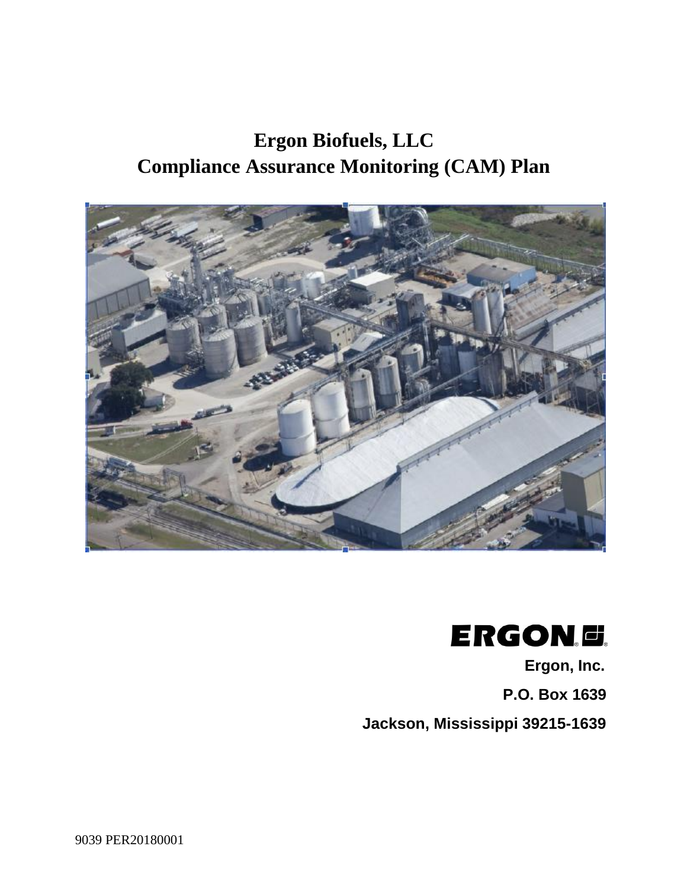# Ergon Biofuels, LLC
# Compliance Assurance Monitoring (CAM) Plan

**Ergon, Inc.**

**P.O. Box 1639**

**Jackson, Mississippi 39215-1639**

9039 PER20180001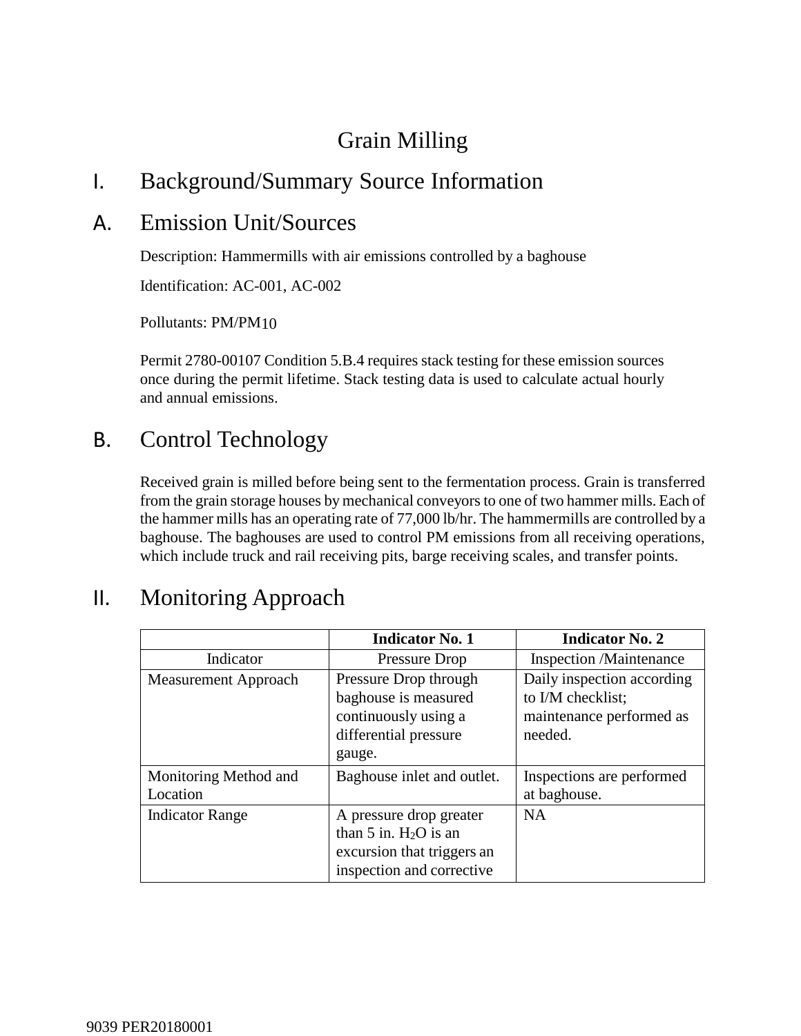# Grain Milling

## I. Background/Summary Source Information

### A. Emission Unit/Sources

Description: Hammermills with air emissions controlled by a baghouse

Identification: AC-001, AC-002

Pollutants: PM/$PM_{10}$

Permit 2780-00107 Condition 5.B.4 requires stack testing for these emission sources once during the permit lifetime. Stack testing data is used to calculate actual hourly and annual emissions.

### B. Control Technology

Received grain is milled before being sent to the fermentation process. Grain is transferred from the grain storage houses by mechanical conveyors to one of two hammer mills. Each of the hammer mills has an operating rate of 77,000 lb/hr. The hammermills are controlled by a baghouse. The baghouses are used to control PM emissions from all receiving operations, which include truck and rail receiving pits, barge receiving scales, and transfer points.

## II. Monitoring Approach

| | **Indicator No. 1** | **Indicator No. 2** |
|---|---|---|
| Indicator | Pressure Drop | Inspection /Maintenance |
| Measurement Approach | Pressure Drop through baghouse is measured continuously using a differential pressure gauge. | Daily inspection according to I/M checklist; maintenance performed as needed. |
| Monitoring Method and Location | Baghouse inlet and outlet. | Inspections are performed at baghouse. |
| Indicator Range | A pressure drop greater than 5 in. $H_2O$ is an excursion that triggers an inspection and corrective | NA |

9039 PER20180001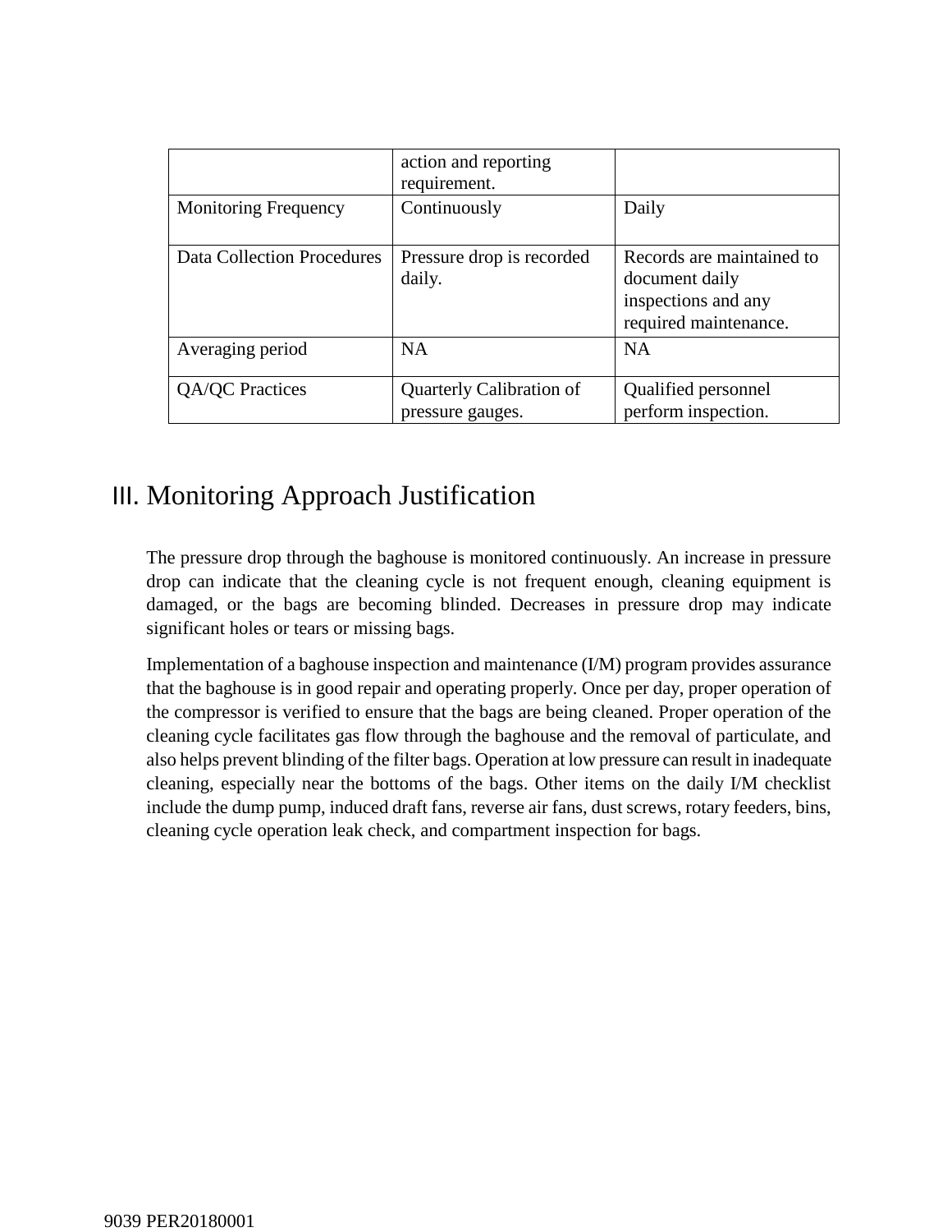| | | |
|---|---|---|
| | action and reporting requirement. | |
| Monitoring Frequency | Continuously | Daily |
| Data Collection Procedures | Pressure drop is recorded daily. | Records are maintained to document daily inspections and any required maintenance. |
| Averaging period | NA | NA |
| QA/QC Practices | Quarterly Calibration of pressure gauges. | Qualified personnel perform inspection. |

# III. Monitoring Approach Justification

The pressure drop through the baghouse is monitored continuously. An increase in pressure drop can indicate that the cleaning cycle is not frequent enough, cleaning equipment is damaged, or the bags are becoming blinded. Decreases in pressure drop may indicate significant holes or tears or missing bags.

Implementation of a baghouse inspection and maintenance (I/M) program provides assurance that the baghouse is in good repair and operating properly. Once per day, proper operation of the compressor is verified to ensure that the bags are being cleaned. Proper operation of the cleaning cycle facilitates gas flow through the baghouse and the removal of particulate, and also helps prevent blinding of the filter bags. Operation at low pressure can result in inadequate cleaning, especially near the bottoms of the bags. Other items on the daily I/M checklist include the dump pump, induced draft fans, reverse air fans, dust screws, rotary feeders, bins, cleaning cycle operation leak check, and compartment inspection for bags.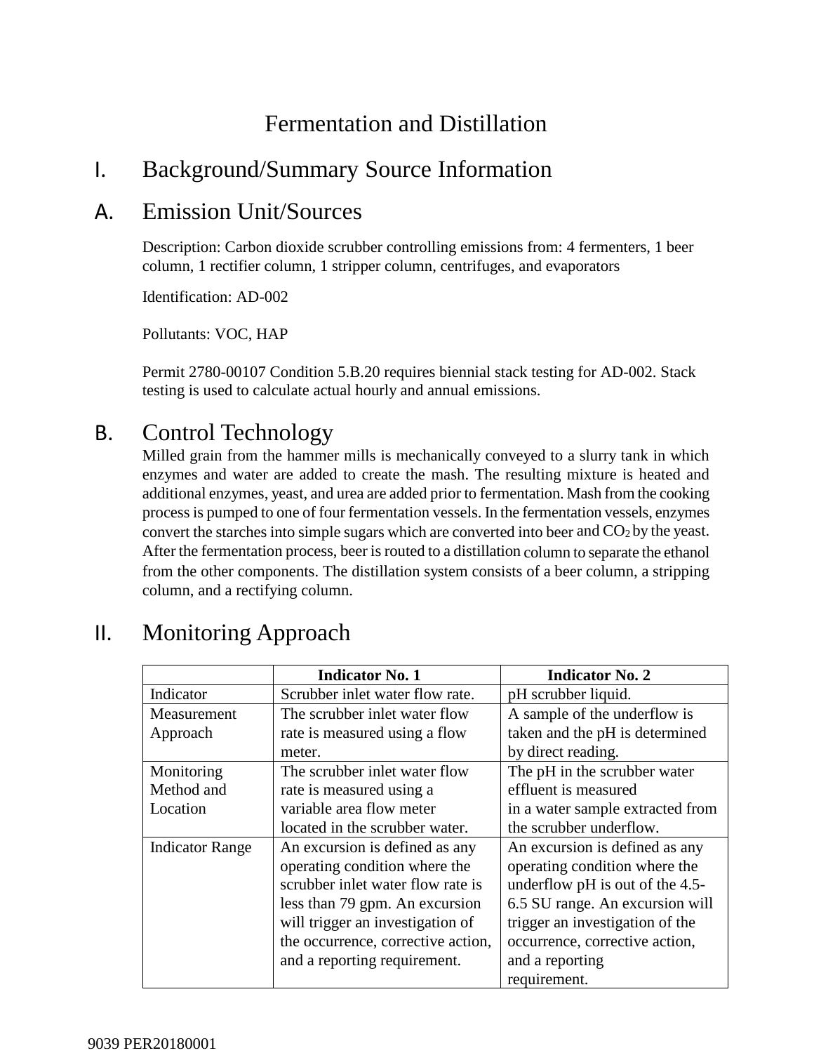# Fermentation and Distillation

## I. Background/Summary Source Information

## A. Emission Unit/Sources

Description: Carbon dioxide scrubber controlling emissions from: 4 fermenters, 1 beer column, 1 rectifier column, 1 stripper column, centrifuges, and evaporators

Identification: AD-002

Pollutants: VOC, HAP

Permit 2780-00107 Condition 5.B.20 requires biennial stack testing for AD-002. Stack testing is used to calculate actual hourly and annual emissions.

## B. Control Technology

Milled grain from the hammer mills is mechanically conveyed to a slurry tank in which enzymes and water are added to create the mash. The resulting mixture is heated and additional enzymes, yeast, and urea are added prior to fermentation. Mash from the cooking process is pumped to one of four fermentation vessels. In the fermentation vessels, enzymes convert the starches into simple sugars which are converted into beer and $CO_2$ by the yeast. After the fermentation process, beer is routed to a distillation column to separate the ethanol from the other components. The distillation system consists of a beer column, a stripping column, and a rectifying column.

## II. Monitoring Approach

| | Indicator No. 1 | Indicator No. 2 |
|---|---|---|
| Indicator | Scrubber inlet water flow rate. | pH scrubber liquid. |
| Measurement Approach | The scrubber inlet water flow rate is measured using a flow meter. | A sample of the underflow is taken and the pH is determined by direct reading. |
| Monitoring Method and Location | The scrubber inlet water flow rate is measured using a variable area flow meter located in the scrubber water. | The pH in the scrubber water effluent is measured in a water sample extracted from the scrubber underflow. |
| Indicator Range | An excursion is defined as any operating condition where the scrubber inlet water flow rate is less than 79 gpm. An excursion will trigger an investigation of the occurrence, corrective action, and a reporting requirement. | An excursion is defined as any operating condition where the underflow pH is out of the 4.5-6.5 SU range. An excursion will trigger an investigation of the occurrence, corrective action, and a reporting requirement. |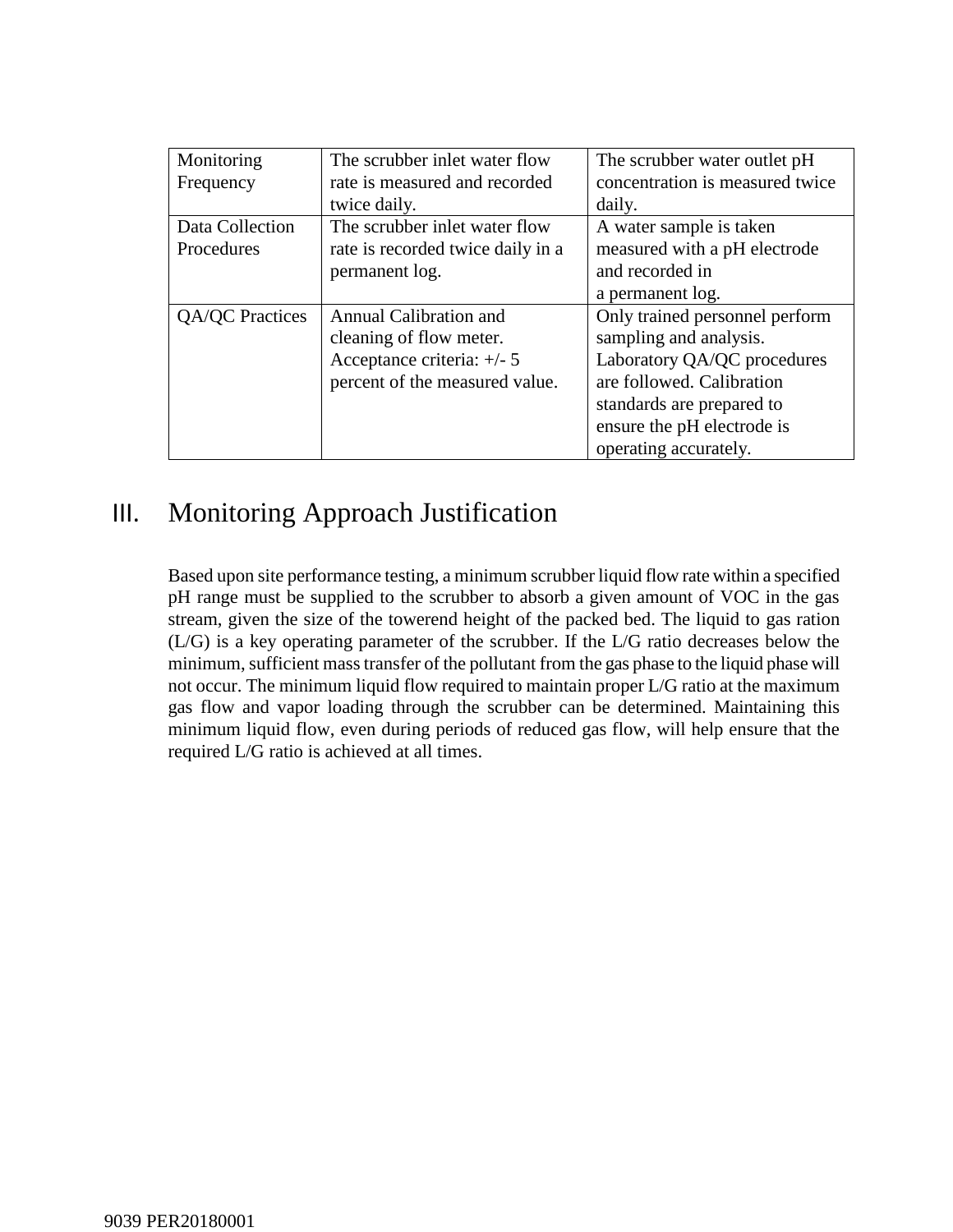| | | |
|---|---|---|
| Monitoring Frequency | The scrubber inlet water flow rate is measured and recorded twice daily. | The scrubber water outlet pH concentration is measured twice daily. |
| Data Collection Procedures | The scrubber inlet water flow rate is recorded twice daily in a permanent log. | A water sample is taken measured with a pH electrode and recorded in a permanent log. |
| QA/QC Practices | Annual Calibration and cleaning of flow meter. Acceptance criteria: +/- 5 percent of the measured value. | Only trained personnel perform sampling and analysis. Laboratory QA/QC procedures are followed. Calibration standards are prepared to ensure the pH electrode is operating accurately. |

## III. Monitoring Approach Justification

Based upon site performance testing, a minimum scrubber liquid flow rate within a specified pH range must be supplied to the scrubber to absorb a given amount of VOC in the gas stream, given the size of the towerend height of the packed bed. The liquid to gas ration (L/G) is a key operating parameter of the scrubber. If the L/G ratio decreases below the minimum, sufficient mass transfer of the pollutant from the gas phase to the liquid phase will not occur. The minimum liquid flow required to maintain proper L/G ratio at the maximum gas flow and vapor loading through the scrubber can be determined. Maintaining this minimum liquid flow, even during periods of reduced gas flow, will help ensure that the required L/G ratio is achieved at all times.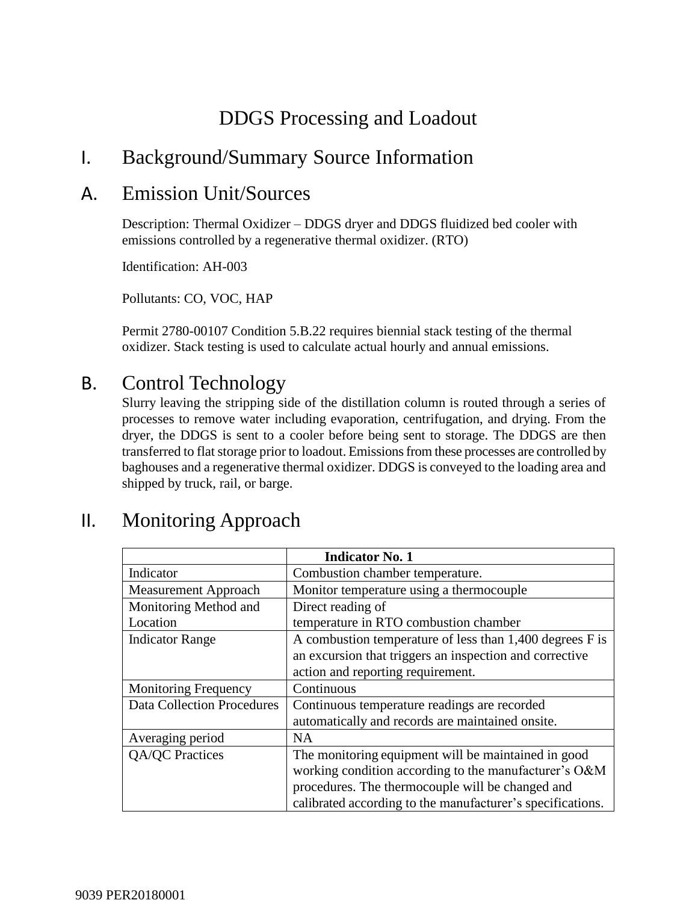# DDGS Processing and Loadout

## I. Background/Summary Source Information

### A. Emission Unit/Sources

Description: Thermal Oxidizer – DDGS dryer and DDGS fluidized bed cooler with emissions controlled by a regenerative thermal oxidizer. (RTO)

Identification: AH-003

Pollutants: CO, VOC, HAP

Permit 2780-00107 Condition 5.B.22 requires biennial stack testing of the thermal oxidizer. Stack testing is used to calculate actual hourly and annual emissions.

### B. Control Technology

Slurry leaving the stripping side of the distillation column is routed through a series of processes to remove water including evaporation, centrifugation, and drying. From the dryer, the DDGS is sent to a cooler before being sent to storage. The DDGS are then transferred to flat storage prior to loadout. Emissions from these processes are controlled by baghouses and a regenerative thermal oxidizer. DDGS is conveyed to the loading area and shipped by truck, rail, or barge.

## II. Monitoring Approach

| | **Indicator No. 1** |
|---|---|
| Indicator | Combustion chamber temperature. |
| Measurement Approach | Monitor temperature using a thermocouple |
| Monitoring Method and Location | Direct reading of temperature in RTO combustion chamber |
| Indicator Range | A combustion temperature of less than 1,400 degrees F is an excursion that triggers an inspection and corrective action and reporting requirement. |
| Monitoring Frequency | Continuous |
| Data Collection Procedures | Continuous temperature readings are recorded automatically and records are maintained onsite. |
| Averaging period | NA |
| QA/QC Practices | The monitoring equipment will be maintained in good working condition according to the manufacturer's O&M procedures. The thermocouple will be changed and calibrated according to the manufacturer's specifications. |

9039 PER20180001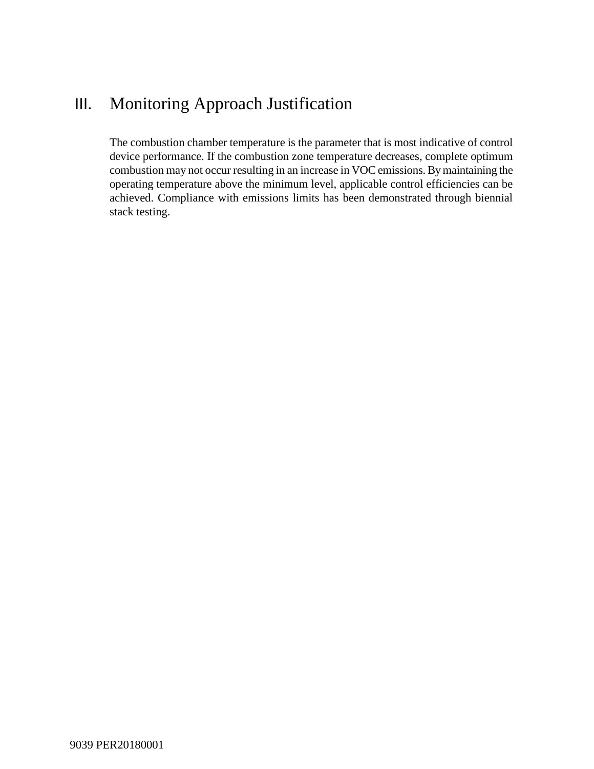## III. Monitoring Approach Justification

The combustion chamber temperature is the parameter that is most indicative of control device performance. If the combustion zone temperature decreases, complete optimum combustion may not occur resulting in an increase in VOC emissions. By maintaining the operating temperature above the minimum level, applicable control efficiencies can be achieved. Compliance with emissions limits has been demonstrated through biennial stack testing.